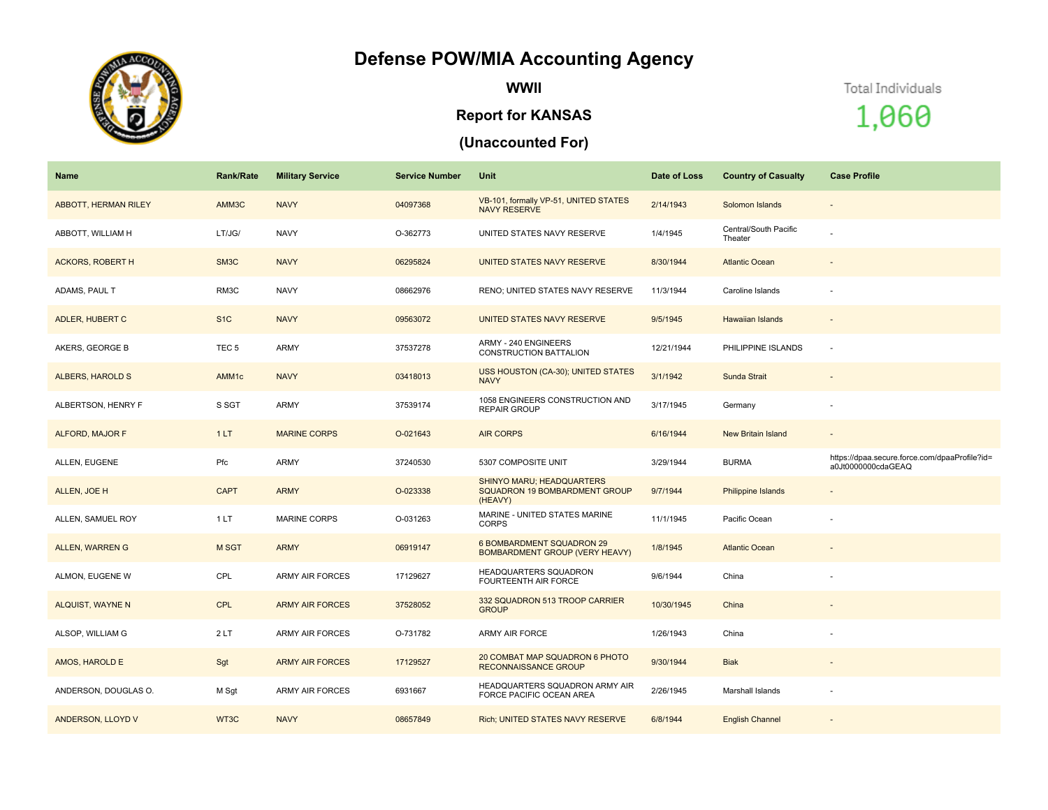# Defense POW/MIA Accounting Agency

## WWII

## Report for KANSAS

## (Unaccounted For)

Total Individuals

1,060

| Name | Rank/Rate | Military Service | Service Number | Unit | Date of Loss | Country of Casualty | Case Profile |
|---|---|---|---|---|---|---|---|
| ABBOTT, HERMAN RILEY | AMM3C | NAVY | 04097368 | VB-101, formally VP-51, UNITED STATES NAVY RESERVE | 2/14/1943 | Solomon Islands | - |
| ABBOTT, WILLIAM H | LT/JG/ | NAVY | O-362773 | UNITED STATES NAVY RESERVE | 1/4/1945 | Central/South Pacific Theater | - |
| ACKORS, ROBERT H | SM3C | NAVY | 06295824 | UNITED STATES NAVY RESERVE | 8/30/1944 | Atlantic Ocean | - |
| ADAMS, PAUL T | RM3C | NAVY | 08662976 | RENO; UNITED STATES NAVY RESERVE | 11/3/1944 | Caroline Islands | - |
| ADLER, HUBERT C | S1C | NAVY | 09563072 | UNITED STATES NAVY RESERVE | 9/5/1945 | Hawaiian Islands | - |
| AKERS, GEORGE B | TEC 5 | ARMY | 37537278 | ARMY - 240 ENGINEERS CONSTRUCTION BATTALION | 12/21/1944 | PHILIPPINE ISLANDS | - |
| ALBERS, HAROLD S | AMM1c | NAVY | 03418013 | USS HOUSTON (CA-30); UNITED STATES NAVY | 3/1/1942 | Sunda Strait | - |
| ALBERTSON, HENRY F | S SGT | ARMY | 37539174 | 1058 ENGINEERS CONSTRUCTION AND REPAIR GROUP | 3/17/1945 | Germany | - |
| ALFORD, MAJOR F | 1 LT | MARINE CORPS | O-021643 | AIR CORPS | 6/16/1944 | New Britain Island | - |
| ALLEN, EUGENE | Pfc | ARMY | 37240530 | 5307 COMPOSITE UNIT | 3/29/1944 | BURMA | https://dpaa.secure.force.com/dpaaProfile?id=a0Jt0000000cdaGEAQ |
| ALLEN, JOE H | CAPT | ARMY | O-023338 | SHINYO MARU; HEADQUARTERS SQUADRON 19 BOMBARDMENT GROUP (HEAVY) | 9/7/1944 | Philippine Islands | - |
| ALLEN, SAMUEL ROY | 1 LT | MARINE CORPS | O-031263 | MARINE - UNITED STATES MARINE CORPS | 11/1/1945 | Pacific Ocean | - |
| ALLEN, WARREN G | M SGT | ARMY | 06919147 | 6 BOMBARDMENT SQUADRON 29 BOMBARDMENT GROUP (VERY HEAVY) | 1/8/1945 | Atlantic Ocean | - |
| ALMON, EUGENE W | CPL | ARMY AIR FORCES | 17129627 | HEADQUARTERS SQUADRON FOURTEENTH AIR FORCE | 9/6/1944 | China | - |
| ALQUIST, WAYNE N | CPL | ARMY AIR FORCES | 37528052 | 332 SQUADRON 513 TROOP CARRIER GROUP | 10/30/1945 | China | - |
| ALSOP, WILLIAM G | 2 LT | ARMY AIR FORCES | O-731782 | ARMY AIR FORCE | 1/26/1943 | China | - |
| AMOS, HAROLD E | Sgt | ARMY AIR FORCES | 17129527 | 20 COMBAT MAP SQUADRON 6 PHOTO RECONNAISSANCE GROUP | 9/30/1944 | Biak | - |
| ANDERSON, DOUGLAS O. | M Sgt | ARMY AIR FORCES | 6931667 | HEADQUARTERS SQUADRON ARMY AIR FORCE PACIFIC OCEAN AREA | 2/26/1945 | Marshall Islands | - |
| ANDERSON, LLOYD V | WT3C | NAVY | 08657849 | Rich; UNITED STATES NAVY RESERVE | 6/8/1944 | English Channel | - |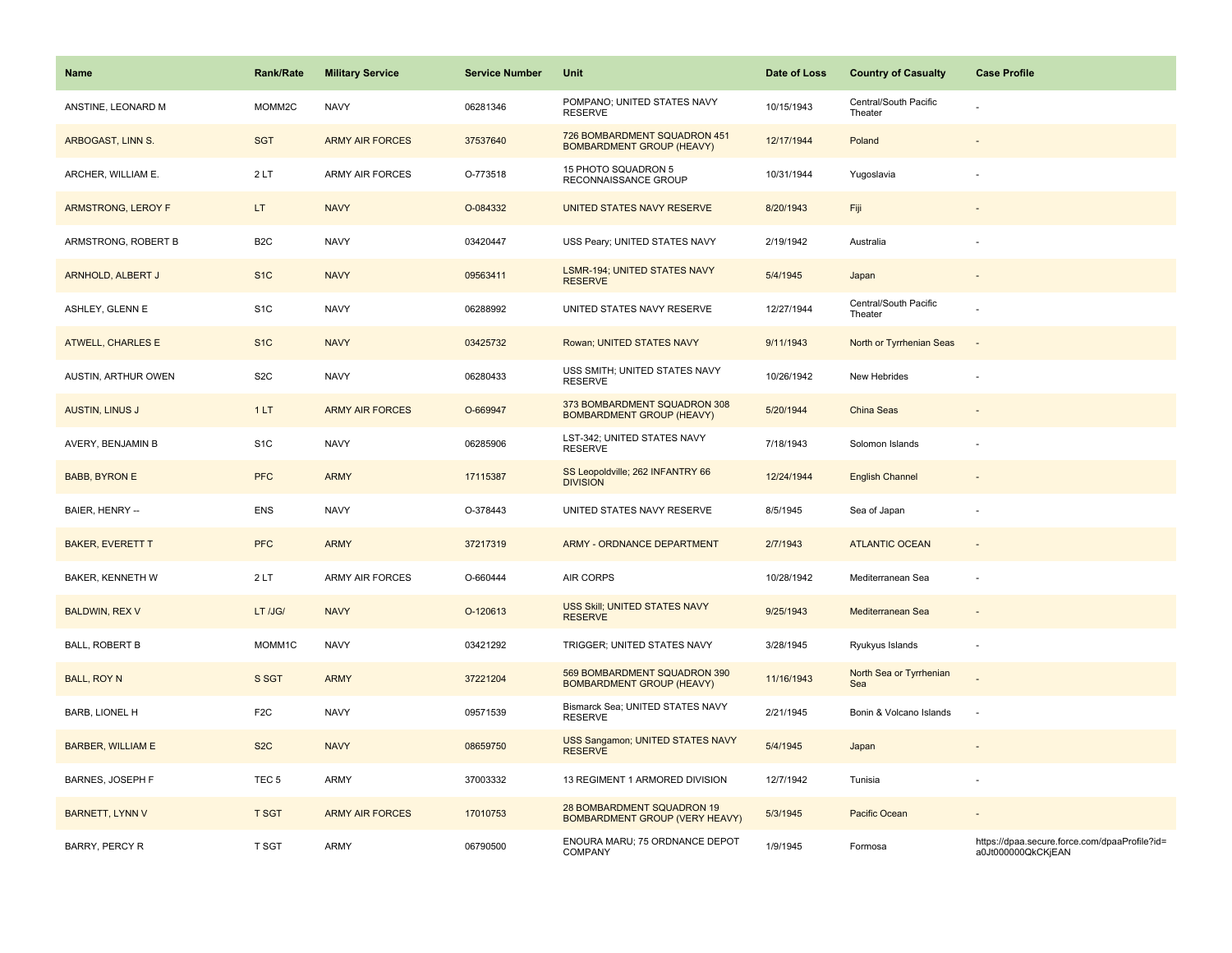| Name | Rank/Rate | Military Service | Service Number | Unit | Date of Loss | Country of Casualty | Case Profile |
|---|---|---|---|---|---|---|---|
| ANSTINE, LEONARD M | MOMM2C | NAVY | 06281346 | POMPANO; UNITED STATES NAVY RESERVE | 10/15/1943 | Central/South Pacific Theater | - |
| ARBOGAST, LINN S. | SGT | ARMY AIR FORCES | 37537640 | 726 BOMBARDMENT SQUADRON 451 BOMBARDMENT GROUP (HEAVY) | 12/17/1944 | Poland | - |
| ARCHER, WILLIAM E. | 2 LT | ARMY AIR FORCES | O-773518 | 15 PHOTO SQUADRON 5 RECONNAISSANCE GROUP | 10/31/1944 | Yugoslavia | - |
| ARMSTRONG, LEROY F | LT | NAVY | O-084332 | UNITED STATES NAVY RESERVE | 8/20/1943 | Fiji | - |
| ARMSTRONG, ROBERT B | B2C | NAVY | 03420447 | USS Peary; UNITED STATES NAVY | 2/19/1942 | Australia | - |
| ARNHOLD, ALBERT J | S1C | NAVY | 09563411 | LSMR-194; UNITED STATES NAVY RESERVE | 5/4/1945 | Japan | - |
| ASHLEY, GLENN E | S1C | NAVY | 06288992 | UNITED STATES NAVY RESERVE | 12/27/1944 | Central/South Pacific Theater | - |
| ATWELL, CHARLES E | S1C | NAVY | 03425732 | Rowan; UNITED STATES NAVY | 9/11/1943 | North or Tyrrhenian Seas | - |
| AUSTIN, ARTHUR OWEN | S2C | NAVY | 06280433 | USS SMITH; UNITED STATES NAVY RESERVE | 10/26/1942 | New Hebrides | - |
| AUSTIN, LINUS J | 1 LT | ARMY AIR FORCES | O-669947 | 373 BOMBARDMENT SQUADRON 308 BOMBARDMENT GROUP (HEAVY) | 5/20/1944 | China Seas | - |
| AVERY, BENJAMIN B | S1C | NAVY | 06285906 | LST-342; UNITED STATES NAVY RESERVE | 7/18/1943 | Solomon Islands | - |
| BABB, BYRON E | PFC | ARMY | 17115387 | SS Leopoldville; 262 INFANTRY 66 DIVISION | 12/24/1944 | English Channel | - |
| BAIER, HENRY -- | ENS | NAVY | O-378443 | UNITED STATES NAVY RESERVE | 8/5/1945 | Sea of Japan | - |
| BAKER, EVERETT T | PFC | ARMY | 37217319 | ARMY - ORDNANCE DEPARTMENT | 2/7/1943 | ATLANTIC OCEAN | - |
| BAKER, KENNETH W | 2 LT | ARMY AIR FORCES | O-660444 | AIR CORPS | 10/28/1942 | Mediterranean Sea | - |
| BALDWIN, REX V | LT /JG/ | NAVY | O-120613 | USS Skill; UNITED STATES NAVY RESERVE | 9/25/1943 | Mediterranean Sea | - |
| BALL, ROBERT B | MOMM1C | NAVY | 03421292 | TRIGGER; UNITED STATES NAVY | 3/28/1945 | Ryukyus Islands | - |
| BALL, ROY N | S SGT | ARMY | 37221204 | 569 BOMBARDMENT SQUADRON 390 BOMBARDMENT GROUP (HEAVY) | 11/16/1943 | North Sea or Tyrrhenian Sea | - |
| BARB, LIONEL H | F2C | NAVY | 09571539 | Bismarck Sea; UNITED STATES NAVY RESERVE | 2/21/1945 | Bonin & Volcano Islands | - |
| BARBER, WILLIAM E | S2C | NAVY | 08659750 | USS Sangamon; UNITED STATES NAVY RESERVE | 5/4/1945 | Japan | - |
| BARNES, JOSEPH F | TEC 5 | ARMY | 37003332 | 13 REGIMENT 1 ARMORED DIVISION | 12/7/1942 | Tunisia | - |
| BARNETT, LYNN V | T SGT | ARMY AIR FORCES | 17010753 | 28 BOMBARDMENT SQUADRON 19 BOMBARDMENT GROUP (VERY HEAVY) | 5/3/1945 | Pacific Ocean | - |
| BARRY, PERCY R | T SGT | ARMY | 06790500 | ENOURA MARU; 75 ORDNANCE DEPOT COMPANY | 1/9/1945 | Formosa | https://dpaa.secure.force.com/dpaaProfile?id=a0Jt000000QkCKjEAN |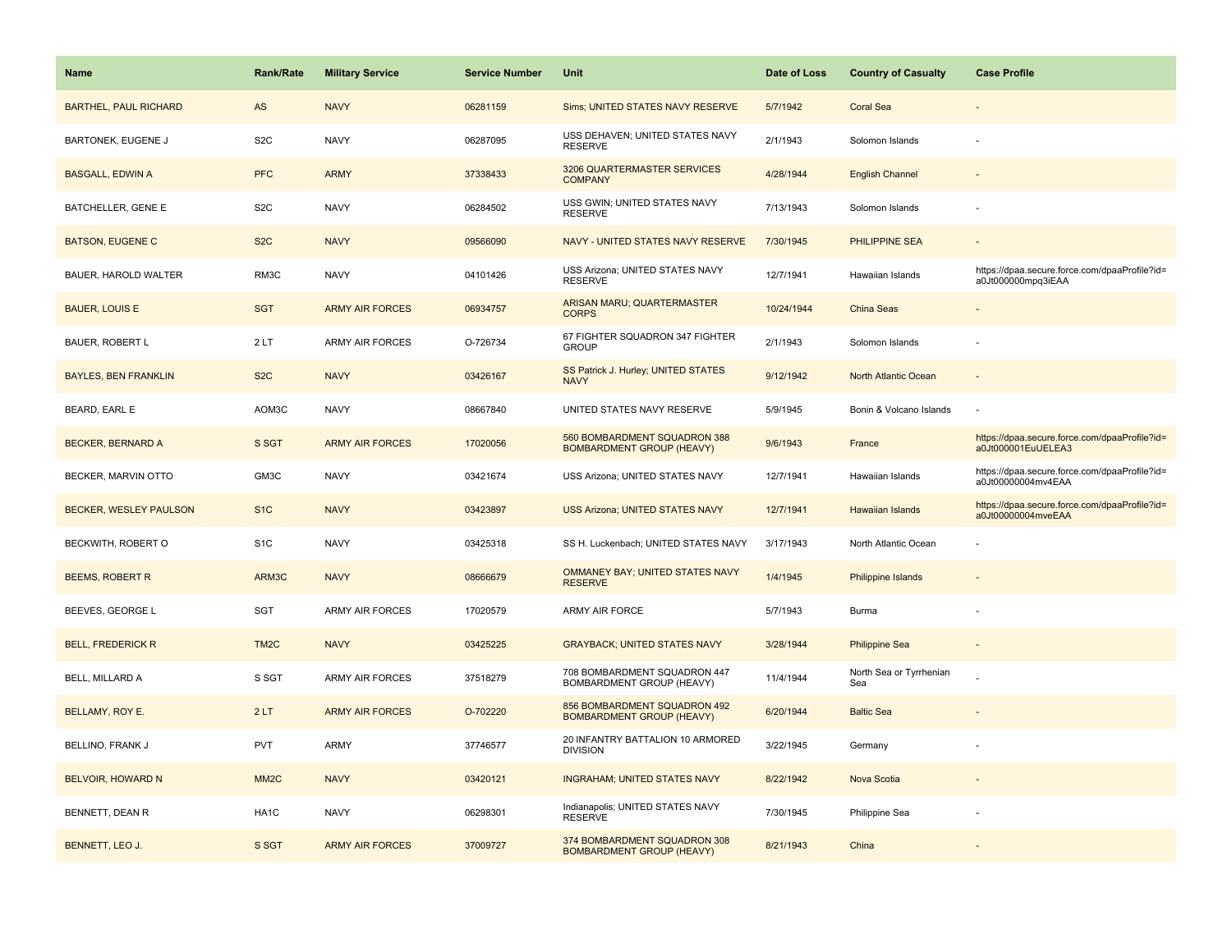| Name | Rank/Rate | Military Service | Service Number | Unit | Date of Loss | Country of Casualty | Case Profile |
|---|---|---|---|---|---|---|---|
| BARTHEL, PAUL RICHARD | AS | NAVY | 06281159 | Sims; UNITED STATES NAVY RESERVE | 5/7/1942 | Coral Sea | - |
| BARTONEK, EUGENE J | S2C | NAVY | 06287095 | USS DEHAVEN; UNITED STATES NAVY RESERVE | 2/1/1943 | Solomon Islands | - |
| BASGALL, EDWIN A | PFC | ARMY | 37338433 | 3206 QUARTERMASTER SERVICES COMPANY | 4/28/1944 | English Channel | - |
| BATCHELLER, GENE E | S2C | NAVY | 06284502 | USS GWIN; UNITED STATES NAVY RESERVE | 7/13/1943 | Solomon Islands | - |
| BATSON, EUGENE C | S2C | NAVY | 09566090 | NAVY - UNITED STATES NAVY RESERVE | 7/30/1945 | PHILIPPINE SEA | - |
| BAUER, HAROLD WALTER | RM3C | NAVY | 04101426 | USS Arizona; UNITED STATES NAVY RESERVE | 12/7/1941 | Hawaiian Islands | https://dpaa.secure.force.com/dpaaProfile?id=a0Jt000000mpq3iEAA |
| BAUER, LOUIS E | SGT | ARMY AIR FORCES | 06934757 | ARISAN MARU; QUARTERMASTER CORPS | 10/24/1944 | China Seas | - |
| BAUER, ROBERT L | 2 LT | ARMY AIR FORCES | O-726734 | 67 FIGHTER SQUADRON 347 FIGHTER GROUP | 2/1/1943 | Solomon Islands | - |
| BAYLES, BEN FRANKLIN | S2C | NAVY | 03426167 | SS Patrick J. Hurley; UNITED STATES NAVY | 9/12/1942 | North Atlantic Ocean | - |
| BEARD, EARL E | AOM3C | NAVY | 08667840 | UNITED STATES NAVY RESERVE | 5/9/1945 | Bonin & Volcano Islands | - |
| BECKER, BERNARD A | S SGT | ARMY AIR FORCES | 17020056 | 560 BOMBARDMENT SQUADRON 388 BOMBARDMENT GROUP (HEAVY) | 9/6/1943 | France | https://dpaa.secure.force.com/dpaaProfile?id=a0Jt000001EuUELEA3 |
| BECKER, MARVIN OTTO | GM3C | NAVY | 03421674 | USS Arizona; UNITED STATES NAVY | 12/7/1941 | Hawaiian Islands | https://dpaa.secure.force.com/dpaaProfile?id=a0Jt00000004mv4EAA |
| BECKER, WESLEY PAULSON | S1C | NAVY | 03423897 | USS Arizona; UNITED STATES NAVY | 12/7/1941 | Hawaiian Islands | https://dpaa.secure.force.com/dpaaProfile?id=a0Jt00000004mveEAA |
| BECKWITH, ROBERT O | S1C | NAVY | 03425318 | SS H. Luckenbach; UNITED STATES NAVY | 3/17/1943 | North Atlantic Ocean | - |
| BEEMS, ROBERT R | ARM3C | NAVY | 08666679 | OMMANEY BAY; UNITED STATES NAVY RESERVE | 1/4/1945 | Philippine Islands | - |
| BEEVES, GEORGE L | SGT | ARMY AIR FORCES | 17020579 | ARMY AIR FORCE | 5/7/1943 | Burma | - |
| BELL, FREDERICK R | TM2C | NAVY | 03425225 | GRAYBACK; UNITED STATES NAVY | 3/28/1944 | Philippine Sea | - |
| BELL, MILLARD A | S SGT | ARMY AIR FORCES | 37518279 | 708 BOMBARDMENT SQUADRON 447 BOMBARDMENT GROUP (HEAVY) | 11/4/1944 | North Sea or Tyrrhenian Sea | - |
| BELLAMY, ROY E. | 2 LT | ARMY AIR FORCES | O-702220 | 856 BOMBARDMENT SQUADRON 492 BOMBARDMENT GROUP (HEAVY) | 6/20/1944 | Baltic Sea | - |
| BELLINO, FRANK J | PVT | ARMY | 37746577 | 20 INFANTRY BATTALION 10 ARMORED DIVISION | 3/22/1945 | Germany | - |
| BELVOIR, HOWARD N | MM2C | NAVY | 03420121 | INGRAHAM; UNITED STATES NAVY | 8/22/1942 | Nova Scotia | - |
| BENNETT, DEAN R | HA1C | NAVY | 06298301 | Indianapolis; UNITED STATES NAVY RESERVE | 7/30/1945 | Philippine Sea | - |
| BENNETT, LEO J. | S SGT | ARMY AIR FORCES | 37009727 | 374 BOMBARDMENT SQUADRON 308 BOMBARDMENT GROUP (HEAVY) | 8/21/1943 | China | - |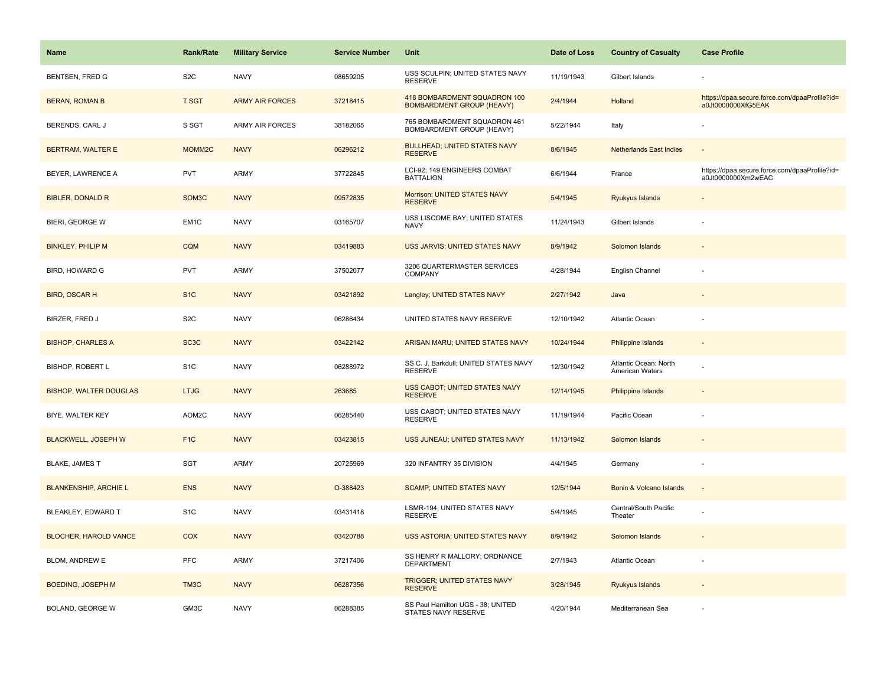| Name | Rank/Rate | Military Service | Service Number | Unit | Date of Loss | Country of Casualty | Case Profile |
|---|---|---|---|---|---|---|---|
| BENTSEN, FRED G | S2C | NAVY | 08659205 | USS SCULPIN; UNITED STATES NAVY RESERVE | 11/19/1943 | Gilbert Islands | - |
| BERAN, ROMAN B | T SGT | ARMY AIR FORCES | 37218415 | 418 BOMBARDMENT SQUADRON 100 BOMBARDMENT GROUP (HEAVY) | 2/4/1944 | Holland | https://dpaa.secure.force.com/dpaaProfile?id=a0Jt0000000XfG5EAK |
| BERENDS, CARL J | S SGT | ARMY AIR FORCES | 38182065 | 765 BOMBARDMENT SQUADRON 461 BOMBARDMENT GROUP (HEAVY) | 5/22/1944 | Italy | - |
| BERTRAM, WALTER E | MOMM2C | NAVY | 06296212 | BULLHEAD; UNITED STATES NAVY RESERVE | 8/6/1945 | Netherlands East Indies | - |
| BEYER, LAWRENCE A | PVT | ARMY | 37722845 | LCI-92; 149 ENGINEERS COMBAT BATTALION | 6/6/1944 | France | https://dpaa.secure.force.com/dpaaProfile?id=a0Jt0000000Xm2wEAC |
| BIBLER, DONALD R | SOM3C | NAVY | 09572835 | Morrison; UNITED STATES NAVY RESERVE | 5/4/1945 | Ryukyus Islands | - |
| BIERI, GEORGE W | EM1C | NAVY | 03165707 | USS LISCOME BAY; UNITED STATES NAVY | 11/24/1943 | Gilbert Islands | - |
| BINKLEY, PHILIP M | CQM | NAVY | 03419883 | USS JARVIS; UNITED STATES NAVY | 8/9/1942 | Solomon Islands | - |
| BIRD, HOWARD G | PVT | ARMY | 37502077 | 3206 QUARTERMASTER SERVICES COMPANY | 4/28/1944 | English Channel | - |
| BIRD, OSCAR H | S1C | NAVY | 03421892 | Langley; UNITED STATES NAVY | 2/27/1942 | Java | - |
| BIRZER, FRED J | S2C | NAVY | 06286434 | UNITED STATES NAVY RESERVE | 12/10/1942 | Atlantic Ocean | - |
| BISHOP, CHARLES A | SC3C | NAVY | 03422142 | ARISAN MARU; UNITED STATES NAVY | 10/24/1944 | Philippine Islands | - |
| BISHOP, ROBERT L | S1C | NAVY | 06288972 | SS C. J. Barkdull; UNITED STATES NAVY RESERVE | 12/30/1942 | Atlantic Ocean: North American Waters | - |
| BISHOP, WALTER DOUGLAS | LTJG | NAVY | 263685 | USS CABOT; UNITED STATES NAVY RESERVE | 12/14/1945 | Philippine Islands | - |
| BIYE, WALTER KEY | AOM2C | NAVY | 06285440 | USS CABOT; UNITED STATES NAVY RESERVE | 11/19/1944 | Pacific Ocean | - |
| BLACKWELL, JOSEPH W | F1C | NAVY | 03423815 | USS JUNEAU; UNITED STATES NAVY | 11/13/1942 | Solomon Islands | - |
| BLAKE, JAMES T | SGT | ARMY | 20725969 | 320 INFANTRY 35 DIVISION | 4/4/1945 | Germany | - |
| BLANKENSHIP, ARCHIE L | ENS | NAVY | O-388423 | SCAMP; UNITED STATES NAVY | 12/5/1944 | Bonin & Volcano Islands | - |
| BLEAKLEY, EDWARD T | S1C | NAVY | 03431418 | LSMR-194; UNITED STATES NAVY RESERVE | 5/4/1945 | Central/South Pacific Theater | - |
| BLOCHER, HAROLD VANCE | COX | NAVY | 03420788 | USS ASTORIA; UNITED STATES NAVY | 8/9/1942 | Solomon Islands | - |
| BLOM, ANDREW E | PFC | ARMY | 37217406 | SS HENRY R MALLORY; ORDNANCE DEPARTMENT | 2/7/1943 | Atlantic Ocean | - |
| BOEDING, JOSEPH M | TM3C | NAVY | 06287356 | TRIGGER; UNITED STATES NAVY RESERVE | 3/28/1945 | Ryukyus Islands | - |
| BOLAND, GEORGE W | GM3C | NAVY | 06288385 | SS Paul Hamilton UGS - 38; UNITED STATES NAVY RESERVE | 4/20/1944 | Mediterranean Sea | - |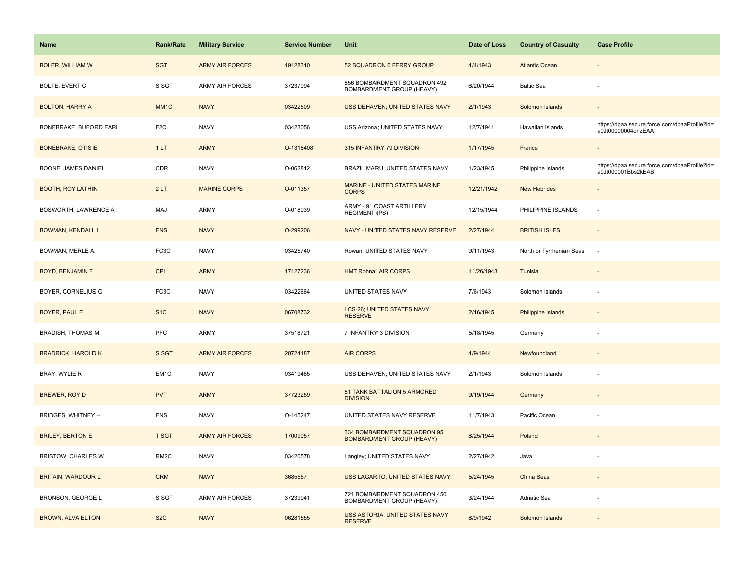| Name | Rank/Rate | Military Service | Service Number | Unit | Date of Loss | Country of Casualty | Case Profile |
|---|---|---|---|---|---|---|---|
| BOLER, WILLIAM W | SGT | ARMY AIR FORCES | 19128310 | 52 SQUADRON 6 FERRY GROUP | 4/4/1943 | Atlantic Ocean | - |
| BOLTE, EVERT C | S SGT | ARMY AIR FORCES | 37237094 | 856 BOMBARDMENT SQUADRON 492 BOMBARDMENT GROUP (HEAVY) | 6/20/1944 | Baltic Sea | - |
| BOLTON, HARRY A | MM1C | NAVY | 03422509 | USS DEHAVEN; UNITED STATES NAVY | 2/1/1943 | Solomon Islands | - |
| BONEBRAKE, BUFORD EARL | F2C | NAVY | 03423056 | USS Arizona; UNITED STATES NAVY | 12/7/1941 | Hawaiian Islands | https://dpaa.secure.force.com/dpaaProfile?id=a0Jt00000004onzEAA |
| BONEBRAKE, OTIS E | 1 LT | ARMY | O-1318408 | 315 INFANTRY 79 DIVISION | 1/17/1945 | France | - |
| BOONE, JAMES DANIEL | CDR | NAVY | O-062812 | BRAZIL MARU; UNITED STATES NAVY | 1/23/1945 | Philippine Islands | https://dpaa.secure.force.com/dpaaProfile?id=a0Jt000001Bbs2kEAB |
| BOOTH, ROY LATHIN | 2 LT | MARINE CORPS | O-011357 | MARINE - UNITED STATES MARINE CORPS | 12/21/1942 | New Hebrides | - |
| BOSWORTH, LAWRENCE A | MAJ | ARMY | O-018039 | ARMY - 91 COAST ARTILLERY REGIMENT (PS) | 12/15/1944 | PHILIPPINE ISLANDS | - |
| BOWMAN, KENDALL L | ENS | NAVY | O-299206 | NAVY - UNITED STATES NAVY RESERVE | 2/27/1944 | BRITISH ISLES | - |
| BOWMAN, MERLE A | FC3C | NAVY | 03425740 | Rowan; UNITED STATES NAVY | 9/11/1943 | North or Tyrrhenian Seas | - |
| BOYD, BENJAMIN F | CPL | ARMY | 17127236 | HMT Rohna; AIR CORPS | 11/26/1943 | Tunisia | - |
| BOYER, CORNELIUS G | FC3C | NAVY | 03422664 | UNITED STATES NAVY | 7/6/1943 | Solomon Islands | - |
| BOYER, PAUL E | S1C | NAVY | 06708732 | LCS-26; UNITED STATES NAVY RESERVE | 2/16/1945 | Philippine Islands | - |
| BRADISH, THOMAS M | PFC | ARMY | 37518721 | 7 INFANTRY 3 DIVISION | 5/18/1945 | Germany | - |
| BRADRICK, HAROLD K | S SGT | ARMY AIR FORCES | 20724187 | AIR CORPS | 4/9/1944 | Newfoundland | - |
| BRAY, WYLIE R | EM1C | NAVY | 03419485 | USS DEHAVEN; UNITED STATES NAVY | 2/1/1943 | Solomon Islands | - |
| BREWER, ROY D | PVT | ARMY | 37723259 | 81 TANK BATTALION 5 ARMORED DIVISION | 9/19/1944 | Germany | - |
| BRIDGES, WHITNEY -- | ENS | NAVY | O-145247 | UNITED STATES NAVY RESERVE | 11/7/1943 | Pacific Ocean | - |
| BRILEY, BERTON E | T SGT | ARMY AIR FORCES | 17009057 | 334 BOMBARDMENT SQUADRON 95 BOMBARDMENT GROUP (HEAVY) | 8/25/1944 | Poland | - |
| BRISTOW, CHARLES W | RM2C | NAVY | 03420578 | Langley; UNITED STATES NAVY | 2/27/1942 | Java | - |
| BRITAIN, WARDOUR L | CRM | NAVY | 3685557 | USS LAGARTO; UNITED STATES NAVY | 5/24/1945 | China Seas | - |
| BRONSON, GEORGE L | S SGT | ARMY AIR FORCES | 37239941 | 721 BOMBARDMENT SQUADRON 450 BOMBARDMENT GROUP (HEAVY) | 3/24/1944 | Adriatic Sea | - |
| BROWN, ALVA ELTON | S2C | NAVY | 06281555 | USS ASTORIA; UNITED STATES NAVY RESERVE | 8/9/1942 | Solomon Islands | - |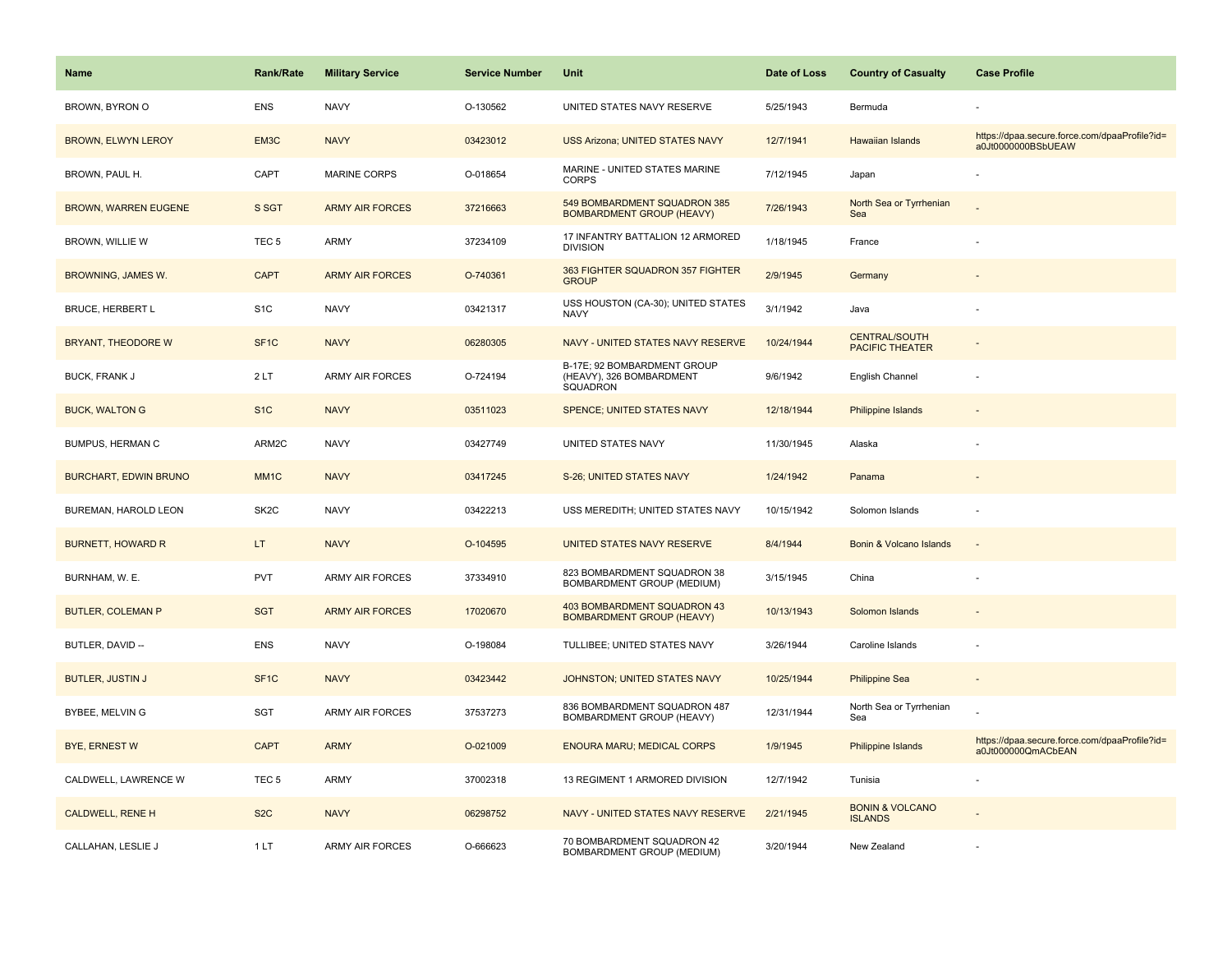| Name | Rank/Rate | Military Service | Service Number | Unit | Date of Loss | Country of Casualty | Case Profile |
|---|---|---|---|---|---|---|---|
| BROWN, BYRON O | ENS | NAVY | O-130562 | UNITED STATES NAVY RESERVE | 5/25/1943 | Bermuda | - |
| BROWN, ELWYN LEROY | EM3C | NAVY | 03423012 | USS Arizona; UNITED STATES NAVY | 12/7/1941 | Hawaiian Islands | https://dpaa.secure.force.com/dpaaProfile?id=a0Jt0000000BSbUEAW |
| BROWN, PAUL H. | CAPT | MARINE CORPS | O-018654 | MARINE - UNITED STATES MARINE CORPS | 7/12/1945 | Japan | - |
| BROWN, WARREN EUGENE | S SGT | ARMY AIR FORCES | 37216663 | 549 BOMBARDMENT SQUADRON 385 BOMBARDMENT GROUP (HEAVY) | 7/26/1943 | North Sea or Tyrrhenian Sea | - |
| BROWN, WILLIE W | TEC 5 | ARMY | 37234109 | 17 INFANTRY BATTALION 12 ARMORED DIVISION | 1/18/1945 | France | - |
| BROWNING, JAMES W. | CAPT | ARMY AIR FORCES | O-740361 | 363 FIGHTER SQUADRON 357 FIGHTER GROUP | 2/9/1945 | Germany | - |
| BRUCE, HERBERT L | S1C | NAVY | 03421317 | USS HOUSTON (CA-30); UNITED STATES NAVY | 3/1/1942 | Java | - |
| BRYANT, THEODORE W | SF1C | NAVY | 06280305 | NAVY - UNITED STATES NAVY RESERVE | 10/24/1944 | CENTRAL/SOUTH PACIFIC THEATER | - |
| BUCK, FRANK J | 2 LT | ARMY AIR FORCES | O-724194 | B-17E; 92 BOMBARDMENT GROUP (HEAVY), 326 BOMBARDMENT SQUADRON | 9/6/1942 | English Channel | - |
| BUCK, WALTON G | S1C | NAVY | 03511023 | SPENCE; UNITED STATES NAVY | 12/18/1944 | Philippine Islands | - |
| BUMPUS, HERMAN C | ARM2C | NAVY | 03427749 | UNITED STATES NAVY | 11/30/1945 | Alaska | - |
| BURCHART, EDWIN BRUNO | MM1C | NAVY | 03417245 | S-26; UNITED STATES NAVY | 1/24/1942 | Panama | - |
| BUREMAN, HAROLD LEON | SK2C | NAVY | 03422213 | USS MEREDITH; UNITED STATES NAVY | 10/15/1942 | Solomon Islands | - |
| BURNETT, HOWARD R | LT | NAVY | O-104595 | UNITED STATES NAVY RESERVE | 8/4/1944 | Bonin & Volcano Islands | - |
| BURNHAM, W. E. | PVT | ARMY AIR FORCES | 37334910 | 823 BOMBARDMENT SQUADRON 38 BOMBARDMENT GROUP (MEDIUM) | 3/15/1945 | China | - |
| BUTLER, COLEMAN P | SGT | ARMY AIR FORCES | 17020670 | 403 BOMBARDMENT SQUADRON 43 BOMBARDMENT GROUP (HEAVY) | 10/13/1943 | Solomon Islands | - |
| BUTLER, DAVID -- | ENS | NAVY | O-198084 | TULLIBEE; UNITED STATES NAVY | 3/26/1944 | Caroline Islands | - |
| BUTLER, JUSTIN J | SF1C | NAVY | 03423442 | JOHNSTON; UNITED STATES NAVY | 10/25/1944 | Philippine Sea | - |
| BYBEE, MELVIN G | SGT | ARMY AIR FORCES | 37537273 | 836 BOMBARDMENT SQUADRON 487 BOMBARDMENT GROUP (HEAVY) | 12/31/1944 | North Sea or Tyrrhenian Sea | - |
| BYE, ERNEST W | CAPT | ARMY | O-021009 | ENOURA MARU; MEDICAL CORPS | 1/9/1945 | Philippine Islands | https://dpaa.secure.force.com/dpaaProfile?id=a0Jt000000QmACbEAN |
| CALDWELL, LAWRENCE W | TEC 5 | ARMY | 37002318 | 13 REGIMENT 1 ARMORED DIVISION | 12/7/1942 | Tunisia | - |
| CALDWELL, RENE H | S2C | NAVY | 06298752 | NAVY - UNITED STATES NAVY RESERVE | 2/21/1945 | BONIN & VOLCANO ISLANDS | - |
| CALLAHAN, LESLIE J | 1 LT | ARMY AIR FORCES | O-666623 | 70 BOMBARDMENT SQUADRON 42 BOMBARDMENT GROUP (MEDIUM) | 3/20/1944 | New Zealand | - |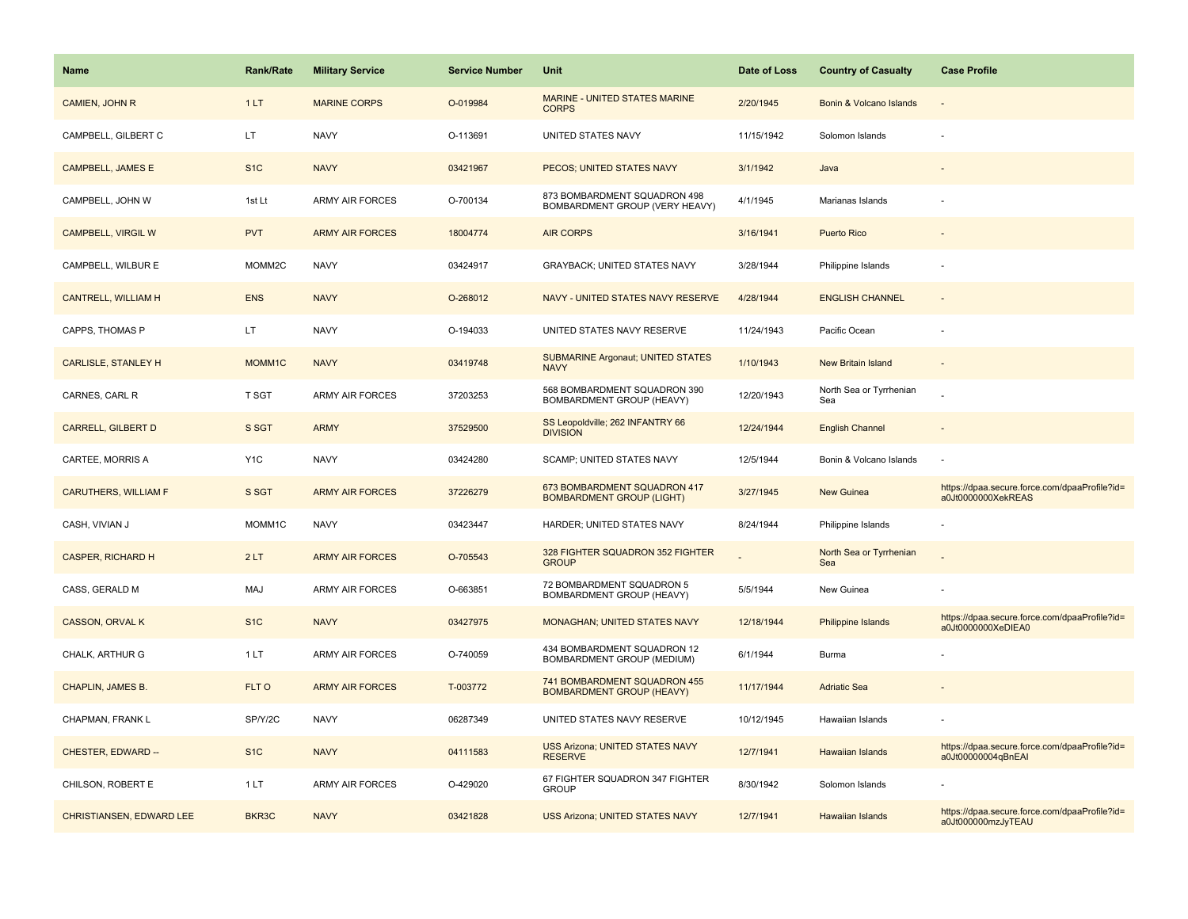| Name | Rank/Rate | Military Service | Service Number | Unit | Date of Loss | Country of Casualty | Case Profile |
|---|---|---|---|---|---|---|---|
| CAMIEN, JOHN R | 1 LT | MARINE CORPS | O-019984 | MARINE - UNITED STATES MARINE CORPS | 2/20/1945 | Bonin & Volcano Islands | - |
| CAMPBELL, GILBERT C | LT | NAVY | O-113691 | UNITED STATES NAVY | 11/15/1942 | Solomon Islands | - |
| CAMPBELL, JAMES E | S1C | NAVY | 03421967 | PECOS; UNITED STATES NAVY | 3/1/1942 | Java | - |
| CAMPBELL, JOHN W | 1st Lt | ARMY AIR FORCES | O-700134 | 873 BOMBARDMENT SQUADRON 498 BOMBARDMENT GROUP (VERY HEAVY) | 4/1/1945 | Marianas Islands | - |
| CAMPBELL, VIRGIL W | PVT | ARMY AIR FORCES | 18004774 | AIR CORPS | 3/16/1941 | Puerto Rico | - |
| CAMPBELL, WILBUR E | MOMM2C | NAVY | 03424917 | GRAYBACK; UNITED STATES NAVY | 3/28/1944 | Philippine Islands | - |
| CANTRELL, WILLIAM H | ENS | NAVY | O-268012 | NAVY - UNITED STATES NAVY RESERVE | 4/28/1944 | ENGLISH CHANNEL | - |
| CAPPS, THOMAS P | LT | NAVY | O-194033 | UNITED STATES NAVY RESERVE | 11/24/1943 | Pacific Ocean | - |
| CARLISLE, STANLEY H | MOMM1C | NAVY | 03419748 | SUBMARINE Argonaut; UNITED STATES NAVY | 1/10/1943 | New Britain Island | - |
| CARNES, CARL R | T SGT | ARMY AIR FORCES | 37203253 | 568 BOMBARDMENT SQUADRON 390 BOMBARDMENT GROUP (HEAVY) | 12/20/1943 | North Sea or Tyrrhenian Sea | - |
| CARRELL, GILBERT D | S SGT | ARMY | 37529500 | SS Leopoldville; 262 INFANTRY 66 DIVISION | 12/24/1944 | English Channel | - |
| CARTEE, MORRIS A | Y1C | NAVY | 03424280 | SCAMP; UNITED STATES NAVY | 12/5/1944 | Bonin & Volcano Islands | - |
| CARUTHERS, WILLIAM F | S SGT | ARMY AIR FORCES | 37226279 | 673 BOMBARDMENT SQUADRON 417 BOMBARDMENT GROUP (LIGHT) | 3/27/1945 | New Guinea | https://dpaa.secure.force.com/dpaaProfile?id=a0Jt0000000XekREAS |
| CASH, VIVIAN J | MOMM1C | NAVY | 03423447 | HARDER; UNITED STATES NAVY | 8/24/1944 | Philippine Islands | - |
| CASPER, RICHARD H | 2 LT | ARMY AIR FORCES | O-705543 | 328 FIGHTER SQUADRON 352 FIGHTER GROUP | - | North Sea or Tyrrhenian Sea | - |
| CASS, GERALD M | MAJ | ARMY AIR FORCES | O-663851 | 72 BOMBARDMENT SQUADRON 5 BOMBARDMENT GROUP (HEAVY) | 5/5/1944 | New Guinea | - |
| CASSON, ORVAL K | S1C | NAVY | 03427975 | MONAGHAN; UNITED STATES NAVY | 12/18/1944 | Philippine Islands | https://dpaa.secure.force.com/dpaaProfile?id=a0Jt0000000XeDIEA0 |
| CHALK, ARTHUR G | 1 LT | ARMY AIR FORCES | O-740059 | 434 BOMBARDMENT SQUADRON 12 BOMBARDMENT GROUP (MEDIUM) | 6/1/1944 | Burma | - |
| CHAPLIN, JAMES B. | FLT O | ARMY AIR FORCES | T-003772 | 741 BOMBARDMENT SQUADRON 455 BOMBARDMENT GROUP (HEAVY) | 11/17/1944 | Adriatic Sea | - |
| CHAPMAN, FRANK L | SP/Y/2C | NAVY | 06287349 | UNITED STATES NAVY RESERVE | 10/12/1945 | Hawaiian Islands | - |
| CHESTER, EDWARD -- | S1C | NAVY | 04111583 | USS Arizona; UNITED STATES NAVY RESERVE | 12/7/1941 | Hawaiian Islands | https://dpaa.secure.force.com/dpaaProfile?id=a0Jt00000004qBnEAI |
| CHILSON, ROBERT E | 1 LT | ARMY AIR FORCES | O-429020 | 67 FIGHTER SQUADRON 347 FIGHTER GROUP | 8/30/1942 | Solomon Islands | - |
| CHRISTIANSEN, EDWARD LEE | BKR3C | NAVY | 03421828 | USS Arizona; UNITED STATES NAVY | 12/7/1941 | Hawaiian Islands | https://dpaa.secure.force.com/dpaaProfile?id=a0Jt000000mzJyTEAU |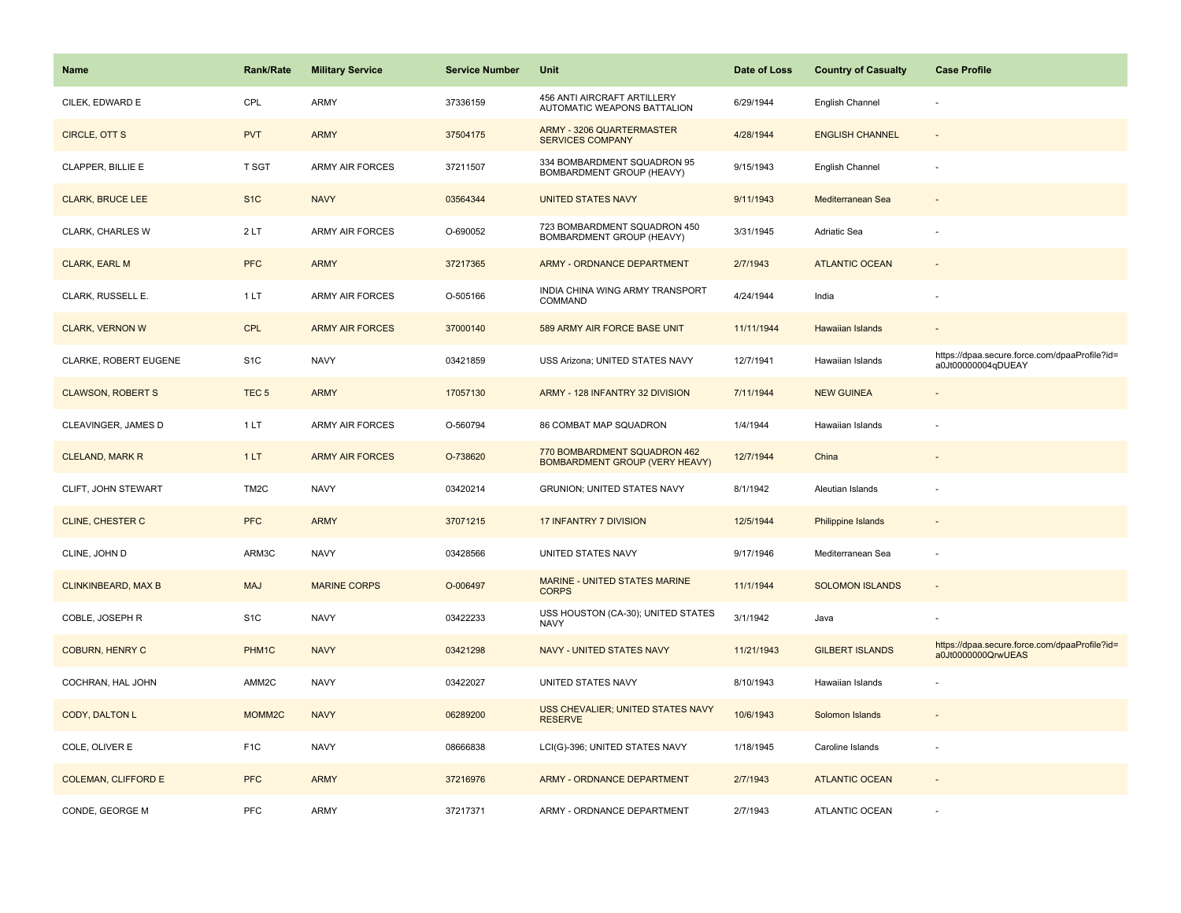| Name | Rank/Rate | Military Service | Service Number | Unit | Date of Loss | Country of Casualty | Case Profile |
|---|---|---|---|---|---|---|---|
| CILEK, EDWARD E | CPL | ARMY | 37336159 | 456 ANTI AIRCRAFT ARTILLERY AUTOMATIC WEAPONS BATTALION | 6/29/1944 | English Channel | - |
| CIRCLE, OTT S | PVT | ARMY | 37504175 | ARMY - 3206 QUARTERMASTER SERVICES COMPANY | 4/28/1944 | ENGLISH CHANNEL | - |
| CLAPPER, BILLIE E | T SGT | ARMY AIR FORCES | 37211507 | 334 BOMBARDMENT SQUADRON 95 BOMBARDMENT GROUP (HEAVY) | 9/15/1943 | English Channel | - |
| CLARK, BRUCE LEE | S1C | NAVY | 03564344 | UNITED STATES NAVY | 9/11/1943 | Mediterranean Sea | - |
| CLARK, CHARLES W | 2 LT | ARMY AIR FORCES | O-690052 | 723 BOMBARDMENT SQUADRON 450 BOMBARDMENT GROUP (HEAVY) | 3/31/1945 | Adriatic Sea | - |
| CLARK, EARL M | PFC | ARMY | 37217365 | ARMY - ORDNANCE DEPARTMENT | 2/7/1943 | ATLANTIC OCEAN | - |
| CLARK, RUSSELL E. | 1 LT | ARMY AIR FORCES | O-505166 | INDIA CHINA WING ARMY TRANSPORT COMMAND | 4/24/1944 | India | - |
| CLARK, VERNON W | CPL | ARMY AIR FORCES | 37000140 | 589 ARMY AIR FORCE BASE UNIT | 11/11/1944 | Hawaiian Islands | - |
| CLARKE, ROBERT EUGENE | S1C | NAVY | 03421859 | USS Arizona; UNITED STATES NAVY | 12/7/1941 | Hawaiian Islands | https://dpaa.secure.force.com/dpaaProfile?id=a0Jt00000004qDUEAY |
| CLAWSON, ROBERT S | TEC 5 | ARMY | 17057130 | ARMY - 128 INFANTRY 32 DIVISION | 7/11/1944 | NEW GUINEA | - |
| CLEAVINGER, JAMES D | 1 LT | ARMY AIR FORCES | O-560794 | 86 COMBAT MAP SQUADRON | 1/4/1944 | Hawaiian Islands | - |
| CLELAND, MARK R | 1 LT | ARMY AIR FORCES | O-738620 | 770 BOMBARDMENT SQUADRON 462 BOMBARDMENT GROUP (VERY HEAVY) | 12/7/1944 | China | - |
| CLIFT, JOHN STEWART | TM2C | NAVY | 03420214 | GRUNION; UNITED STATES NAVY | 8/1/1942 | Aleutian Islands | - |
| CLINE, CHESTER C | PFC | ARMY | 37071215 | 17 INFANTRY 7 DIVISION | 12/5/1944 | Philippine Islands | - |
| CLINE, JOHN D | ARM3C | NAVY | 03428566 | UNITED STATES NAVY | 9/17/1946 | Mediterranean Sea | - |
| CLINKINBEARD, MAX B | MAJ | MARINE CORPS | O-006497 | MARINE - UNITED STATES MARINE CORPS | 11/1/1944 | SOLOMON ISLANDS | - |
| COBLE, JOSEPH R | S1C | NAVY | 03422233 | USS HOUSTON (CA-30); UNITED STATES NAVY | 3/1/1942 | Java | - |
| COBURN, HENRY C | PHM1C | NAVY | 03421298 | NAVY - UNITED STATES NAVY | 11/21/1943 | GILBERT ISLANDS | https://dpaa.secure.force.com/dpaaProfile?id=a0Jt0000000QrwUEAS |
| COCHRAN, HAL JOHN | AMM2C | NAVY | 03422027 | UNITED STATES NAVY | 8/10/1943 | Hawaiian Islands | - |
| CODY, DALTON L | MOMM2C | NAVY | 06289200 | USS CHEVALIER; UNITED STATES NAVY RESERVE | 10/6/1943 | Solomon Islands | - |
| COLE, OLIVER E | F1C | NAVY | 08666838 | LCI(G)-396; UNITED STATES NAVY | 1/18/1945 | Caroline Islands | - |
| COLEMAN, CLIFFORD E | PFC | ARMY | 37216976 | ARMY - ORDNANCE DEPARTMENT | 2/7/1943 | ATLANTIC OCEAN | - |
| CONDE, GEORGE M | PFC | ARMY | 37217371 | ARMY - ORDNANCE DEPARTMENT | 2/7/1943 | ATLANTIC OCEAN | - |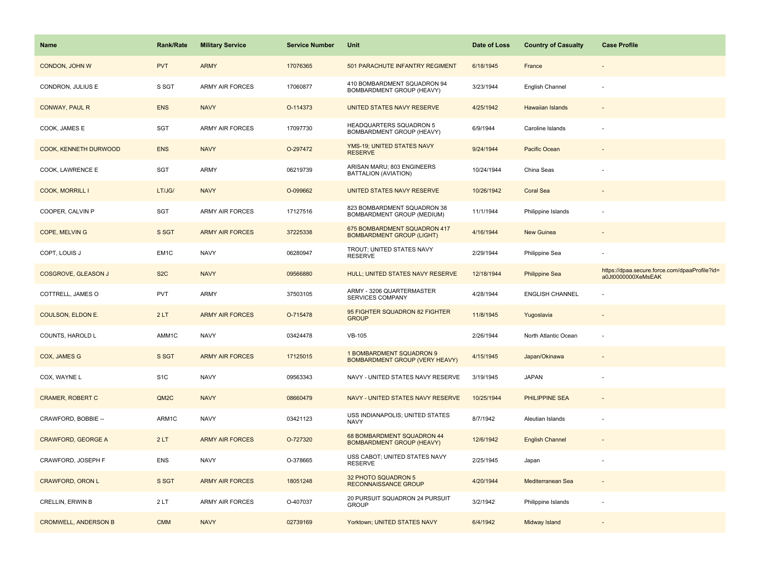| Name | Rank/Rate | Military Service | Service Number | Unit | Date of Loss | Country of Casualty | Case Profile |
| --- | --- | --- | --- | --- | --- | --- | --- |
| CONDON, JOHN W | PVT | ARMY | 17076365 | 501 PARACHUTE INFANTRY REGIMENT | 6/18/1945 | France | - |
| CONDRON, JULIUS E | S SGT | ARMY AIR FORCES | 17060877 | 410 BOMBARDMENT SQUADRON 94 BOMBARDMENT GROUP (HEAVY) | 3/23/1944 | English Channel | - |
| CONWAY, PAUL R | ENS | NAVY | O-114373 | UNITED STATES NAVY RESERVE | 4/25/1942 | Hawaiian Islands | - |
| COOK, JAMES E | SGT | ARMY AIR FORCES | 17097730 | HEADQUARTERS SQUADRON 5 BOMBARDMENT GROUP (HEAVY) | 6/9/1944 | Caroline Islands | - |
| COOK, KENNETH DURWOOD | ENS | NAVY | O-297472 | YMS-19; UNITED STATES NAVY RESERVE | 9/24/1944 | Pacific Ocean | - |
| COOK, LAWRENCE E | SGT | ARMY | 06219739 | ARISAN MARU; 803 ENGINEERS BATTALION (AVIATION) | 10/24/1944 | China Seas | - |
| COOK, MORRILL I | LT/JG/ | NAVY | O-099662 | UNITED STATES NAVY RESERVE | 10/26/1942 | Coral Sea | - |
| COOPER, CALVIN P | SGT | ARMY AIR FORCES | 17127516 | 823 BOMBARDMENT SQUADRON 38 BOMBARDMENT GROUP (MEDIUM) | 11/1/1944 | Philippine Islands | - |
| COPE, MELVIN G | S SGT | ARMY AIR FORCES | 37225338 | 675 BOMBARDMENT SQUADRON 417 BOMBARDMENT GROUP (LIGHT) | 4/16/1944 | New Guinea | - |
| COPT, LOUIS J | EM1C | NAVY | 06280947 | TROUT; UNITED STATES NAVY RESERVE | 2/29/1944 | Philippine Sea | - |
| COSGROVE, GLEASON J | S2C | NAVY | 09566880 | HULL; UNITED STATES NAVY RESERVE | 12/18/1944 | Philippine Sea | https://dpaa.secure.force.com/dpaaProfile?id=a0Jt0000000XeMsEAK |
| COTTRELL, JAMES O | PVT | ARMY | 37503105 | ARMY - 3206 QUARTERMASTER SERVICES COMPANY | 4/28/1944 | ENGLISH CHANNEL | - |
| COULSON, ELDON E. | 2 LT | ARMY AIR FORCES | O-715478 | 95 FIGHTER SQUADRON 82 FIGHTER GROUP | 11/8/1945 | Yugoslavia | - |
| COUNTS, HAROLD L | AMM1C | NAVY | 03424478 | VB-105 | 2/26/1944 | North Atlantic Ocean | - |
| COX, JAMES G | S SGT | ARMY AIR FORCES | 17125015 | 1 BOMBARDMENT SQUADRON 9 BOMBARDMENT GROUP (VERY HEAVY) | 4/15/1945 | Japan/Okinawa | - |
| COX, WAYNE L | S1C | NAVY | 09563343 | NAVY - UNITED STATES NAVY RESERVE | 3/19/1945 | JAPAN | - |
| CRAMER, ROBERT C | QM2C | NAVY | 08660479 | NAVY - UNITED STATES NAVY RESERVE | 10/25/1944 | PHILIPPINE SEA | - |
| CRAWFORD, BOBBIE -- | ARM1C | NAVY | 03421123 | USS INDIANAPOLIS; UNITED STATES NAVY | 8/7/1942 | Aleutian Islands | - |
| CRAWFORD, GEORGE A | 2 LT | ARMY AIR FORCES | O-727320 | 68 BOMBARDMENT SQUADRON 44 BOMBARDMENT GROUP (HEAVY) | 12/6/1942 | English Channel | - |
| CRAWFORD, JOSEPH F | ENS | NAVY | O-378665 | USS CABOT; UNITED STATES NAVY RESERVE | 2/25/1945 | Japan | - |
| CRAWFORD, ORON L | S SGT | ARMY AIR FORCES | 18051248 | 32 PHOTO SQUADRON 5 RECONNAISSANCE GROUP | 4/20/1944 | Mediterranean Sea | - |
| CRELLIN, ERWIN B | 2 LT | ARMY AIR FORCES | O-407037 | 20 PURSUIT SQUADRON 24 PURSUIT GROUP | 3/2/1942 | Philippine Islands | - |
| CROMWELL, ANDERSON B | CMM | NAVY | 02739169 | Yorktown; UNITED STATES NAVY | 6/4/1942 | Midway Island | - |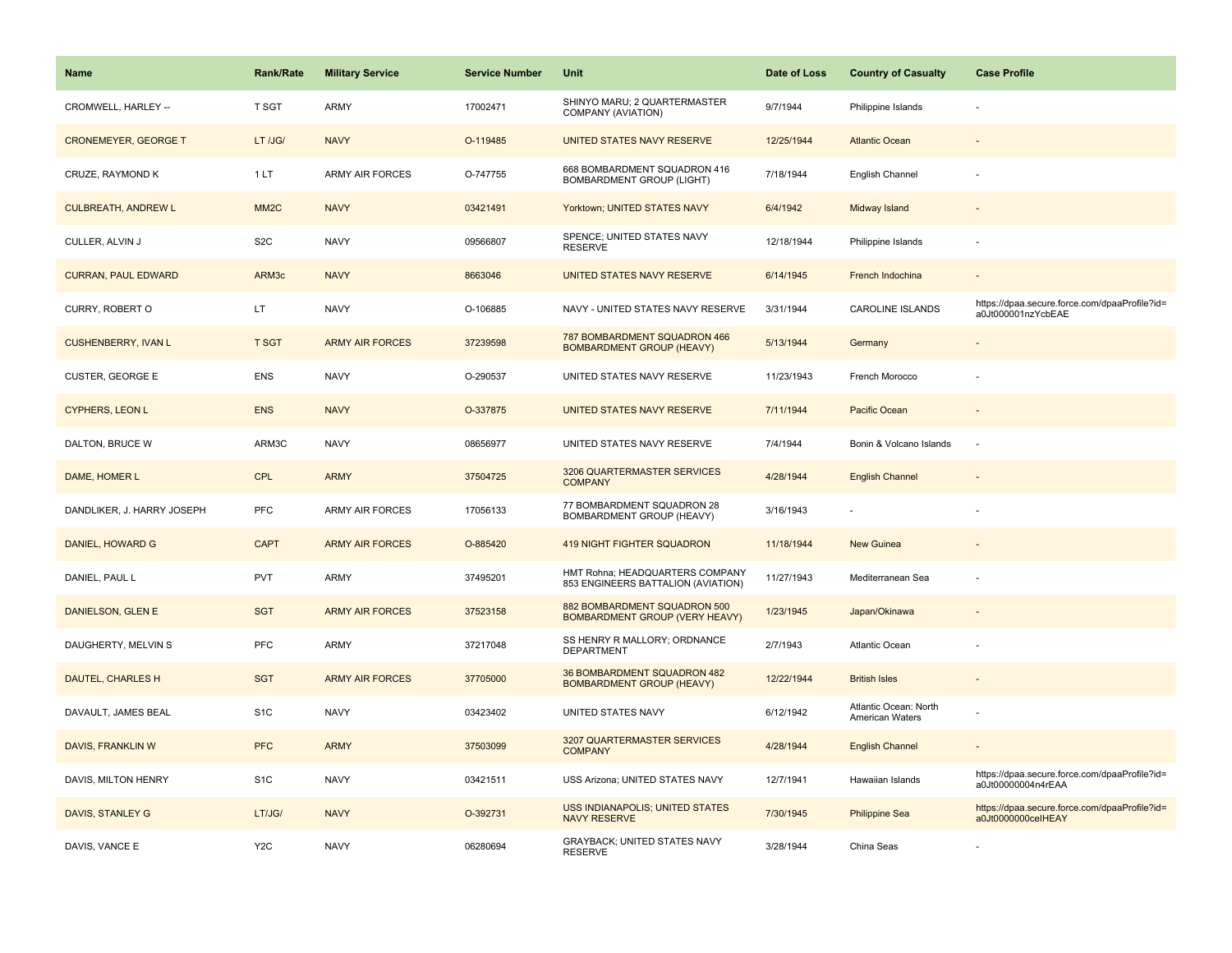| Name | Rank/Rate | Military Service | Service Number | Unit | Date of Loss | Country of Casualty | Case Profile |
| --- | --- | --- | --- | --- | --- | --- | --- |
| CROMWELL, HARLEY -- | T SGT | ARMY | 17002471 | SHINYO MARU; 2 QUARTERMASTER COMPANY (AVIATION) | 9/7/1944 | Philippine Islands | - |
| CRONEMEYER, GEORGE T | LT /JG/ | NAVY | O-119485 | UNITED STATES NAVY RESERVE | 12/25/1944 | Atlantic Ocean | - |
| CRUZE, RAYMOND K | 1 LT | ARMY AIR FORCES | O-747755 | 668 BOMBARDMENT SQUADRON 416 BOMBARDMENT GROUP (LIGHT) | 7/18/1944 | English Channel | - |
| CULBREATH, ANDREW L | MM2C | NAVY | 03421491 | Yorktown; UNITED STATES NAVY | 6/4/1942 | Midway Island | - |
| CULLER, ALVIN J | S2C | NAVY | 09566807 | SPENCE; UNITED STATES NAVY RESERVE | 12/18/1944 | Philippine Islands | - |
| CURRAN, PAUL EDWARD | ARM3c | NAVY | 8663046 | UNITED STATES NAVY RESERVE | 6/14/1945 | French Indochina | - |
| CURRY, ROBERT O | LT | NAVY | O-106885 | NAVY - UNITED STATES NAVY RESERVE | 3/31/1944 | CAROLINE ISLANDS | https://dpaa.secure.force.com/dpaaProfile?id=a0Jt000001nzYcbEAE |
| CUSHENBERRY, IVAN L | T SGT | ARMY AIR FORCES | 37239598 | 787 BOMBARDMENT SQUADRON 466 BOMBARDMENT GROUP (HEAVY) | 5/13/1944 | Germany | - |
| CUSTER, GEORGE E | ENS | NAVY | O-290537 | UNITED STATES NAVY RESERVE | 11/23/1943 | French Morocco | - |
| CYPHERS, LEON L | ENS | NAVY | O-337875 | UNITED STATES NAVY RESERVE | 7/11/1944 | Pacific Ocean | - |
| DALTON, BRUCE W | ARM3C | NAVY | 08656977 | UNITED STATES NAVY RESERVE | 7/4/1944 | Bonin & Volcano Islands | - |
| DAME, HOMER L | CPL | ARMY | 37504725 | 3206 QUARTERMASTER SERVICES COMPANY | 4/28/1944 | English Channel | - |
| DANDLIKER, J. HARRY JOSEPH | PFC | ARMY AIR FORCES | 17056133 | 77 BOMBARDMENT SQUADRON 28 BOMBARDMENT GROUP (HEAVY) | 3/16/1943 | - | - |
| DANIEL, HOWARD G | CAPT | ARMY AIR FORCES | O-885420 | 419 NIGHT FIGHTER SQUADRON | 11/18/1944 | New Guinea | - |
| DANIEL, PAUL L | PVT | ARMY | 37495201 | HMT Rohna; HEADQUARTERS COMPANY 853 ENGINEERS BATTALION (AVIATION) | 11/27/1943 | Mediterranean Sea | - |
| DANIELSON, GLEN E | SGT | ARMY AIR FORCES | 37523158 | 882 BOMBARDMENT SQUADRON 500 BOMBARDMENT GROUP (VERY HEAVY) | 1/23/1945 | Japan/Okinawa | - |
| DAUGHERTY, MELVIN S | PFC | ARMY | 37217048 | SS HENRY R MALLORY; ORDNANCE DEPARTMENT | 2/7/1943 | Atlantic Ocean | - |
| DAUTEL, CHARLES H | SGT | ARMY AIR FORCES | 37705000 | 36 BOMBARDMENT SQUADRON 482 BOMBARDMENT GROUP (HEAVY) | 12/22/1944 | British Isles | - |
| DAVAULT, JAMES BEAL | S1C | NAVY | 03423402 | UNITED STATES NAVY | 6/12/1942 | Atlantic Ocean: North American Waters | - |
| DAVIS, FRANKLIN W | PFC | ARMY | 37503099 | 3207 QUARTERMASTER SERVICES COMPANY | 4/28/1944 | English Channel | - |
| DAVIS, MILTON HENRY | S1C | NAVY | 03421511 | USS Arizona; UNITED STATES NAVY | 12/7/1941 | Hawaiian Islands | https://dpaa.secure.force.com/dpaaProfile?id=a0Jt00000004n4rEAA |
| DAVIS, STANLEY G | LT/JG/ | NAVY | O-392731 | USS INDIANAPOLIS; UNITED STATES NAVY RESERVE | 7/30/1945 | Philippine Sea | https://dpaa.secure.force.com/dpaaProfile?id=a0Jt0000000ceIHEAY |
| DAVIS, VANCE E | Y2C | NAVY | 06280694 | GRAYBACK; UNITED STATES NAVY RESERVE | 3/28/1944 | China Seas | - |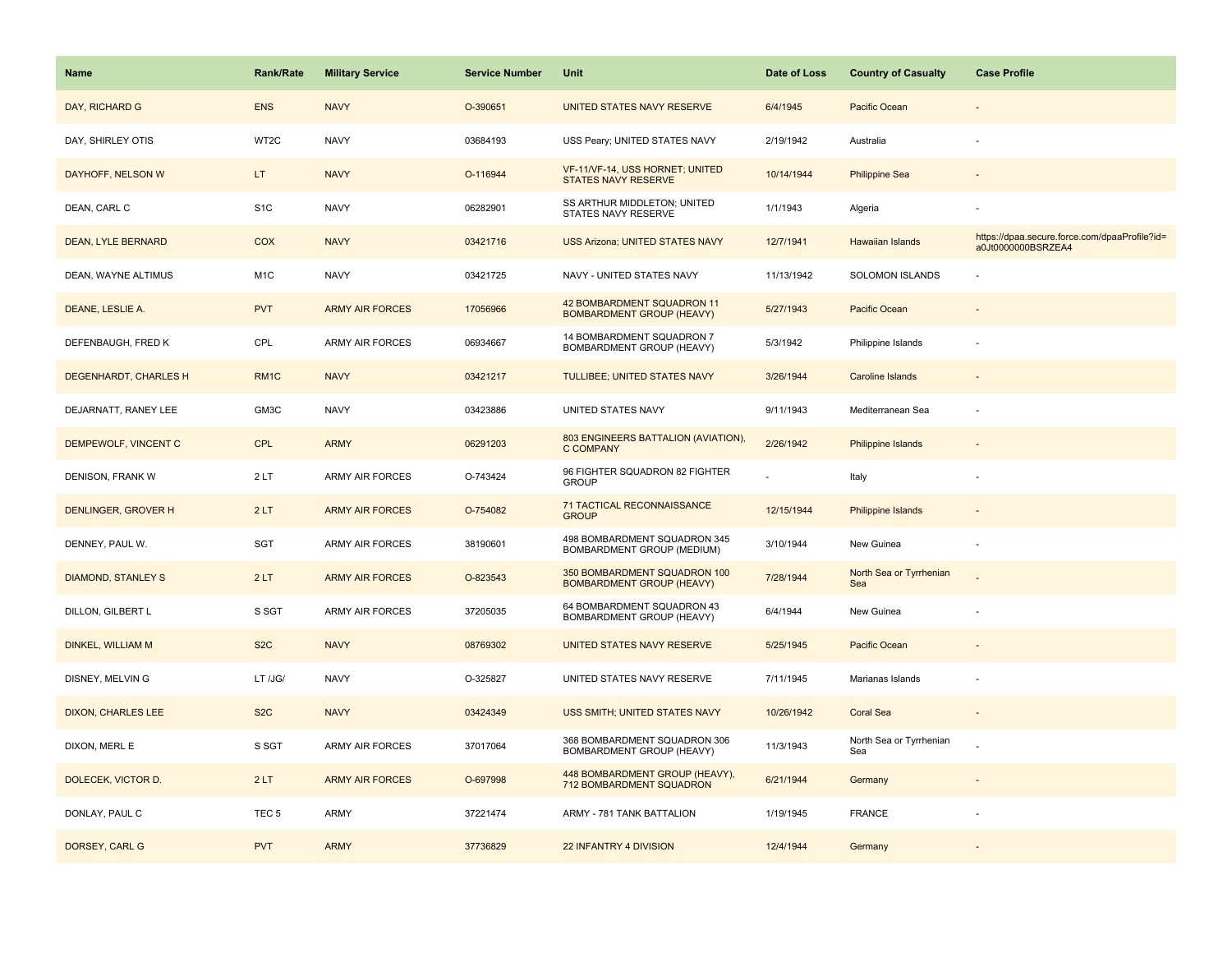| Name | Rank/Rate | Military Service | Service Number | Unit | Date of Loss | Country of Casualty | Case Profile |
| --- | --- | --- | --- | --- | --- | --- | --- |
| DAY, RICHARD G | ENS | NAVY | O-390651 | UNITED STATES NAVY RESERVE | 6/4/1945 | Pacific Ocean | - |
| DAY, SHIRLEY OTIS | WT2C | NAVY | 03684193 | USS Peary; UNITED STATES NAVY | 2/19/1942 | Australia | - |
| DAYHOFF, NELSON W | LT | NAVY | O-116944 | VF-11/VF-14, USS HORNET; UNITED STATES NAVY RESERVE | 10/14/1944 | Philippine Sea | - |
| DEAN, CARL C | S1C | NAVY | 06282901 | SS ARTHUR MIDDLETON; UNITED STATES NAVY RESERVE | 1/1/1943 | Algeria | - |
| DEAN, LYLE BERNARD | COX | NAVY | 03421716 | USS Arizona; UNITED STATES NAVY | 12/7/1941 | Hawaiian Islands | https://dpaa.secure.force.com/dpaaProfile?id=a0Jt0000000BSRZEA4 |
| DEAN, WAYNE ALTIMUS | M1C | NAVY | 03421725 | NAVY - UNITED STATES NAVY | 11/13/1942 | SOLOMON ISLANDS | - |
| DEANE, LESLIE A. | PVT | ARMY AIR FORCES | 17056966 | 42 BOMBARDMENT SQUADRON 11 BOMBARDMENT GROUP (HEAVY) | 5/27/1943 | Pacific Ocean | - |
| DEFENBAUGH, FRED K | CPL | ARMY AIR FORCES | 06934667 | 14 BOMBARDMENT SQUADRON 7 BOMBARDMENT GROUP (HEAVY) | 5/3/1942 | Philippine Islands | - |
| DEGENHARDT, CHARLES H | RM1C | NAVY | 03421217 | TULLIBEE; UNITED STATES NAVY | 3/26/1944 | Caroline Islands | - |
| DEJARNATT, RANEY LEE | GM3C | NAVY | 03423886 | UNITED STATES NAVY | 9/11/1943 | Mediterranean Sea | - |
| DEMPEWOLF, VINCENT C | CPL | ARMY | 06291203 | 803 ENGINEERS BATTALION (AVIATION), C COMPANY | 2/26/1942 | Philippine Islands | - |
| DENISON, FRANK W | 2 LT | ARMY AIR FORCES | O-743424 | 96 FIGHTER SQUADRON 82 FIGHTER GROUP | - | Italy | - |
| DENLINGER, GROVER H | 2 LT | ARMY AIR FORCES | O-754082 | 71 TACTICAL RECONNAISSANCE GROUP | 12/15/1944 | Philippine Islands | - |
| DENNEY, PAUL W. | SGT | ARMY AIR FORCES | 38190601 | 498 BOMBARDMENT SQUADRON 345 BOMBARDMENT GROUP (MEDIUM) | 3/10/1944 | New Guinea | - |
| DIAMOND, STANLEY S | 2 LT | ARMY AIR FORCES | O-823543 | 350 BOMBARDMENT SQUADRON 100 BOMBARDMENT GROUP (HEAVY) | 7/28/1944 | North Sea or Tyrrhenian Sea | - |
| DILLON, GILBERT L | S SGT | ARMY AIR FORCES | 37205035 | 64 BOMBARDMENT SQUADRON 43 BOMBARDMENT GROUP (HEAVY) | 6/4/1944 | New Guinea | - |
| DINKEL, WILLIAM M | S2C | NAVY | 08769302 | UNITED STATES NAVY RESERVE | 5/25/1945 | Pacific Ocean | - |
| DISNEY, MELVIN G | LT /JG/ | NAVY | O-325827 | UNITED STATES NAVY RESERVE | 7/11/1945 | Marianas Islands | - |
| DIXON, CHARLES LEE | S2C | NAVY | 03424349 | USS SMITH; UNITED STATES NAVY | 10/26/1942 | Coral Sea | - |
| DIXON, MERL E | S SGT | ARMY AIR FORCES | 37017064 | 368 BOMBARDMENT SQUADRON 306 BOMBARDMENT GROUP (HEAVY) | 11/3/1943 | North Sea or Tyrrhenian Sea | - |
| DOLECEK, VICTOR D. | 2 LT | ARMY AIR FORCES | O-697998 | 448 BOMBARDMENT GROUP (HEAVY), 712 BOMBARDMENT SQUADRON | 6/21/1944 | Germany | - |
| DONLAY, PAUL C | TEC 5 | ARMY | 37221474 | ARMY - 781 TANK BATTALION | 1/19/1945 | FRANCE | - |
| DORSEY, CARL G | PVT | ARMY | 37736829 | 22 INFANTRY 4 DIVISION | 12/4/1944 | Germany | - |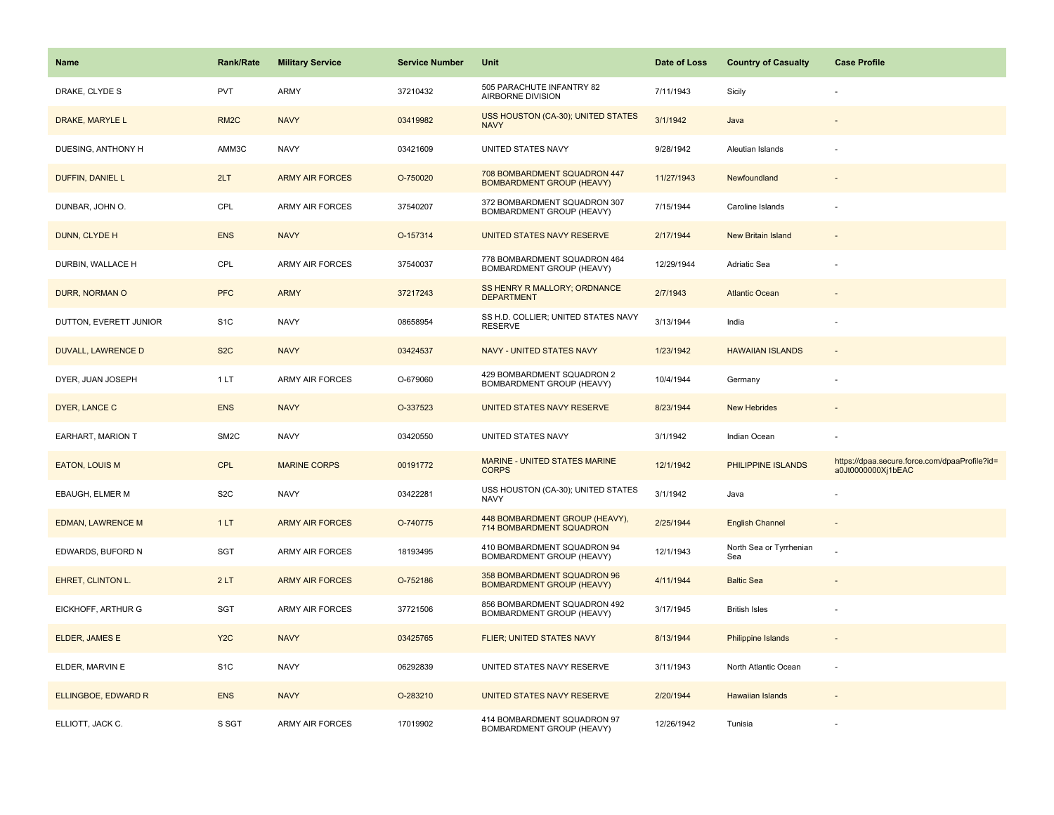| Name | Rank/Rate | Military Service | Service Number | Unit | Date of Loss | Country of Casualty | Case Profile |
| --- | --- | --- | --- | --- | --- | --- | --- |
| DRAKE, CLYDE S | PVT | ARMY | 37210432 | 505 PARACHUTE INFANTRY 82 AIRBORNE DIVISION | 7/11/1943 | Sicily | - |
| DRAKE, MARYLE L | RM2C | NAVY | 03419982 | USS HOUSTON (CA-30); UNITED STATES NAVY | 3/1/1942 | Java | - |
| DUESING, ANTHONY H | AMM3C | NAVY | 03421609 | UNITED STATES NAVY | 9/28/1942 | Aleutian Islands | - |
| DUFFIN, DANIEL L | 2LT | ARMY AIR FORCES | O-750020 | 708 BOMBARDMENT SQUADRON 447 BOMBARDMENT GROUP (HEAVY) | 11/27/1943 | Newfoundland | - |
| DUNBAR, JOHN O. | CPL | ARMY AIR FORCES | 37540207 | 372 BOMBARDMENT SQUADRON 307 BOMBARDMENT GROUP (HEAVY) | 7/15/1944 | Caroline Islands | - |
| DUNN, CLYDE H | ENS | NAVY | O-157314 | UNITED STATES NAVY RESERVE | 2/17/1944 | New Britain Island | - |
| DURBIN, WALLACE H | CPL | ARMY AIR FORCES | 37540037 | 778 BOMBARDMENT SQUADRON 464 BOMBARDMENT GROUP (HEAVY) | 12/29/1944 | Adriatic Sea | - |
| DURR, NORMAN O | PFC | ARMY | 37217243 | SS HENRY R MALLORY; ORDNANCE DEPARTMENT | 2/7/1943 | Atlantic Ocean | - |
| DUTTON, EVERETT JUNIOR | S1C | NAVY | 08658954 | SS H.D. COLLIER; UNITED STATES NAVY RESERVE | 3/13/1944 | India | - |
| DUVALL, LAWRENCE D | S2C | NAVY | 03424537 | NAVY - UNITED STATES NAVY | 1/23/1942 | HAWAIIAN ISLANDS | - |
| DYER, JUAN JOSEPH | 1 LT | ARMY AIR FORCES | O-679060 | 429 BOMBARDMENT SQUADRON 2 BOMBARDMENT GROUP (HEAVY) | 10/4/1944 | Germany | - |
| DYER, LANCE C | ENS | NAVY | O-337523 | UNITED STATES NAVY RESERVE | 8/23/1944 | New Hebrides | - |
| EARHART, MARION T | SM2C | NAVY | 03420550 | UNITED STATES NAVY | 3/1/1942 | Indian Ocean | - |
| EATON, LOUIS M | CPL | MARINE CORPS | 00191772 | MARINE - UNITED STATES MARINE CORPS | 12/1/1942 | PHILIPPINE ISLANDS | https://dpaa.secure.force.com/dpaaProfile?id=a0Jt0000000Xj1bEAC |
| EBAUGH, ELMER M | S2C | NAVY | 03422281 | USS HOUSTON (CA-30); UNITED STATES NAVY | 3/1/1942 | Java | - |
| EDMAN, LAWRENCE M | 1 LT | ARMY AIR FORCES | O-740775 | 448 BOMBARDMENT GROUP (HEAVY), 714 BOMBARDMENT SQUADRON | 2/25/1944 | English Channel | - |
| EDWARDS, BUFORD N | SGT | ARMY AIR FORCES | 18193495 | 410 BOMBARDMENT SQUADRON 94 BOMBARDMENT GROUP (HEAVY) | 12/1/1943 | North Sea or Tyrrhenian Sea | - |
| EHRET, CLINTON L. | 2 LT | ARMY AIR FORCES | O-752186 | 358 BOMBARDMENT SQUADRON 96 BOMBARDMENT GROUP (HEAVY) | 4/11/1944 | Baltic Sea | - |
| EICKHOFF, ARTHUR G | SGT | ARMY AIR FORCES | 37721506 | 856 BOMBARDMENT SQUADRON 492 BOMBARDMENT GROUP (HEAVY) | 3/17/1945 | British Isles | - |
| ELDER, JAMES E | Y2C | NAVY | 03425765 | FLIER; UNITED STATES NAVY | 8/13/1944 | Philippine Islands | - |
| ELDER, MARVIN E | S1C | NAVY | 06292839 | UNITED STATES NAVY RESERVE | 3/11/1943 | North Atlantic Ocean | - |
| ELLINGBOE, EDWARD R | ENS | NAVY | O-283210 | UNITED STATES NAVY RESERVE | 2/20/1944 | Hawaiian Islands | - |
| ELLIOTT, JACK C. | S SGT | ARMY AIR FORCES | 17019902 | 414 BOMBARDMENT SQUADRON 97 BOMBARDMENT GROUP (HEAVY) | 12/26/1942 | Tunisia | - |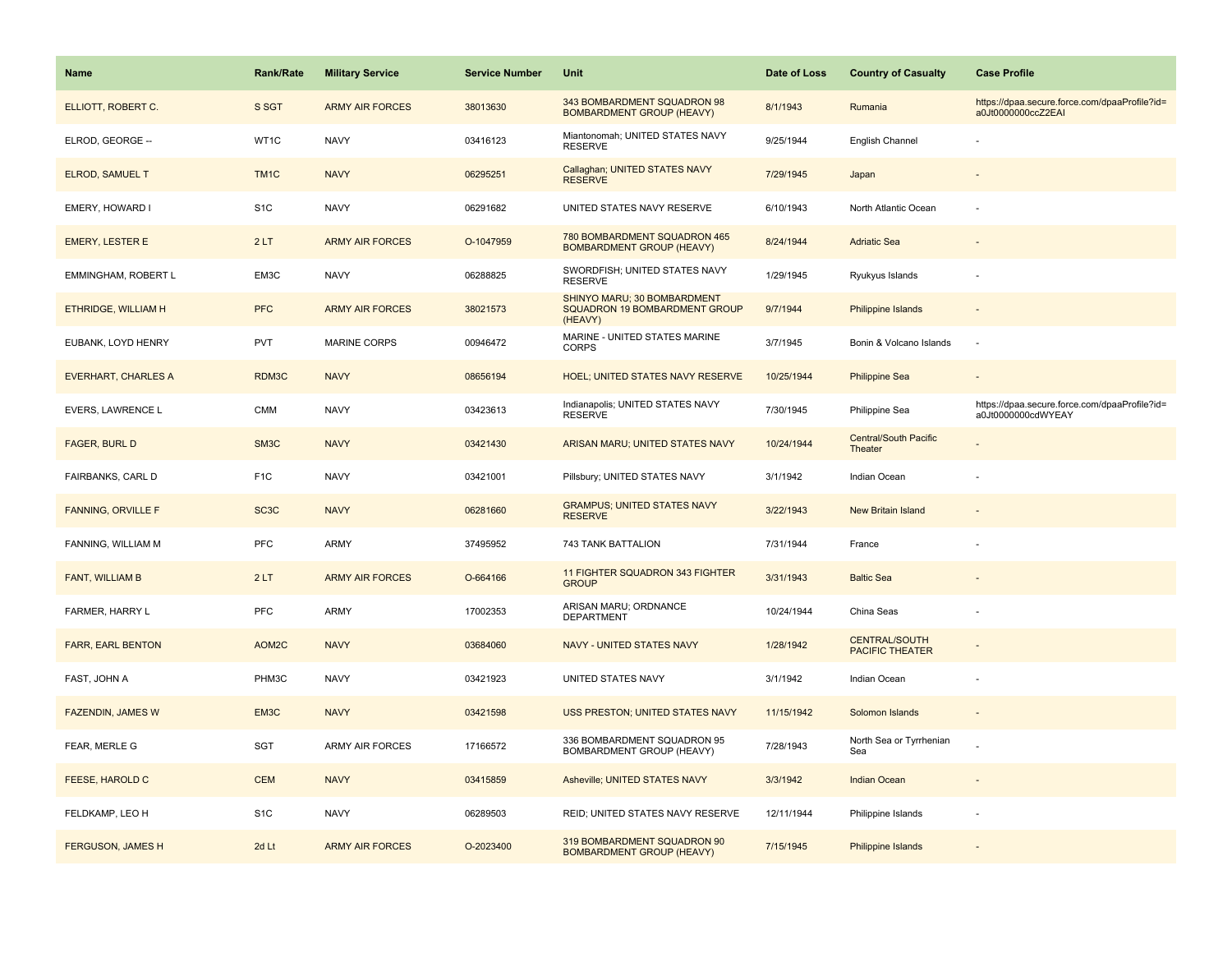| Name | Rank/Rate | Military Service | Service Number | Unit | Date of Loss | Country of Casualty | Case Profile |
| --- | --- | --- | --- | --- | --- | --- | --- |
| ELLIOTT, ROBERT C. | S SGT | ARMY AIR FORCES | 38013630 | 343 BOMBARDMENT SQUADRON 98 BOMBARDMENT GROUP (HEAVY) | 8/1/1943 | Rumania | https://dpaa.secure.force.com/dpaaProfile?id=a0Jt0000000ccZ2EAI |
| ELROD, GEORGE -- | WT1C | NAVY | 03416123 | Miantonomah; UNITED STATES NAVY RESERVE | 9/25/1944 | English Channel | - |
| ELROD, SAMUEL T | TM1C | NAVY | 06295251 | Callaghan; UNITED STATES NAVY RESERVE | 7/29/1945 | Japan | - |
| EMERY, HOWARD I | S1C | NAVY | 06291682 | UNITED STATES NAVY RESERVE | 6/10/1943 | North Atlantic Ocean | - |
| EMERY, LESTER E | 2 LT | ARMY AIR FORCES | O-1047959 | 780 BOMBARDMENT SQUADRON 465 BOMBARDMENT GROUP (HEAVY) | 8/24/1944 | Adriatic Sea | - |
| EMMINGHAM, ROBERT L | EM3C | NAVY | 06288825 | SWORDFISH; UNITED STATES NAVY RESERVE | 1/29/1945 | Ryukyus Islands | - |
| ETHRIDGE, WILLIAM H | PFC | ARMY AIR FORCES | 38021573 | SHINYO MARU; 30 BOMBARDMENT SQUADRON 19 BOMBARDMENT GROUP (HEAVY) | 9/7/1944 | Philippine Islands | - |
| EUBANK, LOYD HENRY | PVT | MARINE CORPS | 00946472 | MARINE - UNITED STATES MARINE CORPS | 3/7/1945 | Bonin & Volcano Islands | - |
| EVERHART, CHARLES A | RDM3C | NAVY | 08656194 | HOEL; UNITED STATES NAVY RESERVE | 10/25/1944 | Philippine Sea | - |
| EVERS, LAWRENCE L | CMM | NAVY | 03423613 | Indianapolis; UNITED STATES NAVY RESERVE | 7/30/1945 | Philippine Sea | https://dpaa.secure.force.com/dpaaProfile?id=a0Jt0000000cdWYEAY |
| FAGER, BURL D | SM3C | NAVY | 03421430 | ARISAN MARU; UNITED STATES NAVY | 10/24/1944 | Central/South Pacific Theater | - |
| FAIRBANKS, CARL D | F1C | NAVY | 03421001 | Pillsbury; UNITED STATES NAVY | 3/1/1942 | Indian Ocean | - |
| FANNING, ORVILLE F | SC3C | NAVY | 06281660 | GRAMPUS; UNITED STATES NAVY RESERVE | 3/22/1943 | New Britain Island | - |
| FANNING, WILLIAM M | PFC | ARMY | 37495952 | 743 TANK BATTALION | 7/31/1944 | France | - |
| FANT, WILLIAM B | 2 LT | ARMY AIR FORCES | O-664166 | 11 FIGHTER SQUADRON 343 FIGHTER GROUP | 3/31/1943 | Baltic Sea | - |
| FARMER, HARRY L | PFC | ARMY | 17002353 | ARISAN MARU; ORDNANCE DEPARTMENT | 10/24/1944 | China Seas | - |
| FARR, EARL BENTON | AOM2C | NAVY | 03684060 | NAVY - UNITED STATES NAVY | 1/28/1942 | CENTRAL/SOUTH PACIFIC THEATER | - |
| FAST, JOHN A | PHM3C | NAVY | 03421923 | UNITED STATES NAVY | 3/1/1942 | Indian Ocean | - |
| FAZENDIN, JAMES W | EM3C | NAVY | 03421598 | USS PRESTON; UNITED STATES NAVY | 11/15/1942 | Solomon Islands | - |
| FEAR, MERLE G | SGT | ARMY AIR FORCES | 17166572 | 336 BOMBARDMENT SQUADRON 95 BOMBARDMENT GROUP (HEAVY) | 7/28/1943 | North Sea or Tyrrhenian Sea | - |
| FEESE, HAROLD C | CEM | NAVY | 03415859 | Asheville; UNITED STATES NAVY | 3/3/1942 | Indian Ocean | - |
| FELDKAMP, LEO H | S1C | NAVY | 06289503 | REID; UNITED STATES NAVY RESERVE | 12/11/1944 | Philippine Islands | - |
| FERGUSON, JAMES H | 2d Lt | ARMY AIR FORCES | O-2023400 | 319 BOMBARDMENT SQUADRON 90 BOMBARDMENT GROUP (HEAVY) | 7/15/1945 | Philippine Islands | - |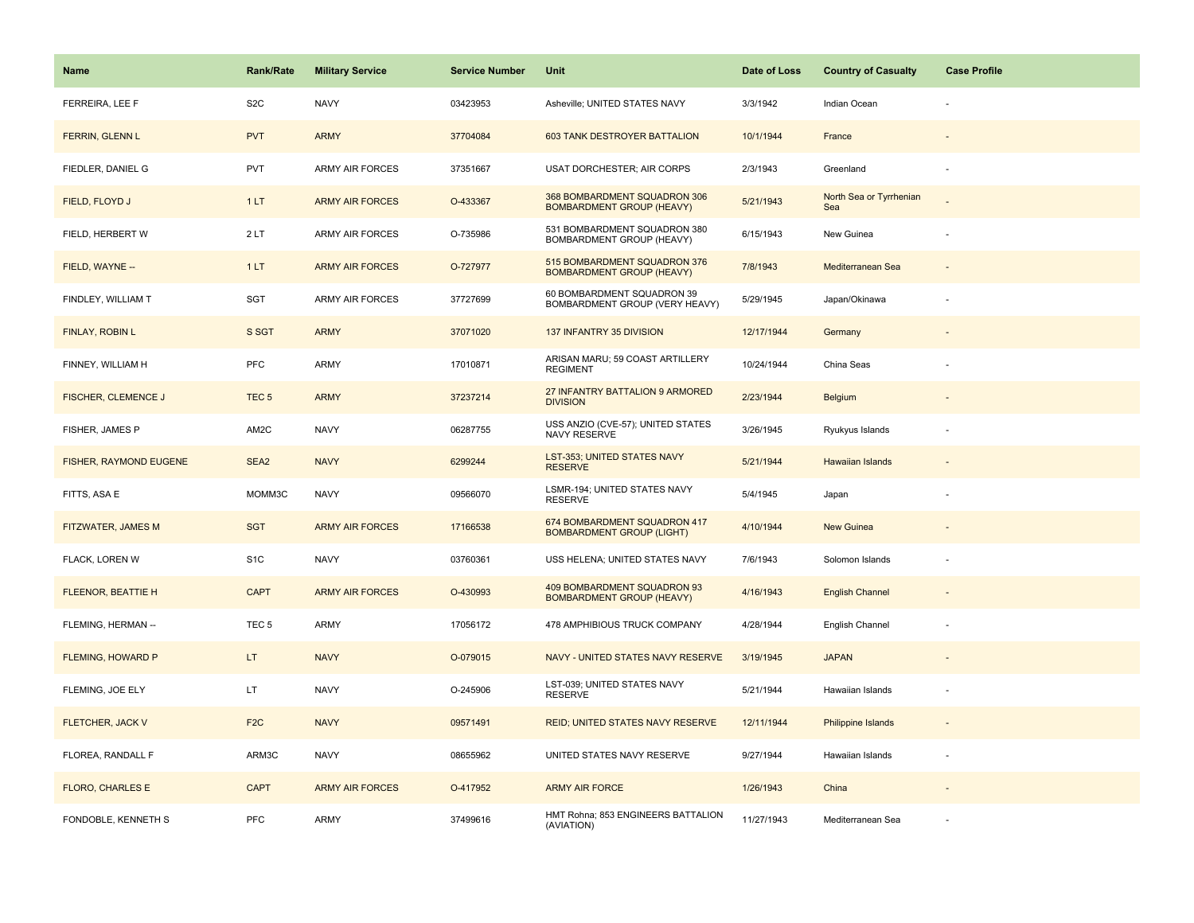| Name | Rank/Rate | Military Service | Service Number | Unit | Date of Loss | Country of Casualty | Case Profile |
| --- | --- | --- | --- | --- | --- | --- | --- |
| FERREIRA, LEE F | S2C | NAVY | 03423953 | Asheville; UNITED STATES NAVY | 3/3/1942 | Indian Ocean | - |
| FERRIN, GLENN L | PVT | ARMY | 37704084 | 603 TANK DESTROYER BATTALION | 10/1/1944 | France | - |
| FIEDLER, DANIEL G | PVT | ARMY AIR FORCES | 37351667 | USAT DORCHESTER; AIR CORPS | 2/3/1943 | Greenland | - |
| FIELD, FLOYD J | 1 LT | ARMY AIR FORCES | O-433367 | 368 BOMBARDMENT SQUADRON 306 BOMBARDMENT GROUP (HEAVY) | 5/21/1943 | North Sea or Tyrrhenian Sea | - |
| FIELD, HERBERT W | 2 LT | ARMY AIR FORCES | O-735986 | 531 BOMBARDMENT SQUADRON 380 BOMBARDMENT GROUP (HEAVY) | 6/15/1943 | New Guinea | - |
| FIELD, WAYNE -- | 1 LT | ARMY AIR FORCES | O-727977 | 515 BOMBARDMENT SQUADRON 376 BOMBARDMENT GROUP (HEAVY) | 7/8/1943 | Mediterranean Sea | - |
| FINDLEY, WILLIAM T | SGT | ARMY AIR FORCES | 37727699 | 60 BOMBARDMENT SQUADRON 39 BOMBARDMENT GROUP (VERY HEAVY) | 5/29/1945 | Japan/Okinawa | - |
| FINLAY, ROBIN L | S SGT | ARMY | 37071020 | 137 INFANTRY 35 DIVISION | 12/17/1944 | Germany | - |
| FINNEY, WILLIAM H | PFC | ARMY | 17010871 | ARISAN MARU; 59 COAST ARTILLERY REGIMENT | 10/24/1944 | China Seas | - |
| FISCHER, CLEMENCE J | TEC 5 | ARMY | 37237214 | 27 INFANTRY BATTALION 9 ARMORED DIVISION | 2/23/1944 | Belgium | - |
| FISHER, JAMES P | AM2C | NAVY | 06287755 | USS ANZIO (CVE-57); UNITED STATES NAVY RESERVE | 3/26/1945 | Ryukyus Islands | - |
| FISHER, RAYMOND EUGENE | SEA2 | NAVY | 6299244 | LST-353; UNITED STATES NAVY RESERVE | 5/21/1944 | Hawaiian Islands | - |
| FITTS, ASA E | MOMM3C | NAVY | 09566070 | LSMR-194; UNITED STATES NAVY RESERVE | 5/4/1945 | Japan | - |
| FITZWATER, JAMES M | SGT | ARMY AIR FORCES | 17166538 | 674 BOMBARDMENT SQUADRON 417 BOMBARDMENT GROUP (LIGHT) | 4/10/1944 | New Guinea | - |
| FLACK, LOREN W | S1C | NAVY | 03760361 | USS HELENA; UNITED STATES NAVY | 7/6/1943 | Solomon Islands | - |
| FLEENOR, BEATTIE H | CAPT | ARMY AIR FORCES | O-430993 | 409 BOMBARDMENT SQUADRON 93 BOMBARDMENT GROUP (HEAVY) | 4/16/1943 | English Channel | - |
| FLEMING, HERMAN -- | TEC 5 | ARMY | 17056172 | 478 AMPHIBIOUS TRUCK COMPANY | 4/28/1944 | English Channel | - |
| FLEMING, HOWARD P | LT | NAVY | O-079015 | NAVY - UNITED STATES NAVY RESERVE | 3/19/1945 | JAPAN | - |
| FLEMING, JOE ELY | LT | NAVY | O-245906 | LST-039; UNITED STATES NAVY RESERVE | 5/21/1944 | Hawaiian Islands | - |
| FLETCHER, JACK V | F2C | NAVY | 09571491 | REID; UNITED STATES NAVY RESERVE | 12/11/1944 | Philippine Islands | - |
| FLOREA, RANDALL F | ARM3C | NAVY | 08655962 | UNITED STATES NAVY RESERVE | 9/27/1944 | Hawaiian Islands | - |
| FLORO, CHARLES E | CAPT | ARMY AIR FORCES | O-417952 | ARMY AIR FORCE | 1/26/1943 | China | - |
| FONDOBLE, KENNETH S | PFC | ARMY | 37499616 | HMT Rohna; 853 ENGINEERS BATTALION (AVIATION) | 11/27/1943 | Mediterranean Sea | - |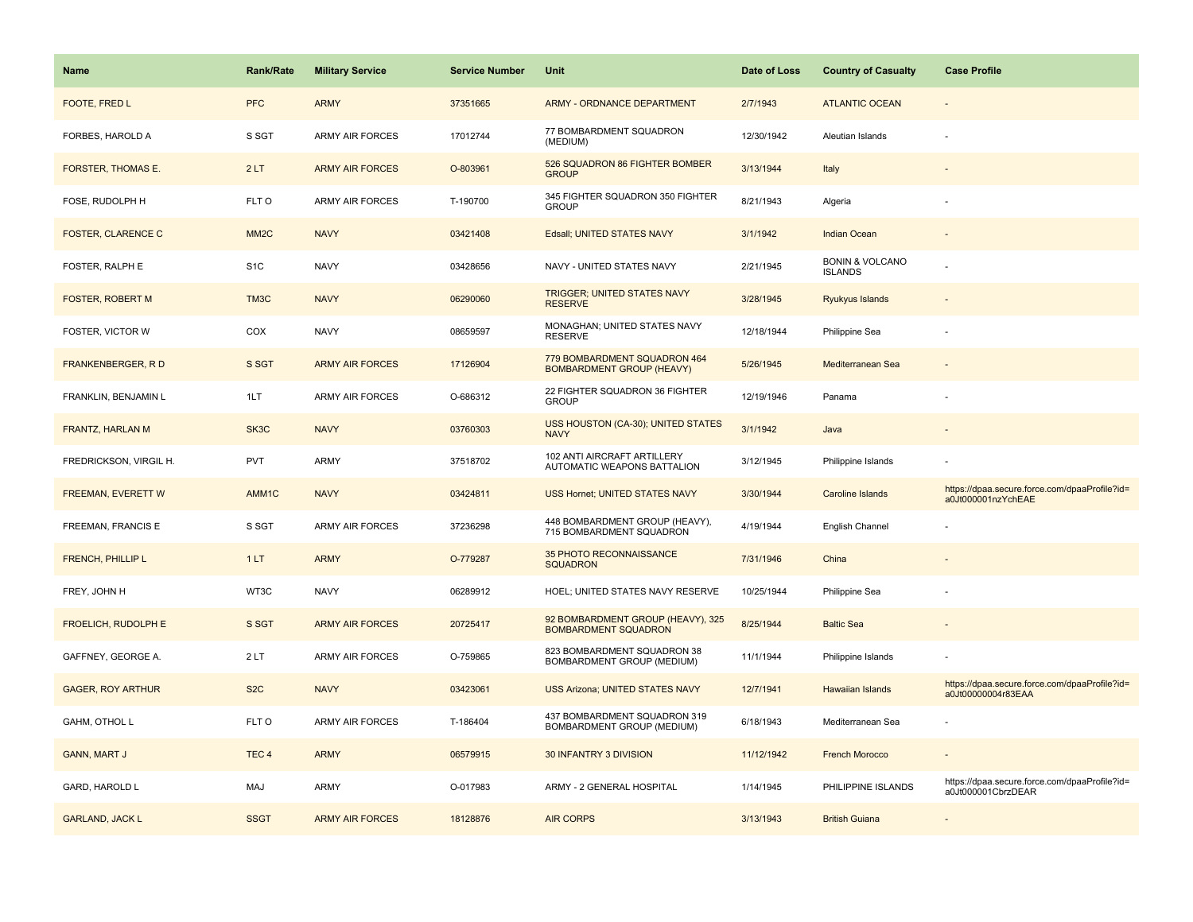| Name | Rank/Rate | Military Service | Service Number | Unit | Date of Loss | Country of Casualty | Case Profile |
|---|---|---|---|---|---|---|---|
| FOOTE, FRED L | PFC | ARMY | 37351665 | ARMY - ORDNANCE DEPARTMENT | 2/7/1943 | ATLANTIC OCEAN | - |
| FORBES, HAROLD A | S SGT | ARMY AIR FORCES | 17012744 | 77 BOMBARDMENT SQUADRON (MEDIUM) | 12/30/1942 | Aleutian Islands | - |
| FORSTER, THOMAS E. | 2 LT | ARMY AIR FORCES | O-803961 | 526 SQUADRON 86 FIGHTER BOMBER GROUP | 3/13/1944 | Italy | - |
| FOSE, RUDOLPH H | FLT O | ARMY AIR FORCES | T-190700 | 345 FIGHTER SQUADRON 350 FIGHTER GROUP | 8/21/1943 | Algeria | - |
| FOSTER, CLARENCE C | MM2C | NAVY | 03421408 | Edsall; UNITED STATES NAVY | 3/1/1942 | Indian Ocean | - |
| FOSTER, RALPH E | S1C | NAVY | 03428656 | NAVY - UNITED STATES NAVY | 2/21/1945 | BONIN & VOLCANO ISLANDS | - |
| FOSTER, ROBERT M | TM3C | NAVY | 06290060 | TRIGGER; UNITED STATES NAVY RESERVE | 3/28/1945 | Ryukyus Islands | - |
| FOSTER, VICTOR W | COX | NAVY | 08659597 | MONAGHAN; UNITED STATES NAVY RESERVE | 12/18/1944 | Philippine Sea | - |
| FRANKENBERGER, R D | S SGT | ARMY AIR FORCES | 17126904 | 779 BOMBARDMENT SQUADRON 464 BOMBARDMENT GROUP (HEAVY) | 5/26/1945 | Mediterranean Sea | - |
| FRANKLIN, BENJAMIN L | 1LT | ARMY AIR FORCES | O-686312 | 22 FIGHTER SQUADRON 36 FIGHTER GROUP | 12/19/1946 | Panama | - |
| FRANTZ, HARLAN M | SK3C | NAVY | 03760303 | USS HOUSTON (CA-30); UNITED STATES NAVY | 3/1/1942 | Java | - |
| FREDRICKSON, VIRGIL H. | PVT | ARMY | 37518702 | 102 ANTI AIRCRAFT ARTILLERY AUTOMATIC WEAPONS BATTALION | 3/12/1945 | Philippine Islands | - |
| FREEMAN, EVERETT W | AMM1C | NAVY | 03424811 | USS Hornet; UNITED STATES NAVY | 3/30/1944 | Caroline Islands | https://dpaa.secure.force.com/dpaaProfile?id=a0Jt000001nzYchEAE |
| FREEMAN, FRANCIS E | S SGT | ARMY AIR FORCES | 37236298 | 448 BOMBARDMENT GROUP (HEAVY), 715 BOMBARDMENT SQUADRON | 4/19/1944 | English Channel | - |
| FRENCH, PHILLIP L | 1 LT | ARMY | O-779287 | 35 PHOTO RECONNAISSANCE SQUADRON | 7/31/1946 | China | - |
| FREY, JOHN H | WT3C | NAVY | 06289912 | HOEL; UNITED STATES NAVY RESERVE | 10/25/1944 | Philippine Sea | - |
| FROELICH, RUDOLPH E | S SGT | ARMY AIR FORCES | 20725417 | 92 BOMBARDMENT GROUP (HEAVY), 325 BOMBARDMENT SQUADRON | 8/25/1944 | Baltic Sea | - |
| GAFFNEY, GEORGE A. | 2 LT | ARMY AIR FORCES | O-759865 | 823 BOMBARDMENT SQUADRON 38 BOMBARDMENT GROUP (MEDIUM) | 11/1/1944 | Philippine Islands | - |
| GAGER, ROY ARTHUR | S2C | NAVY | 03423061 | USS Arizona; UNITED STATES NAVY | 12/7/1941 | Hawaiian Islands | https://dpaa.secure.force.com/dpaaProfile?id=a0Jt00000004r83EAA |
| GAHM, OTHOL L | FLT O | ARMY AIR FORCES | T-186404 | 437 BOMBARDMENT SQUADRON 319 BOMBARDMENT GROUP (MEDIUM) | 6/18/1943 | Mediterranean Sea | - |
| GANN, MART J | TEC 4 | ARMY | 06579915 | 30 INFANTRY 3 DIVISION | 11/12/1942 | French Morocco | - |
| GARD, HAROLD L | MAJ | ARMY | O-017983 | ARMY - 2 GENERAL HOSPITAL | 1/14/1945 | PHILIPPINE ISLANDS | https://dpaa.secure.force.com/dpaaProfile?id=a0Jt000001CbrzDEAR |
| GARLAND, JACK L | SSGT | ARMY AIR FORCES | 18128876 | AIR CORPS | 3/13/1943 | British Guiana | - |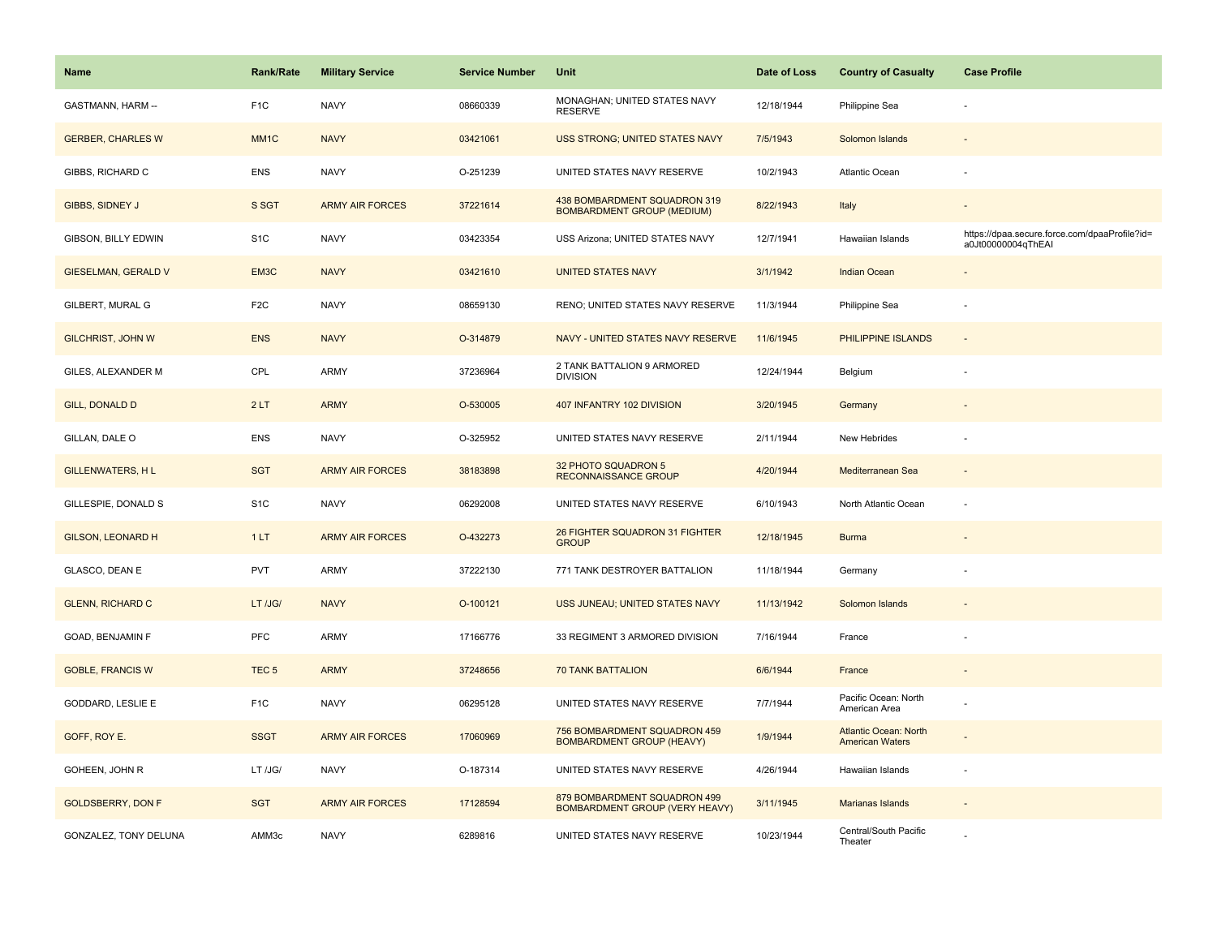| Name | Rank/Rate | Military Service | Service Number | Unit | Date of Loss | Country of Casualty | Case Profile |
|---|---|---|---|---|---|---|---|
| GASTMANN, HARM -- | F1C | NAVY | 08660339 | MONAGHAN; UNITED STATES NAVY RESERVE | 12/18/1944 | Philippine Sea | - |
| GERBER, CHARLES W | MM1C | NAVY | 03421061 | USS STRONG; UNITED STATES NAVY | 7/5/1943 | Solomon Islands | - |
| GIBBS, RICHARD C | ENS | NAVY | O-251239 | UNITED STATES NAVY RESERVE | 10/2/1943 | Atlantic Ocean | - |
| GIBBS, SIDNEY J | S SGT | ARMY AIR FORCES | 37221614 | 438 BOMBARDMENT SQUADRON 319 BOMBARDMENT GROUP (MEDIUM) | 8/22/1943 | Italy | - |
| GIBSON, BILLY EDWIN | S1C | NAVY | 03423354 | USS Arizona; UNITED STATES NAVY | 12/7/1941 | Hawaiian Islands | https://dpaa.secure.force.com/dpaaProfile?id=a0Jt00000004qThEAI |
| GIESELMAN, GERALD V | EM3C | NAVY | 03421610 | UNITED STATES NAVY | 3/1/1942 | Indian Ocean | - |
| GILBERT, MURAL G | F2C | NAVY | 08659130 | RENO; UNITED STATES NAVY RESERVE | 11/3/1944 | Philippine Sea | - |
| GILCHRIST, JOHN W | ENS | NAVY | O-314879 | NAVY - UNITED STATES NAVY RESERVE | 11/6/1945 | PHILIPPINE ISLANDS | - |
| GILES, ALEXANDER M | CPL | ARMY | 37236964 | 2 TANK BATTALION 9 ARMORED DIVISION | 12/24/1944 | Belgium | - |
| GILL, DONALD D | 2 LT | ARMY | O-530005 | 407 INFANTRY 102 DIVISION | 3/20/1945 | Germany | - |
| GILLAN, DALE O | ENS | NAVY | O-325952 | UNITED STATES NAVY RESERVE | 2/11/1944 | New Hebrides | - |
| GILLENWATERS, H L | SGT | ARMY AIR FORCES | 38183898 | 32 PHOTO SQUADRON 5 RECONNAISSANCE GROUP | 4/20/1944 | Mediterranean Sea | - |
| GILLESPIE, DONALD S | S1C | NAVY | 06292008 | UNITED STATES NAVY RESERVE | 6/10/1943 | North Atlantic Ocean | - |
| GILSON, LEONARD H | 1 LT | ARMY AIR FORCES | O-432273 | 26 FIGHTER SQUADRON 31 FIGHTER GROUP | 12/18/1945 | Burma | - |
| GLASCO, DEAN E | PVT | ARMY | 37222130 | 771 TANK DESTROYER BATTALION | 11/18/1944 | Germany | - |
| GLENN, RICHARD C | LT /JG/ | NAVY | O-100121 | USS JUNEAU; UNITED STATES NAVY | 11/13/1942 | Solomon Islands | - |
| GOAD, BENJAMIN F | PFC | ARMY | 17166776 | 33 REGIMENT 3 ARMORED DIVISION | 7/16/1944 | France | - |
| GOBLE, FRANCIS W | TEC 5 | ARMY | 37248656 | 70 TANK BATTALION | 6/6/1944 | France | - |
| GODDARD, LESLIE E | F1C | NAVY | 06295128 | UNITED STATES NAVY RESERVE | 7/7/1944 | Pacific Ocean: North American Area | - |
| GOFF, ROY E. | SSGT | ARMY AIR FORCES | 17060969 | 756 BOMBARDMENT SQUADRON 459 BOMBARDMENT GROUP (HEAVY) | 1/9/1944 | Atlantic Ocean: North American Waters | - |
| GOHEEN, JOHN R | LT /JG/ | NAVY | O-187314 | UNITED STATES NAVY RESERVE | 4/26/1944 | Hawaiian Islands | - |
| GOLDSBERRY, DON F | SGT | ARMY AIR FORCES | 17128594 | 879 BOMBARDMENT SQUADRON 499 BOMBARDMENT GROUP (VERY HEAVY) | 3/11/1945 | Marianas Islands | - |
| GONZALEZ, TONY DELUNA | AMM3c | NAVY | 6289816 | UNITED STATES NAVY RESERVE | 10/23/1944 | Central/South Pacific Theater | - |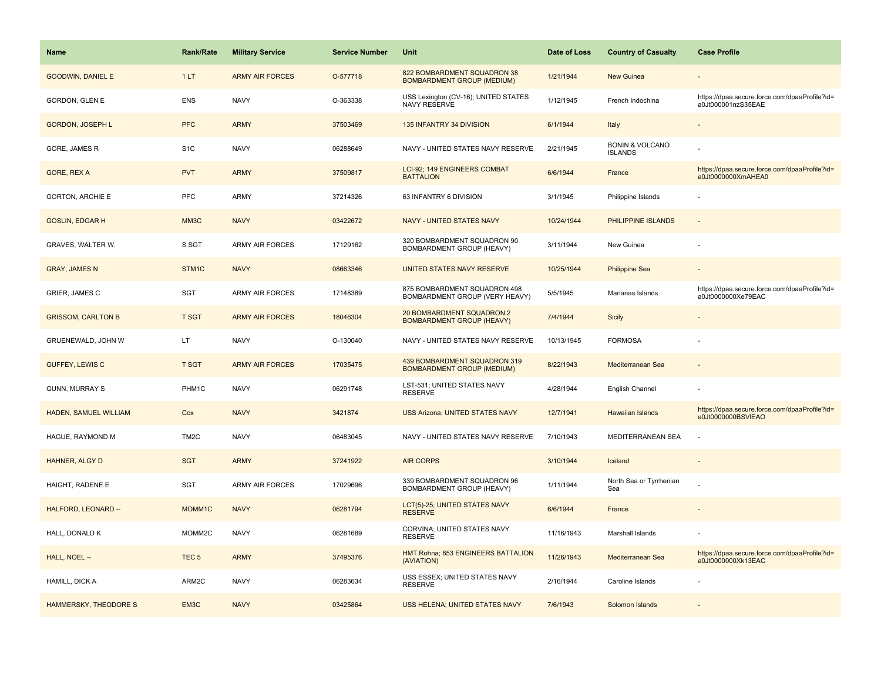| Name | Rank/Rate | Military Service | Service Number | Unit | Date of Loss | Country of Casualty | Case Profile |
| --- | --- | --- | --- | --- | --- | --- | --- |
| GOODWIN, DANIEL E | 1 LT | ARMY AIR FORCES | O-577718 | 822 BOMBARDMENT SQUADRON 38 BOMBARDMENT GROUP (MEDIUM) | 1/21/1944 | New Guinea | - |
| GORDON, GLEN E | ENS | NAVY | O-363338 | USS Lexington (CV-16); UNITED STATES NAVY RESERVE | 1/12/1945 | French Indochina | https://dpaa.secure.force.com/dpaaProfile?id=a0Jt000001nzS35EAE |
| GORDON, JOSEPH L | PFC | ARMY | 37503469 | 135 INFANTRY 34 DIVISION | 6/1/1944 | Italy | - |
| GORE, JAMES R | S1C | NAVY | 06288649 | NAVY - UNITED STATES NAVY RESERVE | 2/21/1945 | BONIN & VOLCANO ISLANDS | - |
| GORE, REX A | PVT | ARMY | 37509817 | LCI-92; 149 ENGINEERS COMBAT BATTALION | 6/6/1944 | France | https://dpaa.secure.force.com/dpaaProfile?id=a0Jt0000000XmAHEA0 |
| GORTON, ARCHIE E | PFC | ARMY | 37214326 | 63 INFANTRY 6 DIVISION | 3/1/1945 | Philippine Islands | - |
| GOSLIN, EDGAR H | MM3C | NAVY | 03422672 | NAVY - UNITED STATES NAVY | 10/24/1944 | PHILIPPINE ISLANDS | - |
| GRAVES, WALTER W. | S SGT | ARMY AIR FORCES | 17129162 | 320 BOMBARDMENT SQUADRON 90 BOMBARDMENT GROUP (HEAVY) | 3/11/1944 | New Guinea | - |
| GRAY, JAMES N | STM1C | NAVY | 08663346 | UNITED STATES NAVY RESERVE | 10/25/1944 | Philippine Sea | - |
| GRIER, JAMES C | SGT | ARMY AIR FORCES | 17148389 | 875 BOMBARDMENT SQUADRON 498 BOMBARDMENT GROUP (VERY HEAVY) | 5/5/1945 | Marianas Islands | https://dpaa.secure.force.com/dpaaProfile?id=a0Jt0000000Xe79EAC |
| GRISSOM, CARLTON B | T SGT | ARMY AIR FORCES | 18046304 | 20 BOMBARDMENT SQUADRON 2 BOMBARDMENT GROUP (HEAVY) | 7/4/1944 | Sicily | - |
| GRUENEWALD, JOHN W | LT | NAVY | O-130040 | NAVY - UNITED STATES NAVY RESERVE | 10/13/1945 | FORMOSA | - |
| GUFFEY, LEWIS C | T SGT | ARMY AIR FORCES | 17035475 | 439 BOMBARDMENT SQUADRON 319 BOMBARDMENT GROUP (MEDIUM) | 8/22/1943 | Mediterranean Sea | - |
| GUNN, MURRAY S | PHM1C | NAVY | 06291748 | LST-531; UNITED STATES NAVY RESERVE | 4/28/1944 | English Channel | - |
| HADEN, SAMUEL WILLIAM | Cox | NAVY | 3421874 | USS Arizona; UNITED STATES NAVY | 12/7/1941 | Hawaiian Islands | https://dpaa.secure.force.com/dpaaProfile?id=a0Jt0000000BSVIEAO |
| HAGUE, RAYMOND M | TM2C | NAVY | 06483045 | NAVY - UNITED STATES NAVY RESERVE | 7/10/1943 | MEDITERRANEAN SEA | - |
| HAHNER, ALGY D | SGT | ARMY | 37241922 | AIR CORPS | 3/10/1944 | Iceland | - |
| HAIGHT, RADENE E | SGT | ARMY AIR FORCES | 17029696 | 339 BOMBARDMENT SQUADRON 96 BOMBARDMENT GROUP (HEAVY) | 1/11/1944 | North Sea or Tyrrhenian Sea | - |
| HALFORD, LEONARD -- | MOMM1C | NAVY | 06281794 | LCT(5)-25; UNITED STATES NAVY RESERVE | 6/6/1944 | France | - |
| HALL, DONALD K | MOMM2C | NAVY | 06281689 | CORVINA; UNITED STATES NAVY RESERVE | 11/16/1943 | Marshall Islands | - |
| HALL, NOEL -- | TEC 5 | ARMY | 37495376 | HMT Rohna; 853 ENGINEERS BATTALION (AVIATION) | 11/26/1943 | Mediterranean Sea | https://dpaa.secure.force.com/dpaaProfile?id=a0Jt0000000Xk13EAC |
| HAMILL, DICK A | ARM2C | NAVY | 06283634 | USS ESSEX; UNITED STATES NAVY RESERVE | 2/16/1944 | Caroline Islands | - |
| HAMMERSKY, THEODORE S | EM3C | NAVY | 03425864 | USS HELENA; UNITED STATES NAVY | 7/6/1943 | Solomon Islands | - |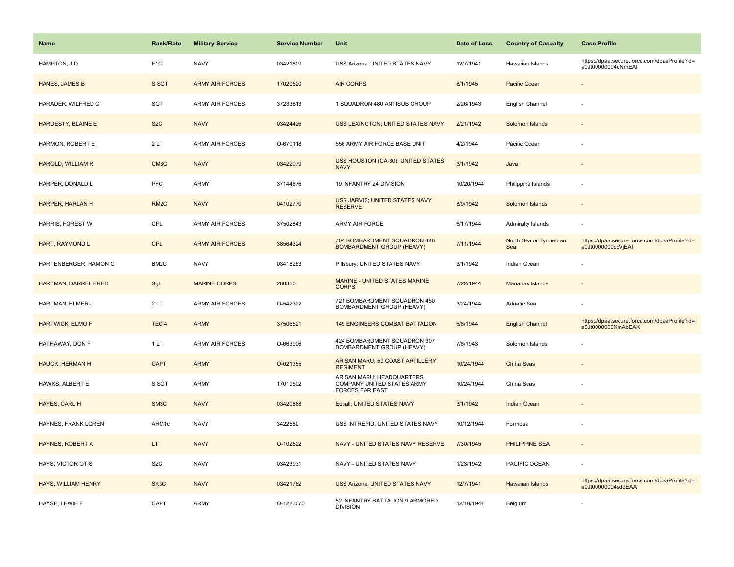| Name | Rank/Rate | Military Service | Service Number | Unit | Date of Loss | Country of Casualty | Case Profile |
| --- | --- | --- | --- | --- | --- | --- | --- |
| HAMPTON, J D | F1C | NAVY | 03421809 | USS Arizona; UNITED STATES NAVY | 12/7/1941 | Hawaiian Islands | https://dpaa.secure.force.com/dpaaProfile?id=a0Jt00000004oNmEAI |
| HANES, JAMES B | S SGT | ARMY AIR FORCES | 17020520 | AIR CORPS | 8/1/1945 | Pacific Ocean | - |
| HARADER, WILFRED C | SGT | ARMY AIR FORCES | 37233613 | 1 SQUADRON 480 ANTISUB GROUP | 2/26/1943 | English Channel | - |
| HARDESTY, BLAINE E | S2C | NAVY | 03424426 | USS LEXINGTON; UNITED STATES NAVY | 2/21/1942 | Solomon Islands | - |
| HARMON, ROBERT E | 2 LT | ARMY AIR FORCES | O-670118 | 556 ARMY AIR FORCE BASE UNIT | 4/2/1944 | Pacific Ocean | - |
| HAROLD, WILLIAM R | CM3C | NAVY | 03422079 | USS HOUSTON (CA-30); UNITED STATES NAVY | 3/1/1942 | Java | - |
| HARPER, DONALD L | PFC | ARMY | 37144676 | 19 INFANTRY 24 DIVISION | 10/20/1944 | Philippine Islands | - |
| HARPER, HARLAN H | RM2C | NAVY | 04102770 | USS JARVIS; UNITED STATES NAVY RESERVE | 8/9/1942 | Solomon Islands | - |
| HARRIS, FOREST W | CPL | ARMY AIR FORCES | 37502843 | ARMY AIR FORCE | 6/17/1944 | Admiralty Islands | - |
| HART, RAYMOND L | CPL | ARMY AIR FORCES | 38564324 | 704 BOMBARDMENT SQUADRON 446 BOMBARDMENT GROUP (HEAVY) | 7/11/1944 | North Sea or Tyrrhenian Sea | https://dpaa.secure.force.com/dpaaProfile?id=a0Jt0000000ccVjEAI |
| HARTENBERGER, RAMON C | BM2C | NAVY | 03418253 | Pillsbury; UNITED STATES NAVY | 3/1/1942 | Indian Ocean | - |
| HARTMAN, DARREL FRED | Sgt | MARINE CORPS | 280350 | MARINE - UNITED STATES MARINE CORPS | 7/22/1944 | Marianas Islands | - |
| HARTMAN, ELMER J | 2 LT | ARMY AIR FORCES | O-542322 | 721 BOMBARDMENT SQUADRON 450 BOMBARDMENT GROUP (HEAVY) | 3/24/1944 | Adriatic Sea | - |
| HARTWICK, ELMO F | TEC 4 | ARMY | 37506521 | 149 ENGINEERS COMBAT BATTALION | 6/6/1944 | English Channel | https://dpaa.secure.force.com/dpaaProfile?id=a0Jt0000000XmAbEAK |
| HATHAWAY, DON F | 1 LT | ARMY AIR FORCES | O-663906 | 424 BOMBARDMENT SQUADRON 307 BOMBARDMENT GROUP (HEAVY) | 7/6/1943 | Solomon Islands | - |
| HAUCK, HERMAN H | CAPT | ARMY | O-021355 | ARISAN MARU; 59 COAST ARTILLERY REGIMENT | 10/24/1944 | China Seas | - |
| HAWKS, ALBERT E | S SGT | ARMY | 17019502 | ARISAN MARU; HEADQUARTERS COMPANY UNITED STATES ARMY FORCES FAR EAST | 10/24/1944 | China Seas | - |
| HAYES, CARL H | SM3C | NAVY | 03420888 | Edsall; UNITED STATES NAVY | 3/1/1942 | Indian Ocean | - |
| HAYNES, FRANK LOREN | ARM1c | NAVY | 3422580 | USS INTREPID; UNITED STATES NAVY | 10/12/1944 | Formosa | - |
| HAYNES, ROBERT A | LT | NAVY | O-102522 | NAVY - UNITED STATES NAVY RESERVE | 7/30/1945 | PHILIPPINE SEA | - |
| HAYS, VICTOR OTIS | S2C | NAVY | 03423931 | NAVY - UNITED STATES NAVY | 1/23/1942 | PACIFIC OCEAN | - |
| HAYS, WILLIAM HENRY | SK3C | NAVY | 03421762 | USS Arizona; UNITED STATES NAVY | 12/7/1941 | Hawaiian Islands | https://dpaa.secure.force.com/dpaaProfile?id=a0Jt00000004sddEAA |
| HAYSE, LEWIE F | CAPT | ARMY | O-1283070 | 52 INFANTRY BATTALION 9 ARMORED DIVISION | 12/18/1944 | Belgium | - |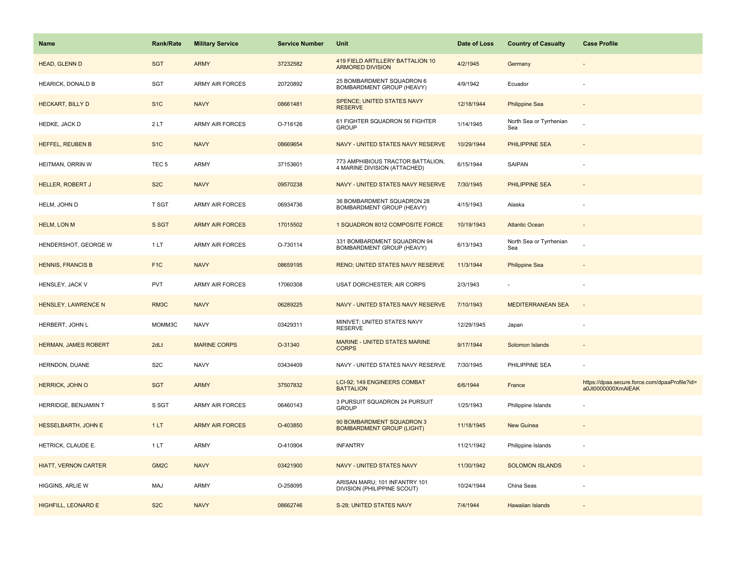| Name | Rank/Rate | Military Service | Service Number | Unit | Date of Loss | Country of Casualty | Case Profile |
| --- | --- | --- | --- | --- | --- | --- | --- |
| HEAD, GLENN D | SGT | ARMY | 37232582 | 419 FIELD ARTILLERY BATTALION 10 ARMORED DIVISION | 4/2/1945 | Germany | - |
| HEARICK, DONALD B | SGT | ARMY AIR FORCES | 20720892 | 25 BOMBARDMENT SQUADRON 6 BOMBARDMENT GROUP (HEAVY) | 4/9/1942 | Ecuador | - |
| HECKART, BILLY D | S1C | NAVY | 08661481 | SPENCE; UNITED STATES NAVY RESERVE | 12/18/1944 | Philippine Sea | - |
| HEDKE, JACK D | 2 LT | ARMY AIR FORCES | O-716126 | 61 FIGHTER SQUADRON 56 FIGHTER GROUP | 1/14/1945 | North Sea or Tyrrhenian Sea | - |
| HEFFEL, REUBEN B | S1C | NAVY | 08669654 | NAVY - UNITED STATES NAVY RESERVE | 10/29/1944 | PHILIPPINE SEA | - |
| HEITMAN, ORRIN W | TEC 5 | ARMY | 37153601 | 773 AMPHIBIOUS TRACTOR BATTALION, 4 MARINE DIVISION (ATTACHED) | 6/15/1944 | SAIPAN | - |
| HELLER, ROBERT J | S2C | NAVY | 09570238 | NAVY - UNITED STATES NAVY RESERVE | 7/30/1945 | PHILIPPINE SEA | - |
| HELM, JOHN D | T SGT | ARMY AIR FORCES | 06934736 | 36 BOMBARDMENT SQUADRON 28 BOMBARDMENT GROUP (HEAVY) | 4/15/1943 | Alaska | - |
| HELM, LON M | S SGT | ARMY AIR FORCES | 17015502 | 1 SQUADRON 8012 COMPOSITE FORCE | 10/19/1943 | Atlantic Ocean | - |
| HENDERSHOT, GEORGE W | 1 LT | ARMY AIR FORCES | O-730114 | 331 BOMBARDMENT SQUADRON 94 BOMBARDMENT GROUP (HEAVY) | 6/13/1943 | North Sea or Tyrrhenian Sea | - |
| HENNIS, FRANCIS B | F1C | NAVY | 08659195 | RENO; UNITED STATES NAVY RESERVE | 11/3/1944 | Philippine Sea | - |
| HENSLEY, JACK V | PVT | ARMY AIR FORCES | 17060308 | USAT DORCHESTER; AIR CORPS | 2/3/1943 | - | - |
| HENSLEY, LAWRENCE N | RM3C | NAVY | 06289225 | NAVY - UNITED STATES NAVY RESERVE | 7/10/1943 | MEDITERRANEAN SEA | - |
| HERBERT, JOHN L | MOMM3C | NAVY | 03429311 | MINIVET; UNITED STATES NAVY RESERVE | 12/29/1945 | Japan | - |
| HERMAN, JAMES ROBERT | 2dLt | MARINE CORPS | O-31340 | MARINE - UNITED STATES MARINE CORPS | 9/17/1944 | Solomon Islands | - |
| HERNDON, DUANE | S2C | NAVY | 03434409 | NAVY - UNITED STATES NAVY RESERVE | 7/30/1945 | PHILIPPINE SEA | - |
| HERRICK, JOHN O | SGT | ARMY | 37507832 | LCI-92; 149 ENGINEERS COMBAT BATTALION | 6/6/1944 | France | https://dpaa.secure.force.com/dpaaProfile?id=a0Jt0000000XmAlEAK |
| HERRIDGE, BENJAMIN T | S SGT | ARMY AIR FORCES | 06460143 | 3 PURSUIT SQUADRON 24 PURSUIT GROUP | 1/25/1943 | Philippine Islands | - |
| HESSELBARTH, JOHN E | 1 LT | ARMY AIR FORCES | O-403850 | 90 BOMBARDMENT SQUADRON 3 BOMBARDMENT GROUP (LIGHT) | 11/18/1945 | New Guinea | - |
| HETRICK, CLAUDE E. | 1 LT | ARMY | O-410904 | INFANTRY | 11/21/1942 | Philippine Islands | - |
| HIATT, VERNON CARTER | GM2C | NAVY | 03421900 | NAVY - UNITED STATES NAVY | 11/30/1942 | SOLOMON ISLANDS | - |
| HIGGINS, ARLIE W | MAJ | ARMY | O-258095 | ARISAN MARU; 101 INFANTRY 101 DIVISION (PHILIPPINE SCOUT) | 10/24/1944 | China Seas | - |
| HIGHFILL, LEONARD E | S2C | NAVY | 08662746 | S-28; UNITED STATES NAVY | 7/4/1944 | Hawaiian Islands | - |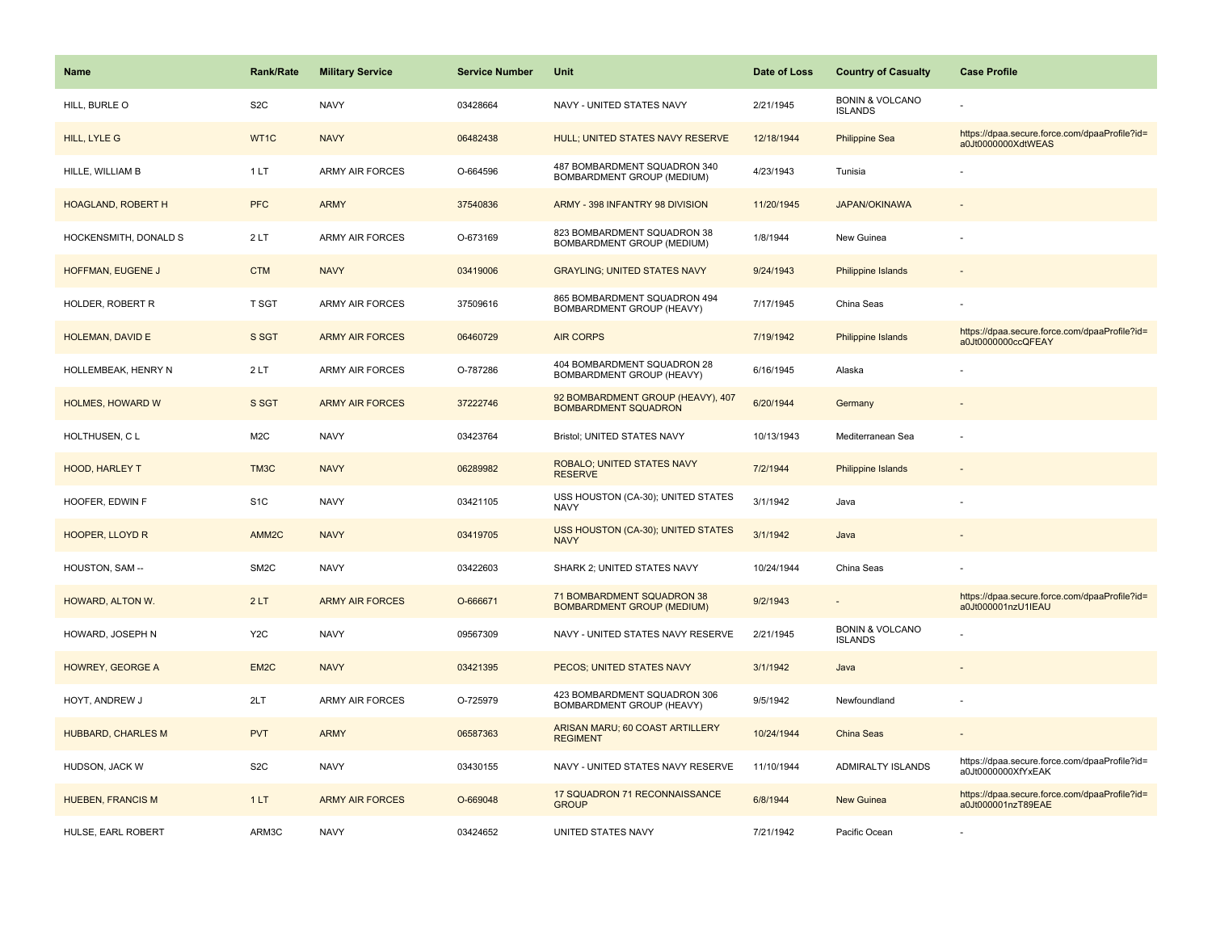| Name | Rank/Rate | Military Service | Service Number | Unit | Date of Loss | Country of Casualty | Case Profile |
| --- | --- | --- | --- | --- | --- | --- | --- |
| HILL, BURLE O | S2C | NAVY | 03428664 | NAVY - UNITED STATES NAVY | 2/21/1945 | BONIN & VOLCANO ISLANDS | - |
| HILL, LYLE G | WT1C | NAVY | 06482438 | HULL; UNITED STATES NAVY RESERVE | 12/18/1944 | Philippine Sea | https://dpaa.secure.force.com/dpaaProfile?id=a0Jt0000000XdtWEAS |
| HILLE, WILLIAM B | 1 LT | ARMY AIR FORCES | O-664596 | 487 BOMBARDMENT SQUADRON 340 BOMBARDMENT GROUP (MEDIUM) | 4/23/1943 | Tunisia | - |
| HOAGLAND, ROBERT H | PFC | ARMY | 37540836 | ARMY - 398 INFANTRY 98 DIVISION | 11/20/1945 | JAPAN/OKINAWA | - |
| HOCKENSMITH, DONALD S | 2 LT | ARMY AIR FORCES | O-673169 | 823 BOMBARDMENT SQUADRON 38 BOMBARDMENT GROUP (MEDIUM) | 1/8/1944 | New Guinea | - |
| HOFFMAN, EUGENE J | CTM | NAVY | 03419006 | GRAYLING; UNITED STATES NAVY | 9/24/1943 | Philippine Islands | - |
| HOLDER, ROBERT R | T SGT | ARMY AIR FORCES | 37509616 | 865 BOMBARDMENT SQUADRON 494 BOMBARDMENT GROUP (HEAVY) | 7/17/1945 | China Seas | - |
| HOLEMAN, DAVID E | S SGT | ARMY AIR FORCES | 06460729 | AIR CORPS | 7/19/1942 | Philippine Islands | https://dpaa.secure.force.com/dpaaProfile?id=a0Jt0000000ccQFEAY |
| HOLLEMBEAK, HENRY N | 2 LT | ARMY AIR FORCES | O-787286 | 404 BOMBARDMENT SQUADRON 28 BOMBARDMENT GROUP (HEAVY) | 6/16/1945 | Alaska | - |
| HOLMES, HOWARD W | S SGT | ARMY AIR FORCES | 37222746 | 92 BOMBARDMENT GROUP (HEAVY), 407 BOMBARDMENT SQUADRON | 6/20/1944 | Germany | - |
| HOLTHUSEN, C L | M2C | NAVY | 03423764 | Bristol; UNITED STATES NAVY | 10/13/1943 | Mediterranean Sea | - |
| HOOD, HARLEY T | TM3C | NAVY | 06289982 | ROBALO; UNITED STATES NAVY RESERVE | 7/2/1944 | Philippine Islands | - |
| HOOFER, EDWIN F | S1C | NAVY | 03421105 | USS HOUSTON (CA-30); UNITED STATES NAVY | 3/1/1942 | Java | - |
| HOOPER, LLOYD R | AMM2C | NAVY | 03419705 | USS HOUSTON (CA-30); UNITED STATES NAVY | 3/1/1942 | Java | - |
| HOUSTON, SAM -- | SM2C | NAVY | 03422603 | SHARK 2; UNITED STATES NAVY | 10/24/1944 | China Seas | - |
| HOWARD, ALTON W. | 2 LT | ARMY AIR FORCES | O-666671 | 71 BOMBARDMENT SQUADRON 38 BOMBARDMENT GROUP (MEDIUM) | 9/2/1943 | - | https://dpaa.secure.force.com/dpaaProfile?id=a0Jt000001nzU1IEAU |
| HOWARD, JOSEPH N | Y2C | NAVY | 09567309 | NAVY - UNITED STATES NAVY RESERVE | 2/21/1945 | BONIN & VOLCANO ISLANDS | - |
| HOWREY, GEORGE A | EM2C | NAVY | 03421395 | PECOS; UNITED STATES NAVY | 3/1/1942 | Java | - |
| HOYT, ANDREW J | 2LT | ARMY AIR FORCES | O-725979 | 423 BOMBARDMENT SQUADRON 306 BOMBARDMENT GROUP (HEAVY) | 9/5/1942 | Newfoundland | - |
| HUBBARD, CHARLES M | PVT | ARMY | 06587363 | ARISAN MARU; 60 COAST ARTILLERY REGIMENT | 10/24/1944 | China Seas | - |
| HUDSON, JACK W | S2C | NAVY | 03430155 | NAVY - UNITED STATES NAVY RESERVE | 11/10/1944 | ADMIRALTY ISLANDS | https://dpaa.secure.force.com/dpaaProfile?id=a0Jt0000000XfYxEAK |
| HUEBEN, FRANCIS M | 1 LT | ARMY AIR FORCES | O-669048 | 17 SQUADRON 71 RECONNAISSANCE GROUP | 6/8/1944 | New Guinea | https://dpaa.secure.force.com/dpaaProfile?id=a0Jt000001nzT89EAE |
| HULSE, EARL ROBERT | ARM3C | NAVY | 03424652 | UNITED STATES NAVY | 7/21/1942 | Pacific Ocean | - |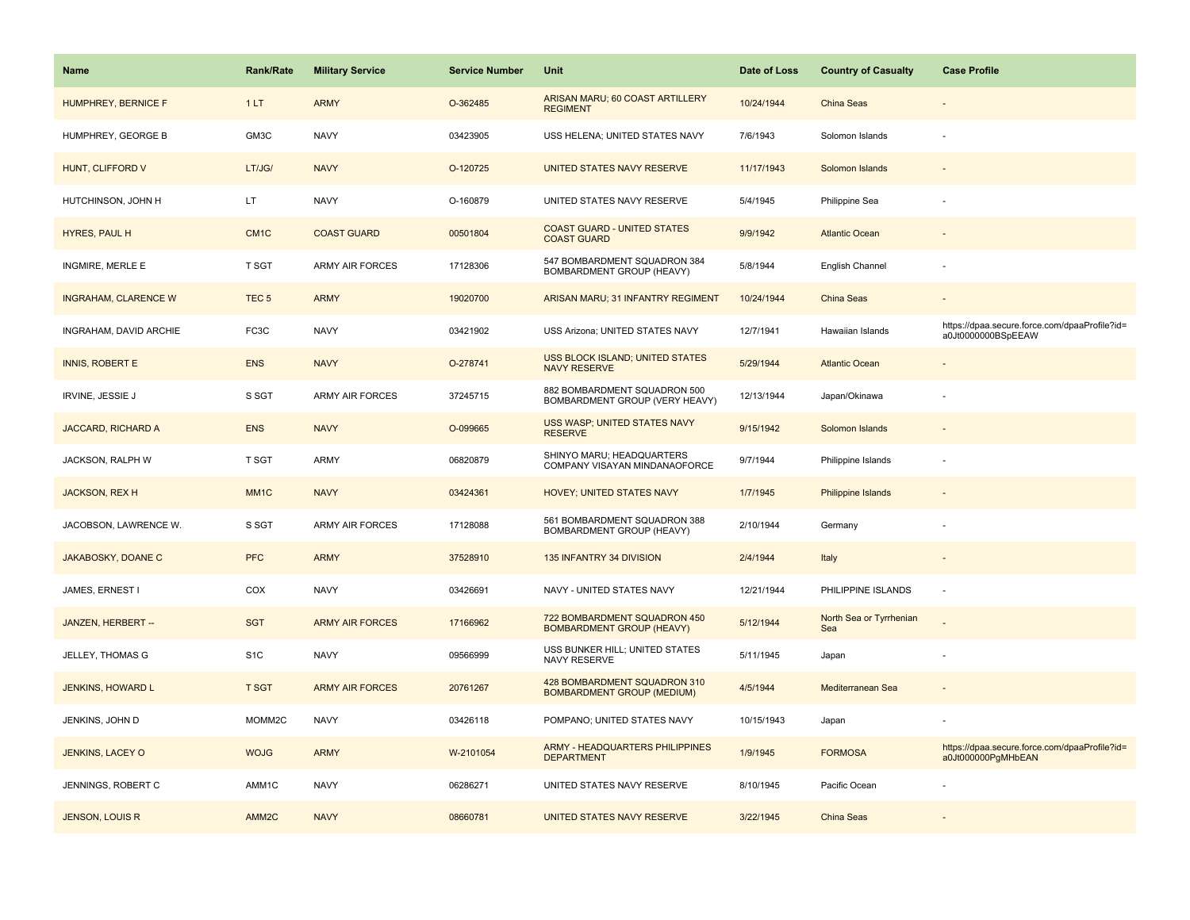| Name | Rank/Rate | Military Service | Service Number | Unit | Date of Loss | Country of Casualty | Case Profile |
| --- | --- | --- | --- | --- | --- | --- | --- |
| HUMPHREY, BERNICE F | 1 LT | ARMY | O-362485 | ARISAN MARU; 60 COAST ARTILLERY REGIMENT | 10/24/1944 | China Seas | - |
| HUMPHREY, GEORGE B | GM3C | NAVY | 03423905 | USS HELENA; UNITED STATES NAVY | 7/6/1943 | Solomon Islands | - |
| HUNT, CLIFFORD V | LT/JG/ | NAVY | O-120725 | UNITED STATES NAVY RESERVE | 11/17/1943 | Solomon Islands | - |
| HUTCHINSON, JOHN H | LT | NAVY | O-160879 | UNITED STATES NAVY RESERVE | 5/4/1945 | Philippine Sea | - |
| HYRES, PAUL H | CM1C | COAST GUARD | 00501804 | COAST GUARD - UNITED STATES COAST GUARD | 9/9/1942 | Atlantic Ocean | - |
| INGMIRE, MERLE E | T SGT | ARMY AIR FORCES | 17128306 | 547 BOMBARDMENT SQUADRON 384 BOMBARDMENT GROUP (HEAVY) | 5/8/1944 | English Channel | - |
| INGRAHAM, CLARENCE W | TEC 5 | ARMY | 19020700 | ARISAN MARU; 31 INFANTRY REGIMENT | 10/24/1944 | China Seas | - |
| INGRAHAM, DAVID ARCHIE | FC3C | NAVY | 03421902 | USS Arizona; UNITED STATES NAVY | 12/7/1941 | Hawaiian Islands | https://dpaa.secure.force.com/dpaaProfile?id=a0Jt0000000BSpEEAW |
| INNIS, ROBERT E | ENS | NAVY | O-278741 | USS BLOCK ISLAND; UNITED STATES NAVY RESERVE | 5/29/1944 | Atlantic Ocean | - |
| IRVINE, JESSIE J | S SGT | ARMY AIR FORCES | 37245715 | 882 BOMBARDMENT SQUADRON 500 BOMBARDMENT GROUP (VERY HEAVY) | 12/13/1944 | Japan/Okinawa | - |
| JACCARD, RICHARD A | ENS | NAVY | O-099665 | USS WASP; UNITED STATES NAVY RESERVE | 9/15/1942 | Solomon Islands | - |
| JACKSON, RALPH W | T SGT | ARMY | 06820879 | SHINYO MARU; HEADQUARTERS COMPANY VISAYAN MINDANAOFORCE | 9/7/1944 | Philippine Islands | - |
| JACKSON, REX H | MM1C | NAVY | 03424361 | HOVEY; UNITED STATES NAVY | 1/7/1945 | Philippine Islands | - |
| JACOBSON, LAWRENCE W. | S SGT | ARMY AIR FORCES | 17128088 | 561 BOMBARDMENT SQUADRON 388 BOMBARDMENT GROUP (HEAVY) | 2/10/1944 | Germany | - |
| JAKABOSKY, DOANE C | PFC | ARMY | 37528910 | 135 INFANTRY 34 DIVISION | 2/4/1944 | Italy | - |
| JAMES, ERNEST I | COX | NAVY | 03426691 | NAVY - UNITED STATES NAVY | 12/21/1944 | PHILIPPINE ISLANDS | - |
| JANZEN, HERBERT -- | SGT | ARMY AIR FORCES | 17166962 | 722 BOMBARDMENT SQUADRON 450 BOMBARDMENT GROUP (HEAVY) | 5/12/1944 | North Sea or Tyrrhenian Sea | - |
| JELLEY, THOMAS G | S1C | NAVY | 09566999 | USS BUNKER HILL; UNITED STATES NAVY RESERVE | 5/11/1945 | Japan | - |
| JENKINS, HOWARD L | T SGT | ARMY AIR FORCES | 20761267 | 428 BOMBARDMENT SQUADRON 310 BOMBARDMENT GROUP (MEDIUM) | 4/5/1944 | Mediterranean Sea | - |
| JENKINS, JOHN D | MOMM2C | NAVY | 03426118 | POMPANO; UNITED STATES NAVY | 10/15/1943 | Japan | - |
| JENKINS, LACEY O | WOJG | ARMY | W-2101054 | ARMY - HEADQUARTERS PHILIPPINES DEPARTMENT | 1/9/1945 | FORMOSA | https://dpaa.secure.force.com/dpaaProfile?id=a0Jt000000PgMHbEAN |
| JENNINGS, ROBERT C | AMM1C | NAVY | 06286271 | UNITED STATES NAVY RESERVE | 8/10/1945 | Pacific Ocean | - |
| JENSON, LOUIS R | AMM2C | NAVY | 08660781 | UNITED STATES NAVY RESERVE | 3/22/1945 | China Seas | - |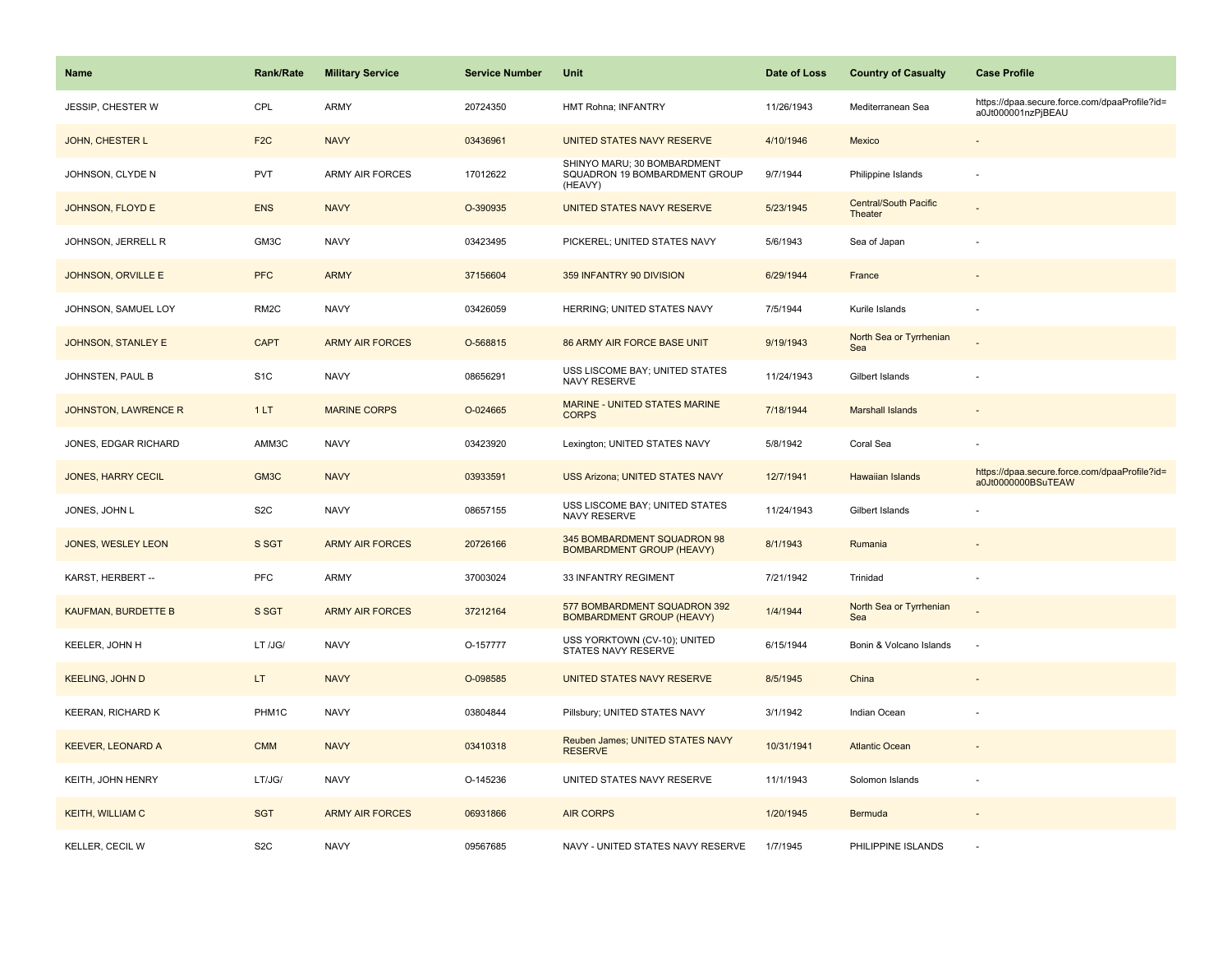| Name | Rank/Rate | Military Service | Service Number | Unit | Date of Loss | Country of Casualty | Case Profile |
|---|---|---|---|---|---|---|---|
| JESSIP, CHESTER W | CPL | ARMY | 20724350 | HMT Rohna; INFANTRY | 11/26/1943 | Mediterranean Sea | https://dpaa.secure.force.com/dpaaProfile?id=a0Jt000001nzPjBEAU |
| JOHN, CHESTER L | F2C | NAVY | 03436961 | UNITED STATES NAVY RESERVE | 4/10/1946 | Mexico | - |
| JOHNSON, CLYDE N | PVT | ARMY AIR FORCES | 17012622 | SHINYO MARU; 30 BOMBARDMENT SQUADRON 19 BOMBARDMENT GROUP (HEAVY) | 9/7/1944 | Philippine Islands | - |
| JOHNSON, FLOYD E | ENS | NAVY | O-390935 | UNITED STATES NAVY RESERVE | 5/23/1945 | Central/South Pacific Theater | - |
| JOHNSON, JERRELL R | GM3C | NAVY | 03423495 | PICKEREL; UNITED STATES NAVY | 5/6/1943 | Sea of Japan | - |
| JOHNSON, ORVILLE E | PFC | ARMY | 37156604 | 359 INFANTRY 90 DIVISION | 6/29/1944 | France | - |
| JOHNSON, SAMUEL LOY | RM2C | NAVY | 03426059 | HERRING; UNITED STATES NAVY | 7/5/1944 | Kurile Islands | - |
| JOHNSON, STANLEY E | CAPT | ARMY AIR FORCES | O-568815 | 86 ARMY AIR FORCE BASE UNIT | 9/19/1943 | North Sea or Tyrrhenian Sea | - |
| JOHNSTEN, PAUL B | S1C | NAVY | 08656291 | USS LISCOME BAY; UNITED STATES NAVY RESERVE | 11/24/1943 | Gilbert Islands | - |
| JOHNSTON, LAWRENCE R | 1 LT | MARINE CORPS | O-024665 | MARINE - UNITED STATES MARINE CORPS | 7/18/1944 | Marshall Islands | - |
| JONES, EDGAR RICHARD | AMM3C | NAVY | 03423920 | Lexington; UNITED STATES NAVY | 5/8/1942 | Coral Sea | - |
| JONES, HARRY CECIL | GM3C | NAVY | 03933591 | USS Arizona; UNITED STATES NAVY | 12/7/1941 | Hawaiian Islands | https://dpaa.secure.force.com/dpaaProfile?id=a0Jt0000000BSuTEAW |
| JONES, JOHN L | S2C | NAVY | 08657155 | USS LISCOME BAY; UNITED STATES NAVY RESERVE | 11/24/1943 | Gilbert Islands | - |
| JONES, WESLEY LEON | S SGT | ARMY AIR FORCES | 20726166 | 345 BOMBARDMENT SQUADRON 98 BOMBARDMENT GROUP (HEAVY) | 8/1/1943 | Rumania | - |
| KARST, HERBERT -- | PFC | ARMY | 37003024 | 33 INFANTRY REGIMENT | 7/21/1942 | Trinidad | - |
| KAUFMAN, BURDETTE B | S SGT | ARMY AIR FORCES | 37212164 | 577 BOMBARDMENT SQUADRON 392 BOMBARDMENT GROUP (HEAVY) | 1/4/1944 | North Sea or Tyrrhenian Sea | - |
| KEELER, JOHN H | LT /JG/ | NAVY | O-157777 | USS YORKTOWN (CV-10); UNITED STATES NAVY RESERVE | 6/15/1944 | Bonin & Volcano Islands | - |
| KEELING, JOHN D | LT | NAVY | O-098585 | UNITED STATES NAVY RESERVE | 8/5/1945 | China | - |
| KEERAN, RICHARD K | PHM1C | NAVY | 03804844 | Pillsbury; UNITED STATES NAVY | 3/1/1942 | Indian Ocean | - |
| KEEVER, LEONARD A | CMM | NAVY | 03410318 | Reuben James; UNITED STATES NAVY RESERVE | 10/31/1941 | Atlantic Ocean | - |
| KEITH, JOHN HENRY | LT/JG/ | NAVY | O-145236 | UNITED STATES NAVY RESERVE | 11/1/1943 | Solomon Islands | - |
| KEITH, WILLIAM C | SGT | ARMY AIR FORCES | 06931866 | AIR CORPS | 1/20/1945 | Bermuda | - |
| KELLER, CECIL W | S2C | NAVY | 09567685 | NAVY - UNITED STATES NAVY RESERVE | 1/7/1945 | PHILIPPINE ISLANDS | - |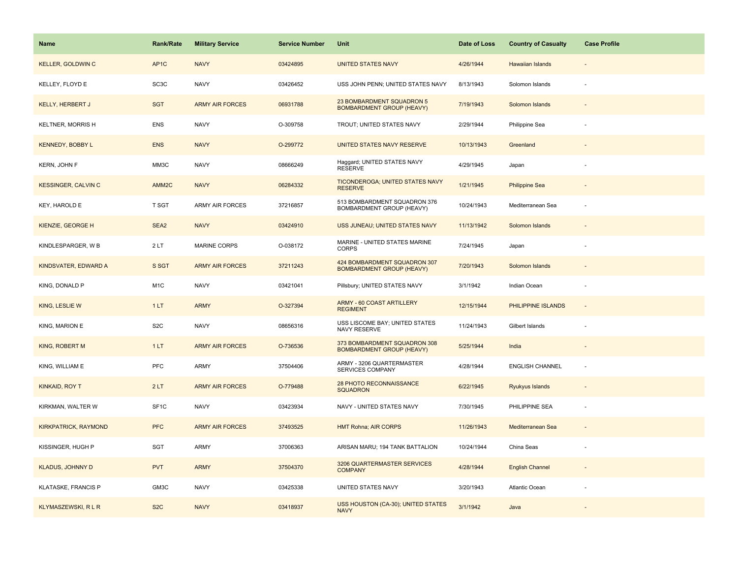| Name | Rank/Rate | Military Service | Service Number | Unit | Date of Loss | Country of Casualty | Case Profile |
|---|---|---|---|---|---|---|---|
| KELLER, GOLDWIN C | AP1C | NAVY | 03424895 | UNITED STATES NAVY | 4/26/1944 | Hawaiian Islands | - |
| KELLEY, FLOYD E | SC3C | NAVY | 03426452 | USS JOHN PENN; UNITED STATES NAVY | 8/13/1943 | Solomon Islands | - |
| KELLY, HERBERT J | SGT | ARMY AIR FORCES | 06931788 | 23 BOMBARDMENT SQUADRON 5 BOMBARDMENT GROUP (HEAVY) | 7/19/1943 | Solomon Islands | - |
| KELTNER, MORRIS H | ENS | NAVY | O-309758 | TROUT; UNITED STATES NAVY | 2/29/1944 | Philippine Sea | - |
| KENNEDY, BOBBY L | ENS | NAVY | O-299772 | UNITED STATES NAVY RESERVE | 10/13/1943 | Greenland | - |
| KERN, JOHN F | MM3C | NAVY | 08666249 | Haggard; UNITED STATES NAVY RESERVE | 4/29/1945 | Japan | - |
| KESSINGER, CALVIN C | AMM2C | NAVY | 06284332 | TICONDEROGA; UNITED STATES NAVY RESERVE | 1/21/1945 | Philippine Sea | - |
| KEY, HAROLD E | T SGT | ARMY AIR FORCES | 37216857 | 513 BOMBARDMENT SQUADRON 376 BOMBARDMENT GROUP (HEAVY) | 10/24/1943 | Mediterranean Sea | - |
| KIENZIE, GEORGE H | SEA2 | NAVY | 03424910 | USS JUNEAU; UNITED STATES NAVY | 11/13/1942 | Solomon Islands | - |
| KINDLESPARGER, W B | 2 LT | MARINE CORPS | O-038172 | MARINE - UNITED STATES MARINE CORPS | 7/24/1945 | Japan | - |
| KINDSVATER, EDWARD A | S SGT | ARMY AIR FORCES | 37211243 | 424 BOMBARDMENT SQUADRON 307 BOMBARDMENT GROUP (HEAVY) | 7/20/1943 | Solomon Islands | - |
| KING, DONALD P | M1C | NAVY | 03421041 | Pillsbury; UNITED STATES NAVY | 3/1/1942 | Indian Ocean | - |
| KING, LESLIE W | 1 LT | ARMY | O-327394 | ARMY - 60 COAST ARTILLERY REGIMENT | 12/15/1944 | PHILIPPINE ISLANDS | - |
| KING, MARION E | S2C | NAVY | 08656316 | USS LISCOME BAY; UNITED STATES NAVY RESERVE | 11/24/1943 | Gilbert Islands | - |
| KING, ROBERT M | 1 LT | ARMY AIR FORCES | O-736536 | 373 BOMBARDMENT SQUADRON 308 BOMBARDMENT GROUP (HEAVY) | 5/25/1944 | India | - |
| KING, WILLIAM E | PFC | ARMY | 37504406 | ARMY - 3206 QUARTERMASTER SERVICES COMPANY | 4/28/1944 | ENGLISH CHANNEL | - |
| KINKAID, ROY T | 2 LT | ARMY AIR FORCES | O-779488 | 28 PHOTO RECONNAISSANCE SQUADRON | 6/22/1945 | Ryukyus Islands | - |
| KIRKMAN, WALTER W | SF1C | NAVY | 03423934 | NAVY - UNITED STATES NAVY | 7/30/1945 | PHILIPPINE SEA | - |
| KIRKPATRICK, RAYMOND | PFC | ARMY AIR FORCES | 37493525 | HMT Rohna; AIR CORPS | 11/26/1943 | Mediterranean Sea | - |
| KISSINGER, HUGH P | SGT | ARMY | 37006363 | ARISAN MARU; 194 TANK BATTALION | 10/24/1944 | China Seas | - |
| KLADUS, JOHNNY D | PVT | ARMY | 37504370 | 3206 QUARTERMASTER SERVICES COMPANY | 4/28/1944 | English Channel | - |
| KLATASKE, FRANCIS P | GM3C | NAVY | 03425338 | UNITED STATES NAVY | 3/20/1943 | Atlantic Ocean | - |
| KLYMASZEWSKI, R L R | S2C | NAVY | 03418937 | USS HOUSTON (CA-30); UNITED STATES NAVY | 3/1/1942 | Java | - |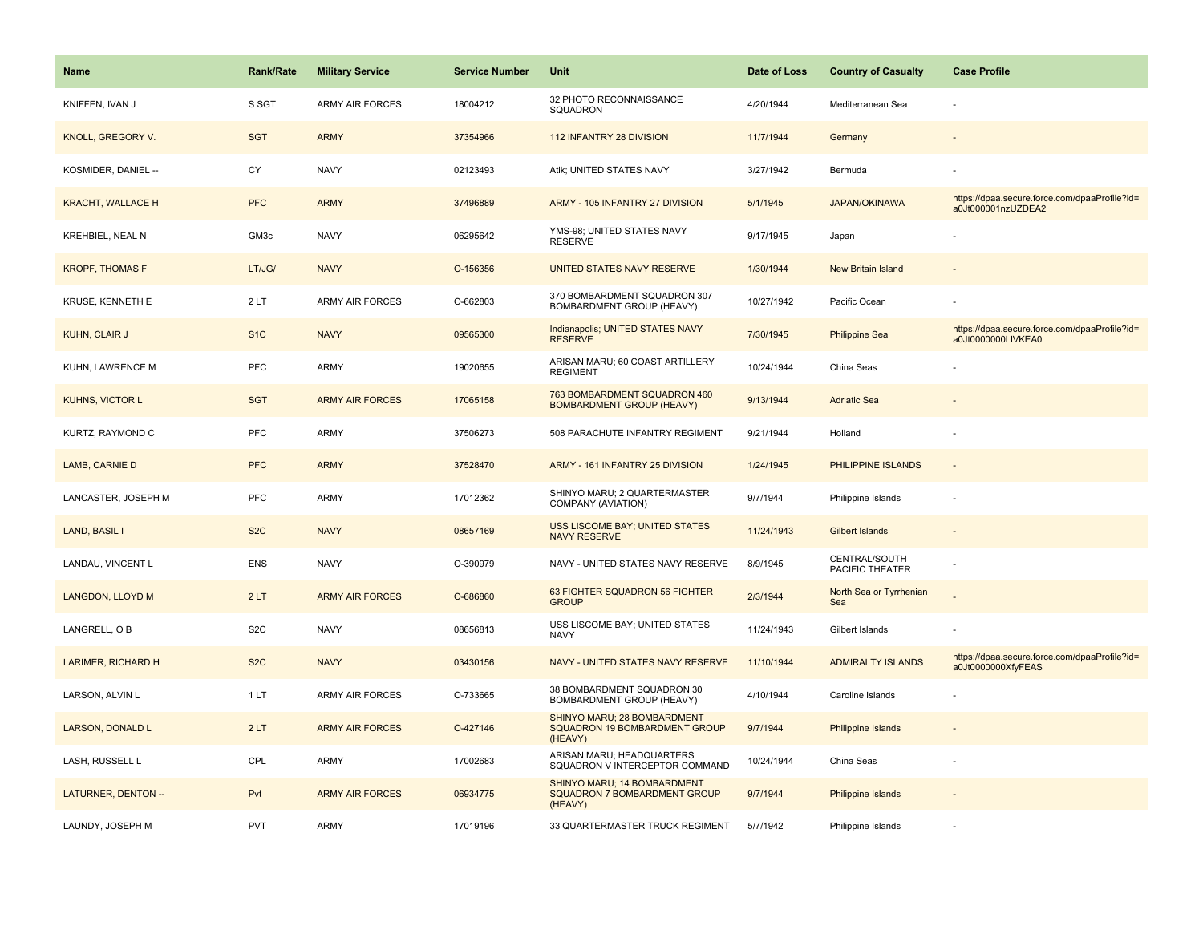| Name | Rank/Rate | Military Service | Service Number | Unit | Date of Loss | Country of Casualty | Case Profile |
|---|---|---|---|---|---|---|---|
| KNIFFEN, IVAN J | S SGT | ARMY AIR FORCES | 18004212 | 32 PHOTO RECONNAISSANCE SQUADRON | 4/20/1944 | Mediterranean Sea | - |
| KNOLL, GREGORY V. | SGT | ARMY | 37354966 | 112 INFANTRY 28 DIVISION | 11/7/1944 | Germany | - |
| KOSMIDER, DANIEL -- | CY | NAVY | 02123493 | Atik; UNITED STATES NAVY | 3/27/1942 | Bermuda | - |
| KRACHT, WALLACE H | PFC | ARMY | 37496889 | ARMY - 105 INFANTRY 27 DIVISION | 5/1/1945 | JAPAN/OKINAWA | https://dpaa.secure.force.com/dpaaProfile?id=a0Jt000001nzUZDEA2 |
| KREHBIEL, NEAL N | GM3c | NAVY | 06295642 | YMS-98; UNITED STATES NAVY RESERVE | 9/17/1945 | Japan | - |
| KROPF, THOMAS F | LT/JG/ | NAVY | O-156356 | UNITED STATES NAVY RESERVE | 1/30/1944 | New Britain Island | - |
| KRUSE, KENNETH E | 2 LT | ARMY AIR FORCES | O-662803 | 370 BOMBARDMENT SQUADRON 307 BOMBARDMENT GROUP (HEAVY) | 10/27/1942 | Pacific Ocean | - |
| KUHN, CLAIR J | S1C | NAVY | 09565300 | Indianapolis; UNITED STATES NAVY RESERVE | 7/30/1945 | Philippine Sea | https://dpaa.secure.force.com/dpaaProfile?id=a0Jt0000000LlVKEA0 |
| KUHN, LAWRENCE M | PFC | ARMY | 19020655 | ARISAN MARU; 60 COAST ARTILLERY REGIMENT | 10/24/1944 | China Seas | - |
| KUHNS, VICTOR L | SGT | ARMY AIR FORCES | 17065158 | 763 BOMBARDMENT SQUADRON 460 BOMBARDMENT GROUP (HEAVY) | 9/13/1944 | Adriatic Sea | - |
| KURTZ, RAYMOND C | PFC | ARMY | 37506273 | 508 PARACHUTE INFANTRY REGIMENT | 9/21/1944 | Holland | - |
| LAMB, CARNIE D | PFC | ARMY | 37528470 | ARMY - 161 INFANTRY 25 DIVISION | 1/24/1945 | PHILIPPINE ISLANDS | - |
| LANCASTER, JOSEPH M | PFC | ARMY | 17012362 | SHINYO MARU; 2 QUARTERMASTER COMPANY (AVIATION) | 9/7/1944 | Philippine Islands | - |
| LAND, BASIL I | S2C | NAVY | 08657169 | USS LISCOME BAY; UNITED STATES NAVY RESERVE | 11/24/1943 | Gilbert Islands | - |
| LANDAU, VINCENT L | ENS | NAVY | O-390979 | NAVY - UNITED STATES NAVY RESERVE | 8/9/1945 | CENTRAL/SOUTH PACIFIC THEATER | - |
| LANGDON, LLOYD M | 2 LT | ARMY AIR FORCES | O-686860 | 63 FIGHTER SQUADRON 56 FIGHTER GROUP | 2/3/1944 | North Sea or Tyrrhenian Sea | - |
| LANGRELL, O B | S2C | NAVY | 08656813 | USS LISCOME BAY; UNITED STATES NAVY | 11/24/1943 | Gilbert Islands | - |
| LARIMER, RICHARD H | S2C | NAVY | 03430156 | NAVY - UNITED STATES NAVY RESERVE | 11/10/1944 | ADMIRALTY ISLANDS | https://dpaa.secure.force.com/dpaaProfile?id=a0Jt0000000XfyFEAS |
| LARSON, ALVIN L | 1 LT | ARMY AIR FORCES | O-733665 | 38 BOMBARDMENT SQUADRON 30 BOMBARDMENT GROUP (HEAVY) | 4/10/1944 | Caroline Islands | - |
| LARSON, DONALD L | 2 LT | ARMY AIR FORCES | O-427146 | SHINYO MARU; 28 BOMBARDMENT SQUADRON 19 BOMBARDMENT GROUP (HEAVY) | 9/7/1944 | Philippine Islands | - |
| LASH, RUSSELL L | CPL | ARMY | 17002683 | ARISAN MARU; HEADQUARTERS SQUADRON V INTERCEPTOR COMMAND | 10/24/1944 | China Seas | - |
| LATURNER, DENTON -- | Pvt | ARMY AIR FORCES | 06934775 | SHINYO MARU; 14 BOMBARDMENT SQUADRON 7 BOMBARDMENT GROUP (HEAVY) | 9/7/1944 | Philippine Islands | - |
| LAUNDY, JOSEPH M | PVT | ARMY | 17019196 | 33 QUARTERMASTER TRUCK REGIMENT | 5/7/1942 | Philippine Islands | - |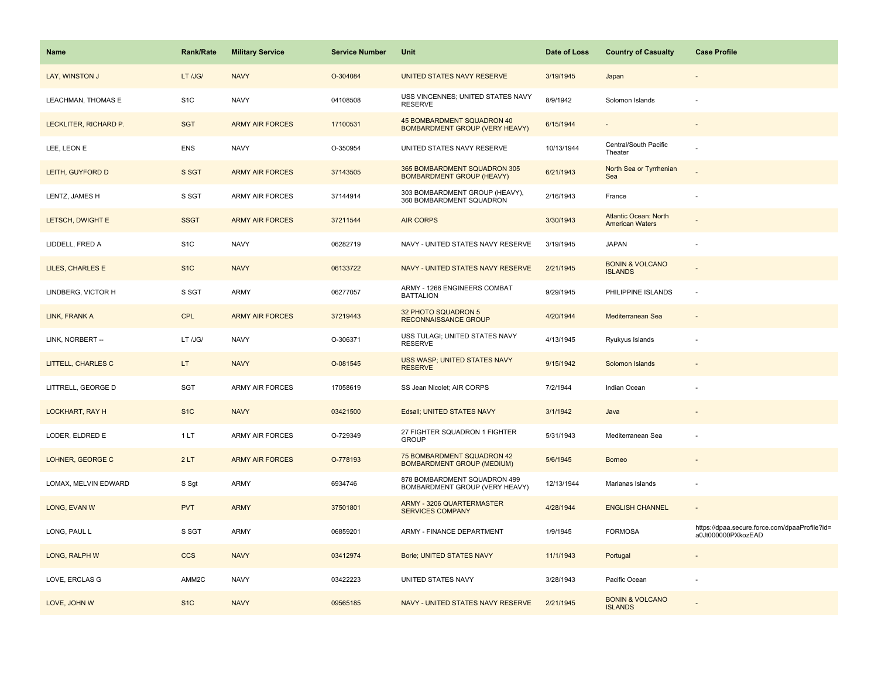| Name | Rank/Rate | Military Service | Service Number | Unit | Date of Loss | Country of Casualty | Case Profile |
| --- | --- | --- | --- | --- | --- | --- | --- |
| LAY, WINSTON J | LT /JG/ | NAVY | O-304084 | UNITED STATES NAVY RESERVE | 3/19/1945 | Japan | - |
| LEACHMAN, THOMAS E | S1C | NAVY | 04108508 | USS VINCENNES; UNITED STATES NAVY RESERVE | 8/9/1942 | Solomon Islands | - |
| LECKLITER, RICHARD P. | SGT | ARMY AIR FORCES | 17100531 | 45 BOMBARDMENT SQUADRON 40 BOMBARDMENT GROUP (VERY HEAVY) | 6/15/1944 | - | - |
| LEE, LEON E | ENS | NAVY | O-350954 | UNITED STATES NAVY RESERVE | 10/13/1944 | Central/South Pacific Theater | - |
| LEITH, GUYFORD D | S SGT | ARMY AIR FORCES | 37143505 | 365 BOMBARDMENT SQUADRON 305 BOMBARDMENT GROUP (HEAVY) | 6/21/1943 | North Sea or Tyrrhenian Sea | - |
| LENTZ, JAMES H | S SGT | ARMY AIR FORCES | 37144914 | 303 BOMBARDMENT GROUP (HEAVY), 360 BOMBARDMENT SQUADRON | 2/16/1943 | France | - |
| LETSCH, DWIGHT E | SSGT | ARMY AIR FORCES | 37211544 | AIR CORPS | 3/30/1943 | Atlantic Ocean: North American Waters | - |
| LIDDELL, FRED A | S1C | NAVY | 06282719 | NAVY - UNITED STATES NAVY RESERVE | 3/19/1945 | JAPAN | - |
| LILES, CHARLES E | S1C | NAVY | 06133722 | NAVY - UNITED STATES NAVY RESERVE | 2/21/1945 | BONIN & VOLCANO ISLANDS | - |
| LINDBERG, VICTOR H | S SGT | ARMY | 06277057 | ARMY - 1268 ENGINEERS COMBAT BATTALION | 9/29/1945 | PHILIPPINE ISLANDS | - |
| LINK, FRANK A | CPL | ARMY AIR FORCES | 37219443 | 32 PHOTO SQUADRON 5 RECONNAISSANCE GROUP | 4/20/1944 | Mediterranean Sea | - |
| LINK, NORBERT -- | LT /JG/ | NAVY | O-306371 | USS TULAGI; UNITED STATES NAVY RESERVE | 4/13/1945 | Ryukyus Islands | - |
| LITTELL, CHARLES C | LT | NAVY | O-081545 | USS WASP; UNITED STATES NAVY RESERVE | 9/15/1942 | Solomon Islands | - |
| LITTRELL, GEORGE D | SGT | ARMY AIR FORCES | 17058619 | SS Jean Nicolet; AIR CORPS | 7/2/1944 | Indian Ocean | - |
| LOCKHART, RAY H | S1C | NAVY | 03421500 | Edsall; UNITED STATES NAVY | 3/1/1942 | Java | - |
| LODER, ELDRED E | 1 LT | ARMY AIR FORCES | O-729349 | 27 FIGHTER SQUADRON 1 FIGHTER GROUP | 5/31/1943 | Mediterranean Sea | - |
| LOHNER, GEORGE C | 2 LT | ARMY AIR FORCES | O-778193 | 75 BOMBARDMENT SQUADRON 42 BOMBARDMENT GROUP (MEDIUM) | 5/6/1945 | Borneo | - |
| LOMAX, MELVIN EDWARD | S Sgt | ARMY | 6934746 | 878 BOMBARDMENT SQUADRON 499 BOMBARDMENT GROUP (VERY HEAVY) | 12/13/1944 | Marianas Islands | - |
| LONG, EVAN W | PVT | ARMY | 37501801 | ARMY - 3206 QUARTERMASTER SERVICES COMPANY | 4/28/1944 | ENGLISH CHANNEL | - |
| LONG, PAUL L | S SGT | ARMY | 06859201 | ARMY - FINANCE DEPARTMENT | 1/9/1945 | FORMOSA | https://dpaa.secure.force.com/dpaaProfile?id=a0Jt000000PXkozEAD |
| LONG, RALPH W | CCS | NAVY | 03412974 | Borie; UNITED STATES NAVY | 11/1/1943 | Portugal | - |
| LOVE, ERCLAS G | AMM2C | NAVY | 03422223 | UNITED STATES NAVY | 3/28/1943 | Pacific Ocean | - |
| LOVE, JOHN W | S1C | NAVY | 09565185 | NAVY - UNITED STATES NAVY RESERVE | 2/21/1945 | BONIN & VOLCANO ISLANDS | - |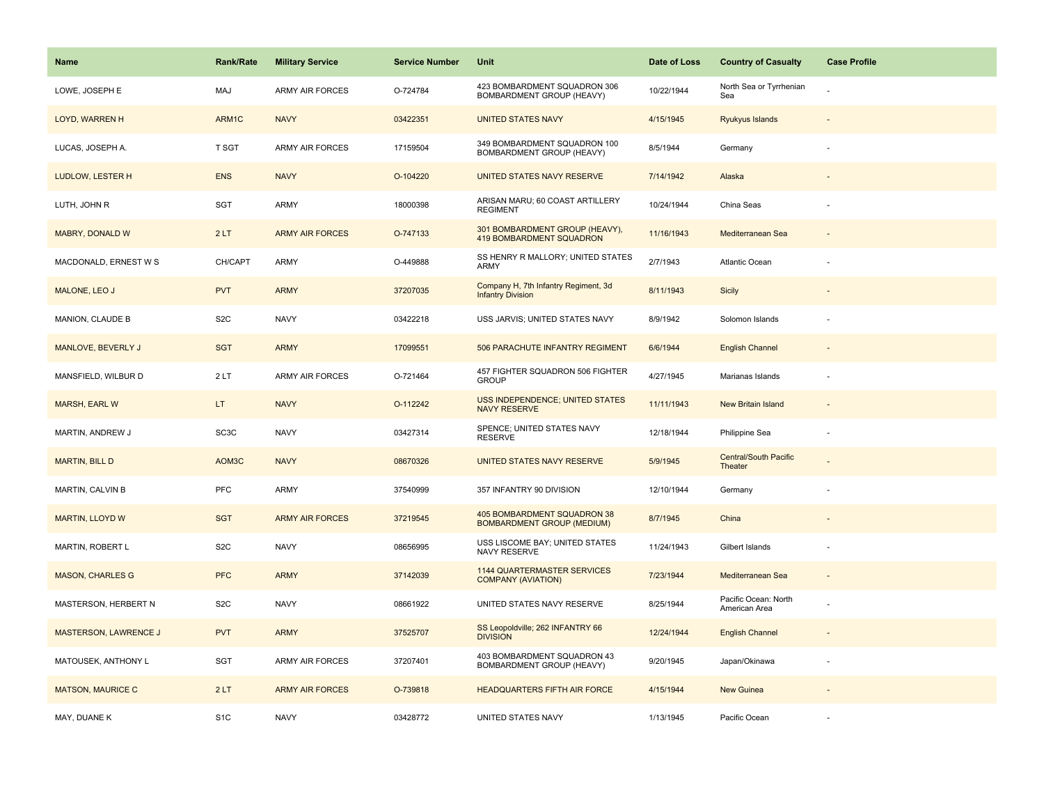| Name | Rank/Rate | Military Service | Service Number | Unit | Date of Loss | Country of Casualty | Case Profile |
| --- | --- | --- | --- | --- | --- | --- | --- |
| LOWE, JOSEPH E | MAJ | ARMY AIR FORCES | O-724784 | 423 BOMBARDMENT SQUADRON 306 BOMBARDMENT GROUP (HEAVY) | 10/22/1944 | North Sea or Tyrrhenian Sea | - |
| LOYD, WARREN H | ARM1C | NAVY | 03422351 | UNITED STATES NAVY | 4/15/1945 | Ryukyus Islands | - |
| LUCAS, JOSEPH A. | T SGT | ARMY AIR FORCES | 17159504 | 349 BOMBARDMENT SQUADRON 100 BOMBARDMENT GROUP (HEAVY) | 8/5/1944 | Germany | - |
| LUDLOW, LESTER H | ENS | NAVY | O-104220 | UNITED STATES NAVY RESERVE | 7/14/1942 | Alaska | - |
| LUTH, JOHN R | SGT | ARMY | 18000398 | ARISAN MARU; 60 COAST ARTILLERY REGIMENT | 10/24/1944 | China Seas | - |
| MABRY, DONALD W | 2 LT | ARMY AIR FORCES | O-747133 | 301 BOMBARDMENT GROUP (HEAVY), 419 BOMBARDMENT SQUADRON | 11/16/1943 | Mediterranean Sea | - |
| MACDONALD, ERNEST W S | CH/CAPT | ARMY | O-449888 | SS HENRY R MALLORY; UNITED STATES ARMY | 2/7/1943 | Atlantic Ocean | - |
| MALONE, LEO J | PVT | ARMY | 37207035 | Company H, 7th Infantry Regiment, 3d Infantry Division | 8/11/1943 | Sicily | - |
| MANION, CLAUDE B | S2C | NAVY | 03422218 | USS JARVIS; UNITED STATES NAVY | 8/9/1942 | Solomon Islands | - |
| MANLOVE, BEVERLY J | SGT | ARMY | 17099551 | 506 PARACHUTE INFANTRY REGIMENT | 6/6/1944 | English Channel | - |
| MANSFIELD, WILBUR D | 2 LT | ARMY AIR FORCES | O-721464 | 457 FIGHTER SQUADRON 506 FIGHTER GROUP | 4/27/1945 | Marianas Islands | - |
| MARSH, EARL W | LT | NAVY | O-112242 | USS INDEPENDENCE; UNITED STATES NAVY RESERVE | 11/11/1943 | New Britain Island | - |
| MARTIN, ANDREW J | SC3C | NAVY | 03427314 | SPENCE; UNITED STATES NAVY RESERVE | 12/18/1944 | Philippine Sea | - |
| MARTIN, BILL D | AOM3C | NAVY | 08670326 | UNITED STATES NAVY RESERVE | 5/9/1945 | Central/South Pacific Theater | - |
| MARTIN, CALVIN B | PFC | ARMY | 37540999 | 357 INFANTRY 90 DIVISION | 12/10/1944 | Germany | - |
| MARTIN, LLOYD W | SGT | ARMY AIR FORCES | 37219545 | 405 BOMBARDMENT SQUADRON 38 BOMBARDMENT GROUP (MEDIUM) | 8/7/1945 | China | - |
| MARTIN, ROBERT L | S2C | NAVY | 08656995 | USS LISCOME BAY; UNITED STATES NAVY RESERVE | 11/24/1943 | Gilbert Islands | - |
| MASON, CHARLES G | PFC | ARMY | 37142039 | 1144 QUARTERMASTER SERVICES COMPANY (AVIATION) | 7/23/1944 | Mediterranean Sea | - |
| MASTERSON, HERBERT N | S2C | NAVY | 08661922 | UNITED STATES NAVY RESERVE | 8/25/1944 | Pacific Ocean: North American Area | - |
| MASTERSON, LAWRENCE J | PVT | ARMY | 37525707 | SS Leopoldville; 262 INFANTRY 66 DIVISION | 12/24/1944 | English Channel | - |
| MATOUSEK, ANTHONY L | SGT | ARMY AIR FORCES | 37207401 | 403 BOMBARDMENT SQUADRON 43 BOMBARDMENT GROUP (HEAVY) | 9/20/1945 | Japan/Okinawa | - |
| MATSON, MAURICE C | 2 LT | ARMY AIR FORCES | O-739818 | HEADQUARTERS FIFTH AIR FORCE | 4/15/1944 | New Guinea | - |
| MAY, DUANE K | S1C | NAVY | 03428772 | UNITED STATES NAVY | 1/13/1945 | Pacific Ocean | - |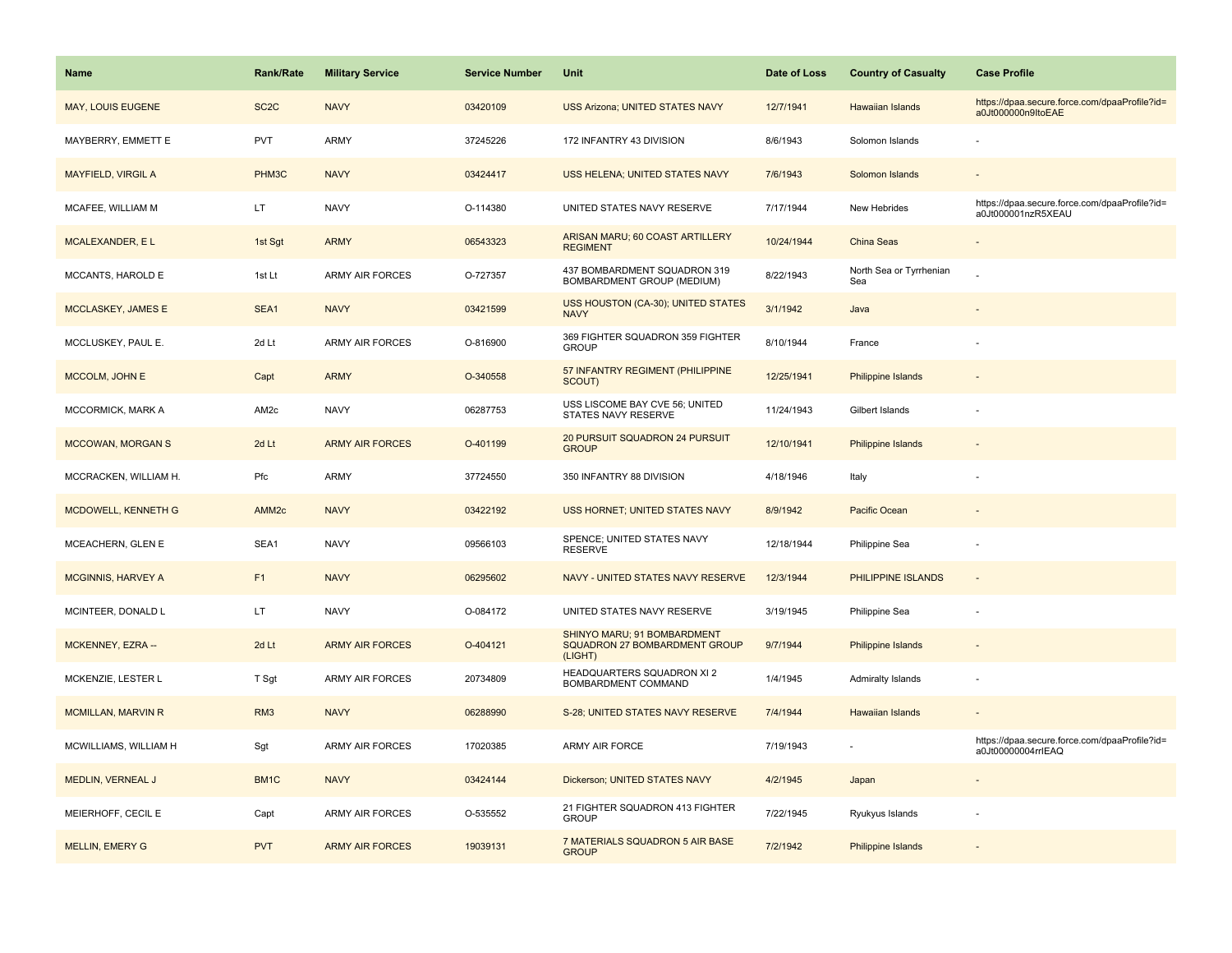| Name | Rank/Rate | Military Service | Service Number | Unit | Date of Loss | Country of Casualty | Case Profile |
|---|---|---|---|---|---|---|---|
| MAY, LOUIS EUGENE | SC2C | NAVY | 03420109 | USS Arizona; UNITED STATES NAVY | 12/7/1941 | Hawaiian Islands | https://dpaa.secure.force.com/dpaaProfile?id=a0Jt000000n9ltoEAE |
| MAYBERRY, EMMETT E | PVT | ARMY | 37245226 | 172 INFANTRY 43 DIVISION | 8/6/1943 | Solomon Islands | - |
| MAYFIELD, VIRGIL A | PHM3C | NAVY | 03424417 | USS HELENA; UNITED STATES NAVY | 7/6/1943 | Solomon Islands | - |
| MCAFEE, WILLIAM M | LT | NAVY | O-114380 | UNITED STATES NAVY RESERVE | 7/17/1944 | New Hebrides | https://dpaa.secure.force.com/dpaaProfile?id=a0Jt000001nzR5XEAU |
| MCALEXANDER, E L | 1st Sgt | ARMY | 06543323 | ARISAN MARU; 60 COAST ARTILLERY REGIMENT | 10/24/1944 | China Seas | - |
| MCCANTS, HAROLD E | 1st Lt | ARMY AIR FORCES | O-727357 | 437 BOMBARDMENT SQUADRON 319 BOMBARDMENT GROUP (MEDIUM) | 8/22/1943 | North Sea or Tyrrhenian Sea | - |
| MCCLASKEY, JAMES E | SEA1 | NAVY | 03421599 | USS HOUSTON (CA-30); UNITED STATES NAVY | 3/1/1942 | Java | - |
| MCCLUSKEY, PAUL E. | 2d Lt | ARMY AIR FORCES | O-816900 | 369 FIGHTER SQUADRON 359 FIGHTER GROUP | 8/10/1944 | France | - |
| MCCOLM, JOHN E | Capt | ARMY | O-340558 | 57 INFANTRY REGIMENT (PHILIPPINE SCOUT) | 12/25/1941 | Philippine Islands | - |
| MCCORMICK, MARK A | AM2c | NAVY | 06287753 | USS LISCOME BAY CVE 56; UNITED STATES NAVY RESERVE | 11/24/1943 | Gilbert Islands | - |
| MCCOWAN, MORGAN S | 2d Lt | ARMY AIR FORCES | O-401199 | 20 PURSUIT SQUADRON 24 PURSUIT GROUP | 12/10/1941 | Philippine Islands | - |
| MCCRACKEN, WILLIAM H. | Pfc | ARMY | 37724550 | 350 INFANTRY 88 DIVISION | 4/18/1946 | Italy | - |
| MCDOWELL, KENNETH G | AMM2c | NAVY | 03422192 | USS HORNET; UNITED STATES NAVY | 8/9/1942 | Pacific Ocean | - |
| MCEACHERN, GLEN E | SEA1 | NAVY | 09566103 | SPENCE; UNITED STATES NAVY RESERVE | 12/18/1944 | Philippine Sea | - |
| MCGINNIS, HARVEY A | F1 | NAVY | 06295602 | NAVY - UNITED STATES NAVY RESERVE | 12/3/1944 | PHILIPPINE ISLANDS | - |
| MCINTEER, DONALD L | LT | NAVY | O-084172 | UNITED STATES NAVY RESERVE | 3/19/1945 | Philippine Sea | - |
| MCKENNEY, EZRA -- | 2d Lt | ARMY AIR FORCES | O-404121 | SHINYO MARU; 91 BOMBARDMENT SQUADRON 27 BOMBARDMENT GROUP (LIGHT) | 9/7/1944 | Philippine Islands | - |
| MCKENZIE, LESTER L | T Sgt | ARMY AIR FORCES | 20734809 | HEADQUARTERS SQUADRON XI 2 BOMBARDMENT COMMAND | 1/4/1945 | Admiralty Islands | - |
| MCMILLAN, MARVIN R | RM3 | NAVY | 06288990 | S-28; UNITED STATES NAVY RESERVE | 7/4/1944 | Hawaiian Islands | - |
| MCWILLIAMS, WILLIAM H | Sgt | ARMY AIR FORCES | 17020385 | ARMY AIR FORCE | 7/19/1943 | - | https://dpaa.secure.force.com/dpaaProfile?id=a0Jt00000004rrIEAQ |
| MEDLIN, VERNEAL J | BM1C | NAVY | 03424144 | Dickerson; UNITED STATES NAVY | 4/2/1945 | Japan | - |
| MEIERHOFF, CECIL E | Capt | ARMY AIR FORCES | O-535552 | 21 FIGHTER SQUADRON 413 FIGHTER GROUP | 7/22/1945 | Ryukyus Islands | - |
| MELLIN, EMERY G | PVT | ARMY AIR FORCES | 19039131 | 7 MATERIALS SQUADRON 5 AIR BASE GROUP | 7/2/1942 | Philippine Islands | - |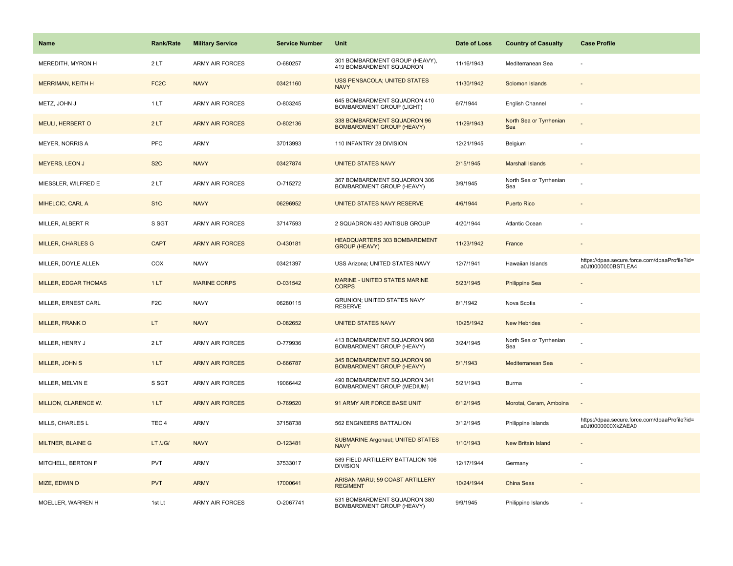| Name | Rank/Rate | Military Service | Service Number | Unit | Date of Loss | Country of Casualty | Case Profile |
|---|---|---|---|---|---|---|---|
| MEREDITH, MYRON H | 2 LT | ARMY AIR FORCES | O-680257 | 301 BOMBARDMENT GROUP (HEAVY), 419 BOMBARDMENT SQUADRON | 11/16/1943 | Mediterranean Sea | - |
| MERRIMAN, KEITH H | FC2C | NAVY | 03421160 | USS PENSACOLA; UNITED STATES NAVY | 11/30/1942 | Solomon Islands | - |
| METZ, JOHN J | 1 LT | ARMY AIR FORCES | O-803245 | 645 BOMBARDMENT SQUADRON 410 BOMBARDMENT GROUP (LIGHT) | 6/7/1944 | English Channel | - |
| MEULI, HERBERT O | 2 LT | ARMY AIR FORCES | O-802136 | 338 BOMBARDMENT SQUADRON 96 BOMBARDMENT GROUP (HEAVY) | 11/29/1943 | North Sea or Tyrrhenian Sea | - |
| MEYER, NORRIS A | PFC | ARMY | 37013993 | 110 INFANTRY 28 DIVISION | 12/21/1945 | Belgium | - |
| MEYERS, LEON J | S2C | NAVY | 03427874 | UNITED STATES NAVY | 2/15/1945 | Marshall Islands | - |
| MIESSLER, WILFRED E | 2 LT | ARMY AIR FORCES | O-715272 | 367 BOMBARDMENT SQUADRON 306 BOMBARDMENT GROUP (HEAVY) | 3/9/1945 | North Sea or Tyrrhenian Sea | - |
| MIHELCIC, CARL A | S1C | NAVY | 06296952 | UNITED STATES NAVY RESERVE | 4/6/1944 | Puerto Rico | - |
| MILLER, ALBERT R | S SGT | ARMY AIR FORCES | 37147593 | 2 SQUADRON 480 ANTISUB GROUP | 4/20/1944 | Atlantic Ocean | - |
| MILLER, CHARLES G | CAPT | ARMY AIR FORCES | O-430181 | HEADQUARTERS 303 BOMBARDMENT GROUP (HEAVY) | 11/23/1942 | France | - |
| MILLER, DOYLE ALLEN | COX | NAVY | 03421397 | USS Arizona; UNITED STATES NAVY | 12/7/1941 | Hawaiian Islands | https://dpaa.secure.force.com/dpaaProfile?id=a0Jt0000000BSTLEA4 |
| MILLER, EDGAR THOMAS | 1 LT | MARINE CORPS | O-031542 | MARINE - UNITED STATES MARINE CORPS | 5/23/1945 | Philippine Sea | - |
| MILLER, ERNEST CARL | F2C | NAVY | 06280115 | GRUNION; UNITED STATES NAVY RESERVE | 8/1/1942 | Nova Scotia | - |
| MILLER, FRANK D | LT | NAVY | O-082652 | UNITED STATES NAVY | 10/25/1942 | New Hebrides | - |
| MILLER, HENRY J | 2 LT | ARMY AIR FORCES | O-779936 | 413 BOMBARDMENT SQUADRON 968 BOMBARDMENT GROUP (HEAVY) | 3/24/1945 | North Sea or Tyrrhenian Sea | - |
| MILLER, JOHN S | 1 LT | ARMY AIR FORCES | O-666787 | 345 BOMBARDMENT SQUADRON 98 BOMBARDMENT GROUP (HEAVY) | 5/1/1943 | Mediterranean Sea | - |
| MILLER, MELVIN E | S SGT | ARMY AIR FORCES | 19066442 | 490 BOMBARDMENT SQUADRON 341 BOMBARDMENT GROUP (MEDIUM) | 5/21/1943 | Burma | - |
| MILLION, CLARENCE W. | 1 LT | ARMY AIR FORCES | O-769520 | 91 ARMY AIR FORCE BASE UNIT | 6/12/1945 | Morotai, Ceram, Amboina | - |
| MILLS, CHARLES L | TEC 4 | ARMY | 37158738 | 562 ENGINEERS BATTALION | 3/12/1945 | Philippine Islands | https://dpaa.secure.force.com/dpaaProfile?id=a0Jt0000000XkZAEA0 |
| MILTNER, BLAINE G | LT /JG/ | NAVY | O-123481 | SUBMARINE Argonaut; UNITED STATES NAVY | 1/10/1943 | New Britain Island | - |
| MITCHELL, BERTON F | PVT | ARMY | 37533017 | 589 FIELD ARTILLERY BATTALION 106 DIVISION | 12/17/1944 | Germany | - |
| MIZE, EDWIN D | PVT | ARMY | 17000641 | ARISAN MARU; 59 COAST ARTILLERY REGIMENT | 10/24/1944 | China Seas | - |
| MOELLER, WARREN H | 1st Lt | ARMY AIR FORCES | O-2067741 | 531 BOMBARDMENT SQUADRON 380 BOMBARDMENT GROUP (HEAVY) | 9/9/1945 | Philippine Islands | - |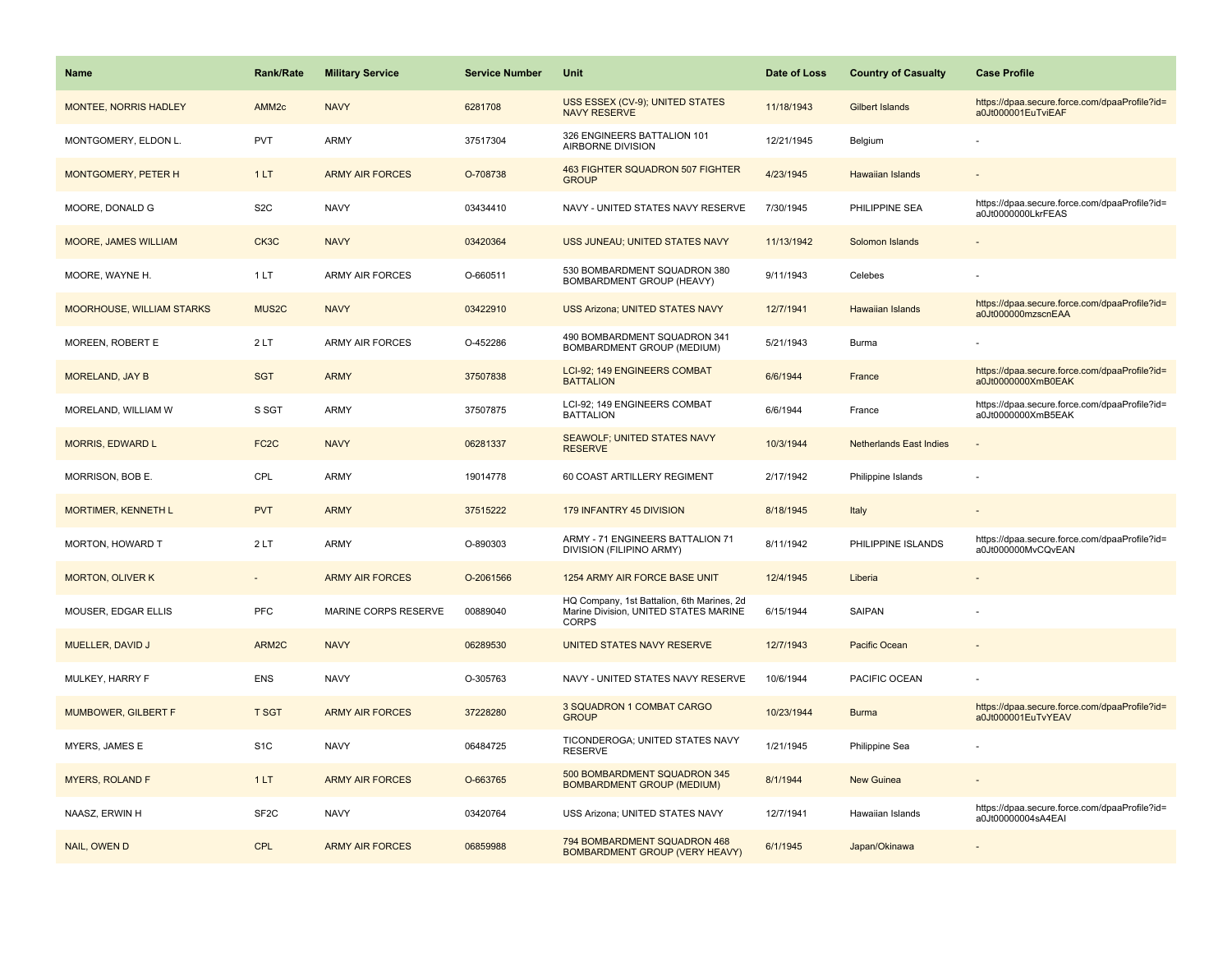| Name | Rank/Rate | Military Service | Service Number | Unit | Date of Loss | Country of Casualty | Case Profile |
| --- | --- | --- | --- | --- | --- | --- | --- |
| MONTEE, NORRIS HADLEY | AMM2c | NAVY | 6281708 | USS ESSEX (CV-9); UNITED STATES NAVY RESERVE | 11/18/1943 | Gilbert Islands | https://dpaa.secure.force.com/dpaaProfile?id=a0Jt000001EuTviEAF |
| MONTGOMERY, ELDON L. | PVT | ARMY | 37517304 | 326 ENGINEERS BATTALION 101 AIRBORNE DIVISION | 12/21/1945 | Belgium | - |
| MONTGOMERY, PETER H | 1 LT | ARMY AIR FORCES | O-708738 | 463 FIGHTER SQUADRON 507 FIGHTER GROUP | 4/23/1945 | Hawaiian Islands | - |
| MOORE, DONALD G | S2C | NAVY | 03434410 | NAVY - UNITED STATES NAVY RESERVE | 7/30/1945 | PHILIPPINE SEA | https://dpaa.secure.force.com/dpaaProfile?id=a0Jt0000000LkrFEAS |
| MOORE, JAMES WILLIAM | CK3C | NAVY | 03420364 | USS JUNEAU; UNITED STATES NAVY | 11/13/1942 | Solomon Islands | - |
| MOORE, WAYNE H. | 1 LT | ARMY AIR FORCES | O-660511 | 530 BOMBARDMENT SQUADRON 380 BOMBARDMENT GROUP (HEAVY) | 9/11/1943 | Celebes | - |
| MOORHOUSE, WILLIAM STARKS | MUS2C | NAVY | 03422910 | USS Arizona; UNITED STATES NAVY | 12/7/1941 | Hawaiian Islands | https://dpaa.secure.force.com/dpaaProfile?id=a0Jt000000mzscnEAA |
| MOREEN, ROBERT E | 2 LT | ARMY AIR FORCES | O-452286 | 490 BOMBARDMENT SQUADRON 341 BOMBARDMENT GROUP (MEDIUM) | 5/21/1943 | Burma | - |
| MORELAND, JAY B | SGT | ARMY | 37507838 | LCI-92; 149 ENGINEERS COMBAT BATTALION | 6/6/1944 | France | https://dpaa.secure.force.com/dpaaProfile?id=a0Jt0000000XmB0EAK |
| MORELAND, WILLIAM W | S SGT | ARMY | 37507875 | LCI-92; 149 ENGINEERS COMBAT BATTALION | 6/6/1944 | France | https://dpaa.secure.force.com/dpaaProfile?id=a0Jt0000000XmB5EAK |
| MORRIS, EDWARD L | FC2C | NAVY | 06281337 | SEAWOLF; UNITED STATES NAVY RESERVE | 10/3/1944 | Netherlands East Indies | - |
| MORRISON, BOB E. | CPL | ARMY | 19014778 | 60 COAST ARTILLERY REGIMENT | 2/17/1942 | Philippine Islands | - |
| MORTIMER, KENNETH L | PVT | ARMY | 37515222 | 179 INFANTRY 45 DIVISION | 8/18/1945 | Italy | - |
| MORTON, HOWARD T | 2 LT | ARMY | O-890303 | ARMY - 71 ENGINEERS BATTALION 71 DIVISION (FILIPINO ARMY) | 8/11/1942 | PHILIPPINE ISLANDS | https://dpaa.secure.force.com/dpaaProfile?id=a0Jt000000MvCQvEAN |
| MORTON, OLIVER K | - | ARMY AIR FORCES | O-2061566 | 1254 ARMY AIR FORCE BASE UNIT | 12/4/1945 | Liberia | - |
| MOUSER, EDGAR ELLIS | PFC | MARINE CORPS RESERVE | 00889040 | HQ Company, 1st Battalion, 6th Marines, 2d Marine Division, UNITED STATES MARINE CORPS | 6/15/1944 | SAIPAN | - |
| MUELLER, DAVID J | ARM2C | NAVY | 06289530 | UNITED STATES NAVY RESERVE | 12/7/1943 | Pacific Ocean | - |
| MULKEY, HARRY F | ENS | NAVY | O-305763 | NAVY - UNITED STATES NAVY RESERVE | 10/6/1944 | PACIFIC OCEAN | - |
| MUMBOWER, GILBERT F | T SGT | ARMY AIR FORCES | 37228280 | 3 SQUADRON 1 COMBAT CARGO GROUP | 10/23/1944 | Burma | https://dpaa.secure.force.com/dpaaProfile?id=a0Jt000001EuTvYEAV |
| MYERS, JAMES E | S1C | NAVY | 06484725 | TICONDEROGA; UNITED STATES NAVY RESERVE | 1/21/1945 | Philippine Sea | - |
| MYERS, ROLAND F | 1 LT | ARMY AIR FORCES | O-663765 | 500 BOMBARDMENT SQUADRON 345 BOMBARDMENT GROUP (MEDIUM) | 8/1/1944 | New Guinea | - |
| NAASZ, ERWIN H | SF2C | NAVY | 03420764 | USS Arizona; UNITED STATES NAVY | 12/7/1941 | Hawaiian Islands | https://dpaa.secure.force.com/dpaaProfile?id=a0Jt00000004sA4EAI |
| NAIL, OWEN D | CPL | ARMY AIR FORCES | 06859988 | 794 BOMBARDMENT SQUADRON 468 BOMBARDMENT GROUP (VERY HEAVY) | 6/1/1945 | Japan/Okinawa | - |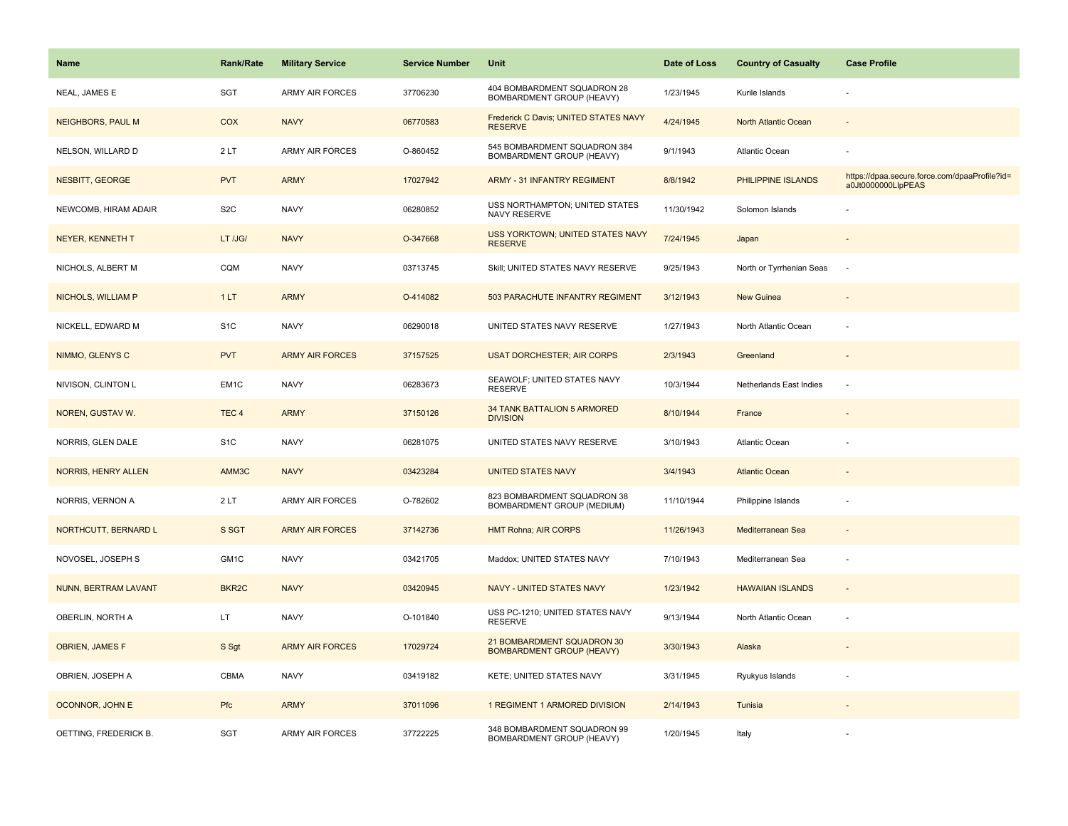| Name | Rank/Rate | Military Service | Service Number | Unit | Date of Loss | Country of Casualty | Case Profile |
|---|---|---|---|---|---|---|---|
| NEAL, JAMES E | SGT | ARMY AIR FORCES | 37706230 | 404 BOMBARDMENT SQUADRON 28 BOMBARDMENT GROUP (HEAVY) | 1/23/1945 | Kurile Islands | - |
| NEIGHBORS, PAUL M | COX | NAVY | 06770583 | Frederick C Davis; UNITED STATES NAVY RESERVE | 4/24/1945 | North Atlantic Ocean | - |
| NELSON, WILLARD D | 2 LT | ARMY AIR FORCES | O-860452 | 545 BOMBARDMENT SQUADRON 384 BOMBARDMENT GROUP (HEAVY) | 9/1/1943 | Atlantic Ocean | - |
| NESBITT, GEORGE | PVT | ARMY | 17027942 | ARMY - 31 INFANTRY REGIMENT | 8/8/1942 | PHILIPPINE ISLANDS | https://dpaa.secure.force.com/dpaaProfile?id=a0Jt0000000LlpPEAS |
| NEWCOMB, HIRAM ADAIR | S2C | NAVY | 06280852 | USS NORTHAMPTON; UNITED STATES NAVY RESERVE | 11/30/1942 | Solomon Islands | - |
| NEYER, KENNETH T | LT /JG/ | NAVY | O-347668 | USS YORKTOWN; UNITED STATES NAVY RESERVE | 7/24/1945 | Japan | - |
| NICHOLS, ALBERT M | CQM | NAVY | 03713745 | Skill; UNITED STATES NAVY RESERVE | 9/25/1943 | North or Tyrrhenian Seas | - |
| NICHOLS, WILLIAM P | 1 LT | ARMY | O-414082 | 503 PARACHUTE INFANTRY REGIMENT | 3/12/1943 | New Guinea | - |
| NICKELL, EDWARD M | S1C | NAVY | 06290018 | UNITED STATES NAVY RESERVE | 1/27/1943 | North Atlantic Ocean | - |
| NIMMO, GLENYS C | PVT | ARMY AIR FORCES | 37157525 | USAT DORCHESTER; AIR CORPS | 2/3/1943 | Greenland | - |
| NIVISON, CLINTON L | EM1C | NAVY | 06283673 | SEAWOLF; UNITED STATES NAVY RESERVE | 10/3/1944 | Netherlands East Indies | - |
| NOREN, GUSTAV W. | TEC 4 | ARMY | 37150126 | 34 TANK BATTALION 5 ARMORED DIVISION | 8/10/1944 | France | - |
| NORRIS, GLEN DALE | S1C | NAVY | 06281075 | UNITED STATES NAVY RESERVE | 3/10/1943 | Atlantic Ocean | - |
| NORRIS, HENRY ALLEN | AMM3C | NAVY | 03423284 | UNITED STATES NAVY | 3/4/1943 | Atlantic Ocean | - |
| NORRIS, VERNON A | 2 LT | ARMY AIR FORCES | O-782602 | 823 BOMBARDMENT SQUADRON 38 BOMBARDMENT GROUP (MEDIUM) | 11/10/1944 | Philippine Islands | - |
| NORTHCUTT, BERNARD L | S SGT | ARMY AIR FORCES | 37142736 | HMT Rohna; AIR CORPS | 11/26/1943 | Mediterranean Sea | - |
| NOVOSEL, JOSEPH S | GM1C | NAVY | 03421705 | Maddox; UNITED STATES NAVY | 7/10/1943 | Mediterranean Sea | - |
| NUNN, BERTRAM LAVANT | BKR2C | NAVY | 03420945 | NAVY - UNITED STATES NAVY | 1/23/1942 | HAWAIIAN ISLANDS | - |
| OBERLIN, NORTH A | LT | NAVY | O-101840 | USS PC-1210; UNITED STATES NAVY RESERVE | 9/13/1944 | North Atlantic Ocean | - |
| OBRIEN, JAMES F | S Sgt | ARMY AIR FORCES | 17029724 | 21 BOMBARDMENT SQUADRON 30 BOMBARDMENT GROUP (HEAVY) | 3/30/1943 | Alaska | - |
| OBRIEN, JOSEPH A | CBMA | NAVY | 03419182 | KETE; UNITED STATES NAVY | 3/31/1945 | Ryukyus Islands | - |
| OCONNOR, JOHN E | Pfc | ARMY | 37011096 | 1 REGIMENT 1 ARMORED DIVISION | 2/14/1943 | Tunisia | - |
| OETTING, FREDERICK B. | SGT | ARMY AIR FORCES | 37722225 | 348 BOMBARDMENT SQUADRON 99 BOMBARDMENT GROUP (HEAVY) | 1/20/1945 | Italy | - |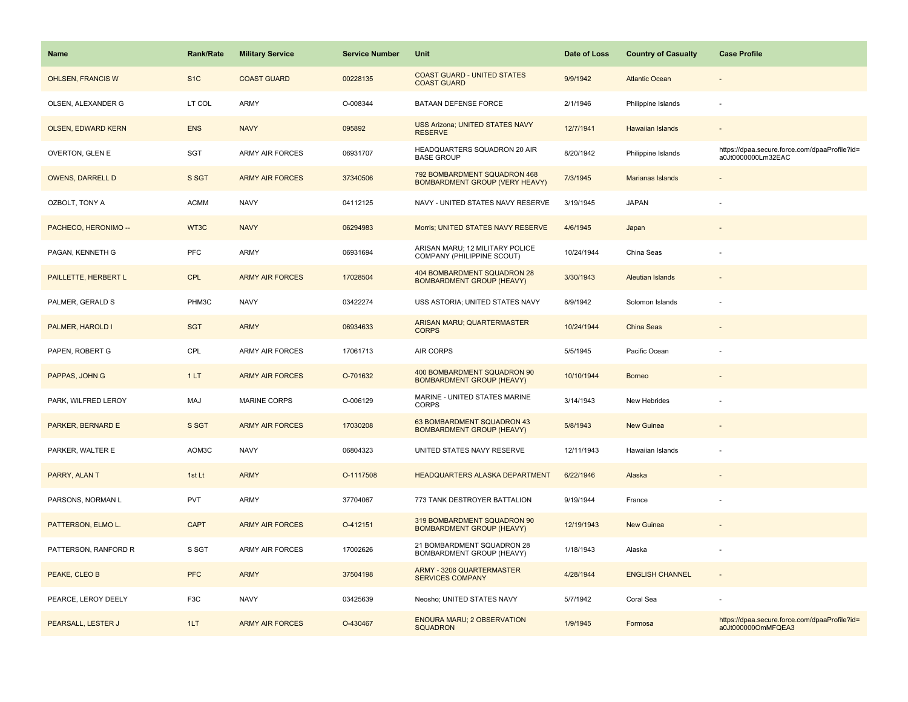| Name | Rank/Rate | Military Service | Service Number | Unit | Date of Loss | Country of Casualty | Case Profile |
|---|---|---|---|---|---|---|---|
| OHLSEN, FRANCIS W | S1C | COAST GUARD | 00228135 | COAST GUARD - UNITED STATES COAST GUARD | 9/9/1942 | Atlantic Ocean | - |
| OLSEN, ALEXANDER G | LT COL | ARMY | O-008344 | BATAAN DEFENSE FORCE | 2/1/1946 | Philippine Islands | - |
| OLSEN, EDWARD KERN | ENS | NAVY | 095892 | USS Arizona; UNITED STATES NAVY RESERVE | 12/7/1941 | Hawaiian Islands | - |
| OVERTON, GLEN E | SGT | ARMY AIR FORCES | 06931707 | HEADQUARTERS SQUADRON 20 AIR BASE GROUP | 8/20/1942 | Philippine Islands | https://dpaa.secure.force.com/dpaaProfile?id=a0Jt0000000Lm32EAC |
| OWENS, DARRELL D | S SGT | ARMY AIR FORCES | 37340506 | 792 BOMBARDMENT SQUADRON 468 BOMBARDMENT GROUP (VERY HEAVY) | 7/3/1945 | Marianas Islands | - |
| OZBOLT, TONY A | ACMM | NAVY | 04112125 | NAVY - UNITED STATES NAVY RESERVE | 3/19/1945 | JAPAN | - |
| PACHECO, HERONIMO -- | WT3C | NAVY | 06294983 | Morris; UNITED STATES NAVY RESERVE | 4/6/1945 | Japan | - |
| PAGAN, KENNETH G | PFC | ARMY | 06931694 | ARISAN MARU; 12 MILITARY POLICE COMPANY (PHILIPPINE SCOUT) | 10/24/1944 | China Seas | - |
| PAILLETTE, HERBERT L | CPL | ARMY AIR FORCES | 17028504 | 404 BOMBARDMENT SQUADRON 28 BOMBARDMENT GROUP (HEAVY) | 3/30/1943 | Aleutian Islands | - |
| PALMER, GERALD S | PHM3C | NAVY | 03422274 | USS ASTORIA; UNITED STATES NAVY | 8/9/1942 | Solomon Islands | - |
| PALMER, HAROLD I | SGT | ARMY | 06934633 | ARISAN MARU; QUARTERMASTER CORPS | 10/24/1944 | China Seas | - |
| PAPEN, ROBERT G | CPL | ARMY AIR FORCES | 17061713 | AIR CORPS | 5/5/1945 | Pacific Ocean | - |
| PAPPAS, JOHN G | 1 LT | ARMY AIR FORCES | O-701632 | 400 BOMBARDMENT SQUADRON 90 BOMBARDMENT GROUP (HEAVY) | 10/10/1944 | Borneo | - |
| PARK, WILFRED LEROY | MAJ | MARINE CORPS | O-006129 | MARINE - UNITED STATES MARINE CORPS | 3/14/1943 | New Hebrides | - |
| PARKER, BERNARD E | S SGT | ARMY AIR FORCES | 17030208 | 63 BOMBARDMENT SQUADRON 43 BOMBARDMENT GROUP (HEAVY) | 5/8/1943 | New Guinea | - |
| PARKER, WALTER E | AOM3C | NAVY | 06804323 | UNITED STATES NAVY RESERVE | 12/11/1943 | Hawaiian Islands | - |
| PARRY, ALAN T | 1st Lt | ARMY | O-1117508 | HEADQUARTERS ALASKA DEPARTMENT | 6/22/1946 | Alaska | - |
| PARSONS, NORMAN L | PVT | ARMY | 37704067 | 773 TANK DESTROYER BATTALION | 9/19/1944 | France | - |
| PATTERSON, ELMO L. | CAPT | ARMY AIR FORCES | O-412151 | 319 BOMBARDMENT SQUADRON 90 BOMBARDMENT GROUP (HEAVY) | 12/19/1943 | New Guinea | - |
| PATTERSON, RANFORD R | S SGT | ARMY AIR FORCES | 17002626 | 21 BOMBARDMENT SQUADRON 28 BOMBARDMENT GROUP (HEAVY) | 1/18/1943 | Alaska | - |
| PEAKE, CLEO B | PFC | ARMY | 37504198 | ARMY - 3206 QUARTERMASTER SERVICES COMPANY | 4/28/1944 | ENGLISH CHANNEL | - |
| PEARCE, LEROY DEELY | F3C | NAVY | 03425639 | Neosho; UNITED STATES NAVY | 5/7/1942 | Coral Sea | - |
| PEARSALL, LESTER J | 1LT | ARMY AIR FORCES | O-430467 | ENOURA MARU; 2 OBSERVATION SQUADRON | 1/9/1945 | Formosa | https://dpaa.secure.force.com/dpaaProfile?id=a0Jt000000OmMFQEA3 |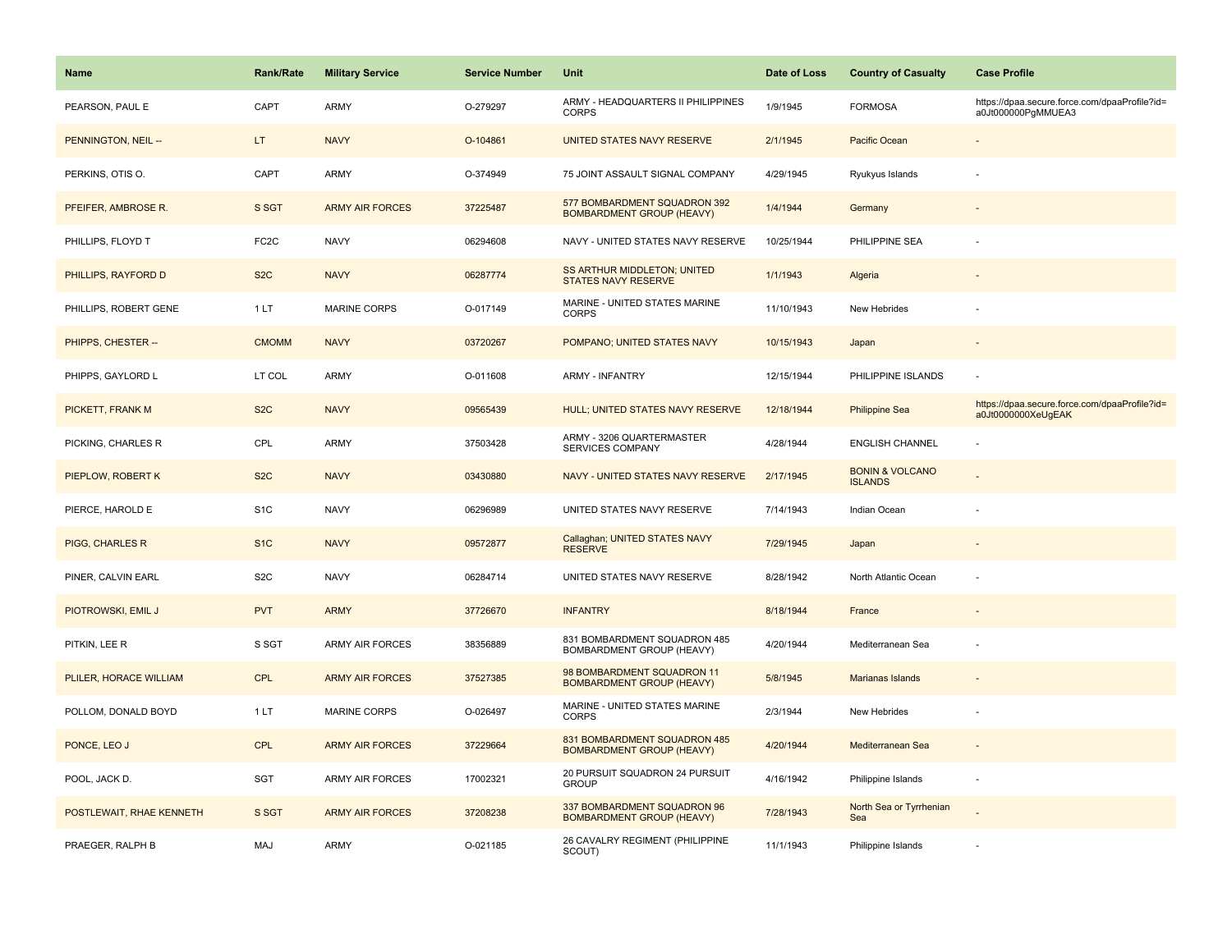| Name | Rank/Rate | Military Service | Service Number | Unit | Date of Loss | Country of Casualty | Case Profile |
| --- | --- | --- | --- | --- | --- | --- | --- |
| PEARSON, PAUL E | CAPT | ARMY | O-279297 | ARMY - HEADQUARTERS II PHILIPPINES CORPS | 1/9/1945 | FORMOSA | https://dpaa.secure.force.com/dpaaProfile?id=a0Jt000000PgMMUEA3 |
| PENNINGTON, NEIL -- | LT | NAVY | O-104861 | UNITED STATES NAVY RESERVE | 2/1/1945 | Pacific Ocean | - |
| PERKINS, OTIS O. | CAPT | ARMY | O-374949 | 75 JOINT ASSAULT SIGNAL COMPANY | 4/29/1945 | Ryukyus Islands | - |
| PFEIFER, AMBROSE R. | S SGT | ARMY AIR FORCES | 37225487 | 577 BOMBARDMENT SQUADRON 392 BOMBARDMENT GROUP (HEAVY) | 1/4/1944 | Germany | - |
| PHILLIPS, FLOYD T | FC2C | NAVY | 06294608 | NAVY - UNITED STATES NAVY RESERVE | 10/25/1944 | PHILIPPINE SEA | - |
| PHILLIPS, RAYFORD D | S2C | NAVY | 06287774 | SS ARTHUR MIDDLETON; UNITED STATES NAVY RESERVE | 1/1/1943 | Algeria | - |
| PHILLIPS, ROBERT GENE | 1 LT | MARINE CORPS | O-017149 | MARINE - UNITED STATES MARINE CORPS | 11/10/1943 | New Hebrides | - |
| PHIPPS, CHESTER -- | CMOMM | NAVY | 03720267 | POMPANO; UNITED STATES NAVY | 10/15/1943 | Japan | - |
| PHIPPS, GAYLORD L | LT COL | ARMY | O-011608 | ARMY - INFANTRY | 12/15/1944 | PHILIPPINE ISLANDS | - |
| PICKETT, FRANK M | S2C | NAVY | 09565439 | HULL; UNITED STATES NAVY RESERVE | 12/18/1944 | Philippine Sea | https://dpaa.secure.force.com/dpaaProfile?id=a0Jt0000000XeUgEAK |
| PICKING, CHARLES R | CPL | ARMY | 37503428 | ARMY - 3206 QUARTERMASTER SERVICES COMPANY | 4/28/1944 | ENGLISH CHANNEL | - |
| PIEPLOW, ROBERT K | S2C | NAVY | 03430880 | NAVY - UNITED STATES NAVY RESERVE | 2/17/1945 | BONIN & VOLCANO ISLANDS | - |
| PIERCE, HAROLD E | S1C | NAVY | 06296989 | UNITED STATES NAVY RESERVE | 7/14/1943 | Indian Ocean | - |
| PIGG, CHARLES R | S1C | NAVY | 09572877 | Callaghan; UNITED STATES NAVY RESERVE | 7/29/1945 | Japan | - |
| PINER, CALVIN EARL | S2C | NAVY | 06284714 | UNITED STATES NAVY RESERVE | 8/28/1942 | North Atlantic Ocean | - |
| PIOTROWSKI, EMIL J | PVT | ARMY | 37726670 | INFANTRY | 8/18/1944 | France | - |
| PITKIN, LEE R | S SGT | ARMY AIR FORCES | 38356889 | 831 BOMBARDMENT SQUADRON 485 BOMBARDMENT GROUP (HEAVY) | 4/20/1944 | Mediterranean Sea | - |
| PLILER, HORACE WILLIAM | CPL | ARMY AIR FORCES | 37527385 | 98 BOMBARDMENT SQUADRON 11 BOMBARDMENT GROUP (HEAVY) | 5/8/1945 | Marianas Islands | - |
| POLLOM, DONALD BOYD | 1 LT | MARINE CORPS | O-026497 | MARINE - UNITED STATES MARINE CORPS | 2/3/1944 | New Hebrides | - |
| PONCE, LEO J | CPL | ARMY AIR FORCES | 37229664 | 831 BOMBARDMENT SQUADRON 485 BOMBARDMENT GROUP (HEAVY) | 4/20/1944 | Mediterranean Sea | - |
| POOL, JACK D. | SGT | ARMY AIR FORCES | 17002321 | 20 PURSUIT SQUADRON 24 PURSUIT GROUP | 4/16/1942 | Philippine Islands | - |
| POSTLEWAIT, RHAE KENNETH | S SGT | ARMY AIR FORCES | 37208238 | 337 BOMBARDMENT SQUADRON 96 BOMBARDMENT GROUP (HEAVY) | 7/28/1943 | North Sea or Tyrrhenian Sea | - |
| PRAEGER, RALPH B | MAJ | ARMY | O-021185 | 26 CAVALRY REGIMENT (PHILIPPINE SCOUT) | 11/1/1943 | Philippine Islands | - |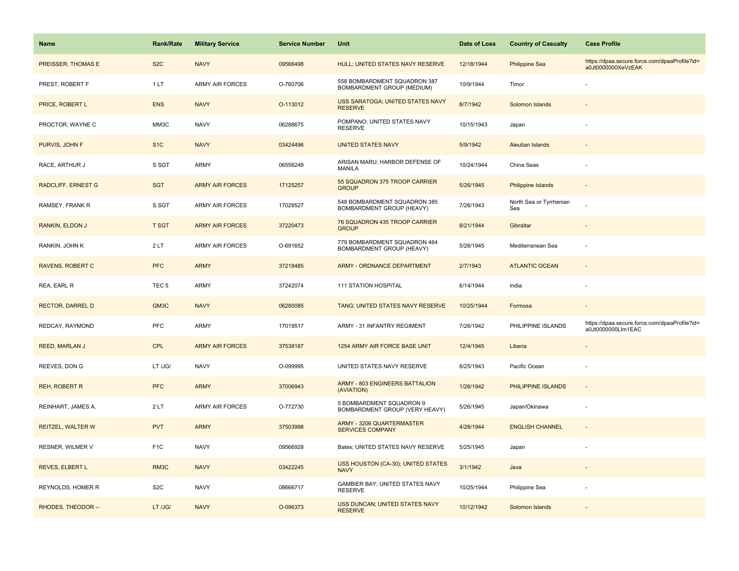| Name | Rank/Rate | Military Service | Service Number | Unit | Date of Loss | Country of Casualty | Case Profile |
|---|---|---|---|---|---|---|---|
| PREISSER, THOMAS E | S2C | NAVY | 09566498 | HULL; UNITED STATES NAVY RESERVE | 12/18/1944 | Philippine Sea | https://dpaa.secure.force.com/dpaaProfile?id=a0Jt0000000XeVzEAK |
| PREST, ROBERT F | 1 LT | ARMY AIR FORCES | O-760706 | 558 BOMBARDMENT SQUADRON 387 BOMBARDMENT GROUP (MEDIUM) | 10/9/1944 | Timor | - |
| PRICE, ROBERT L | ENS | NAVY | O-113012 | USS SARATOGA; UNITED STATES NAVY RESERVE | 8/7/1942 | Solomon Islands | - |
| PROCTOR, WAYNE C | MM3C | NAVY | 06288675 | POMPANO; UNITED STATES NAVY RESERVE | 10/15/1943 | Japan | - |
| PURVIS, JOHN F | S1C | NAVY | 03424496 | UNITED STATES NAVY | 5/9/1942 | Aleutian Islands | - |
| RACE, ARTHUR J | S SGT | ARMY | 06556248 | ARISAN MARU; HARBOR DEFENSE OF MANILA | 10/24/1944 | China Seas | - |
| RADCLIFF, ERNEST G | SGT | ARMY AIR FORCES | 17125257 | 55 SQUADRON 375 TROOP CARRIER GROUP | 5/26/1945 | Philippine Islands | - |
| RAMSEY, FRANK R | S SGT | ARMY AIR FORCES | 17028527 | 548 BOMBARDMENT SQUADRON 385 BOMBARDMENT GROUP (HEAVY) | 7/26/1943 | North Sea or Tyrrhenian Sea | - |
| RANKIN, ELDON J | T SGT | ARMY AIR FORCES | 37220473 | 76 SQUADRON 435 TROOP CARRIER GROUP | 8/21/1944 | Gibraltar | - |
| RANKIN, JOHN K | 2 LT | ARMY AIR FORCES | O-691652 | 779 BOMBARDMENT SQUADRON 464 BOMBARDMENT GROUP (HEAVY) | 5/26/1945 | Mediterranean Sea | - |
| RAVENS, ROBERT C | PFC | ARMY | 37218485 | ARMY - ORDNANCE DEPARTMENT | 2/7/1943 | ATLANTIC OCEAN | - |
| REA, EARL R | TEC 5 | ARMY | 37242074 | 111 STATION HOSPITAL | 6/14/1944 | India | - |
| RECTOR, DARREL D | GM3C | NAVY | 06280085 | TANG; UNITED STATES NAVY RESERVE | 10/25/1944 | Formosa | - |
| REDCAY, RAYMOND | PFC | ARMY | 17019517 | ARMY - 31 INFANTRY REGIMENT | 7/26/1942 | PHILIPPINE ISLANDS | https://dpaa.secure.force.com/dpaaProfile?id=a0Jt0000000LIm1EAC |
| REED, MARLAN J | CPL | ARMY AIR FORCES | 37538187 | 1254 ARMY AIR FORCE BASE UNIT | 12/4/1945 | Liberia | - |
| REEVES, DON G | LT /JG/ | NAVY | O-099995 | UNITED STATES NAVY RESERVE | 8/25/1943 | Pacific Ocean | - |
| REH, ROBERT R | PFC | ARMY | 37006943 | ARMY - 803 ENGINEERS BATTALION (AVIATION) | 1/26/1942 | PHILIPPINE ISLANDS | - |
| REINHART, JAMES A. | 2 LT | ARMY AIR FORCES | O-772730 | 5 BOMBARDMENT SQUADRON 9 BOMBARDMENT GROUP (VERY HEAVY) | 5/26/1945 | Japan/Okinawa | - |
| REITZEL, WALTER W | PVT | ARMY | 37503998 | ARMY - 3206 QUARTERMASTER SERVICES COMPANY | 4/28/1944 | ENGLISH CHANNEL | - |
| RESNER, WILMER V | F1C | NAVY | 09566928 | Bates; UNITED STATES NAVY RESERVE | 5/25/1945 | Japan | - |
| REVES, ELBERT L | RM3C | NAVY | 03422245 | USS HOUSTON (CA-30); UNITED STATES NAVY | 3/1/1942 | Java | - |
| REYNOLDS, HOMER R | S2C | NAVY | 08666717 | GAMBIER BAY; UNITED STATES NAVY RESERVE | 10/25/1944 | Philippine Sea | - |
| RHODES, THEODOR -- | LT /JG/ | NAVY | O-096373 | USS DUNCAN; UNITED STATES NAVY RESERVE | 10/12/1942 | Solomon Islands | - |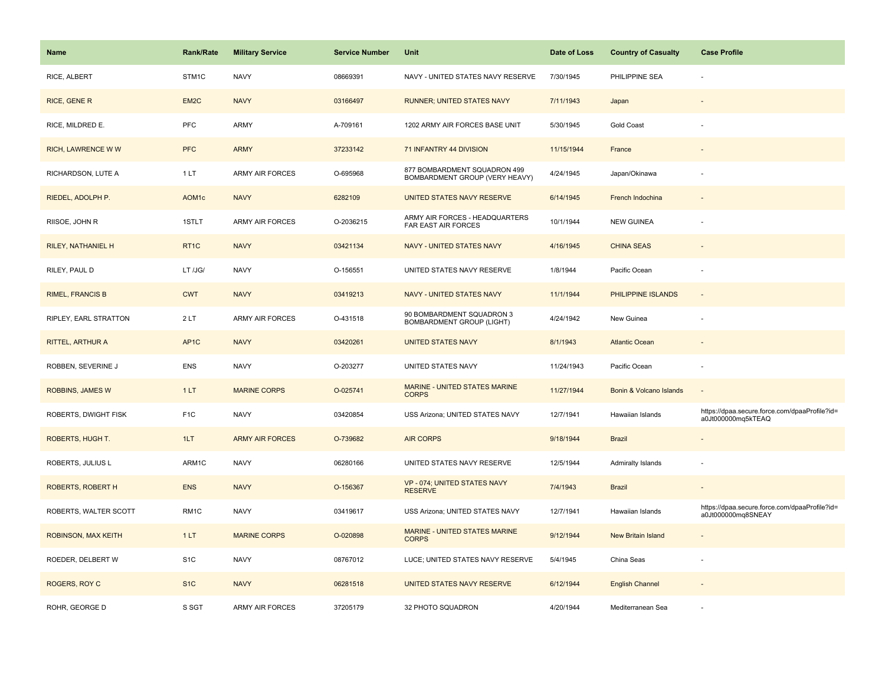| Name | Rank/Rate | Military Service | Service Number | Unit | Date of Loss | Country of Casualty | Case Profile |
|---|---|---|---|---|---|---|---|
| RICE, ALBERT | STM1C | NAVY | 08669391 | NAVY - UNITED STATES NAVY RESERVE | 7/30/1945 | PHILIPPINE SEA | - |
| RICE, GENE R | EM2C | NAVY | 03166497 | RUNNER; UNITED STATES NAVY | 7/11/1943 | Japan | - |
| RICE, MILDRED E. | PFC | ARMY | A-709161 | 1202 ARMY AIR FORCES BASE UNIT | 5/30/1945 | Gold Coast | - |
| RICH, LAWRENCE W W | PFC | ARMY | 37233142 | 71 INFANTRY 44 DIVISION | 11/15/1944 | France | - |
| RICHARDSON, LUTE A | 1 LT | ARMY AIR FORCES | O-695968 | 877 BOMBARDMENT SQUADRON 499 BOMBARDMENT GROUP (VERY HEAVY) | 4/24/1945 | Japan/Okinawa | - |
| RIEDEL, ADOLPH P. | AOM1c | NAVY | 6282109 | UNITED STATES NAVY RESERVE | 6/14/1945 | French Indochina | - |
| RIISOE, JOHN R | 1STLT | ARMY AIR FORCES | O-2036215 | ARMY AIR FORCES - HEADQUARTERS FAR EAST AIR FORCES | 10/1/1944 | NEW GUINEA | - |
| RILEY, NATHANIEL H | RT1C | NAVY | 03421134 | NAVY - UNITED STATES NAVY | 4/16/1945 | CHINA SEAS | - |
| RILEY, PAUL D | LT /JG/ | NAVY | O-156551 | UNITED STATES NAVY RESERVE | 1/8/1944 | Pacific Ocean | - |
| RIMEL, FRANCIS B | CWT | NAVY | 03419213 | NAVY - UNITED STATES NAVY | 11/1/1944 | PHILIPPINE ISLANDS | - |
| RIPLEY, EARL STRATTON | 2 LT | ARMY AIR FORCES | O-431518 | 90 BOMBARDMENT SQUADRON 3 BOMBARDMENT GROUP (LIGHT) | 4/24/1942 | New Guinea | - |
| RITTEL, ARTHUR A | AP1C | NAVY | 03420261 | UNITED STATES NAVY | 8/1/1943 | Atlantic Ocean | - |
| ROBBEN, SEVERINE J | ENS | NAVY | O-203277 | UNITED STATES NAVY | 11/24/1943 | Pacific Ocean | - |
| ROBBINS, JAMES W | 1 LT | MARINE CORPS | O-025741 | MARINE - UNITED STATES MARINE CORPS | 11/27/1944 | Bonin & Volcano Islands | - |
| ROBERTS, DWIGHT FISK | F1C | NAVY | 03420854 | USS Arizona; UNITED STATES NAVY | 12/7/1941 | Hawaiian Islands | https://dpaa.secure.force.com/dpaaProfile?id=a0Jt000000mq5kTEAQ |
| ROBERTS, HUGH T. | 1LT | ARMY AIR FORCES | O-739682 | AIR CORPS | 9/18/1944 | Brazil | - |
| ROBERTS, JULIUS L | ARM1C | NAVY | 06280166 | UNITED STATES NAVY RESERVE | 12/5/1944 | Admiralty Islands | - |
| ROBERTS, ROBERT H | ENS | NAVY | O-156367 | VP - 074; UNITED STATES NAVY RESERVE | 7/4/1943 | Brazil | - |
| ROBERTS, WALTER SCOTT | RM1C | NAVY | 03419617 | USS Arizona; UNITED STATES NAVY | 12/7/1941 | Hawaiian Islands | https://dpaa.secure.force.com/dpaaProfile?id=a0Jt000000mq8SNEAY |
| ROBINSON, MAX KEITH | 1 LT | MARINE CORPS | O-020898 | MARINE - UNITED STATES MARINE CORPS | 9/12/1944 | New Britain Island | - |
| ROEDER, DELBERT W | S1C | NAVY | 08767012 | LUCE; UNITED STATES NAVY RESERVE | 5/4/1945 | China Seas | - |
| ROGERS, ROY C | S1C | NAVY | 06281518 | UNITED STATES NAVY RESERVE | 6/12/1944 | English Channel | - |
| ROHR, GEORGE D | S SGT | ARMY AIR FORCES | 37205179 | 32 PHOTO SQUADRON | 4/20/1944 | Mediterranean Sea | - |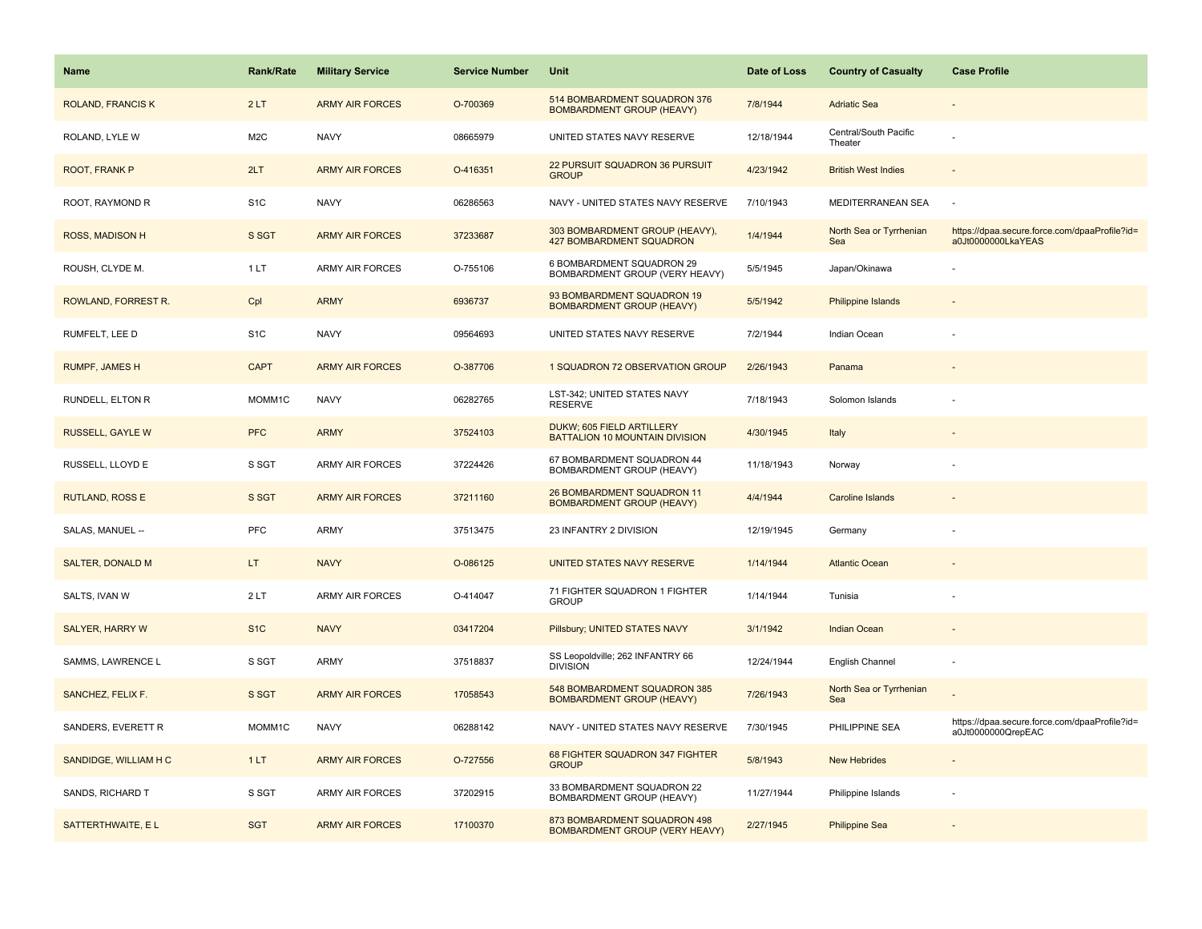| Name | Rank/Rate | Military Service | Service Number | Unit | Date of Loss | Country of Casualty | Case Profile |
| --- | --- | --- | --- | --- | --- | --- | --- |
| ROLAND, FRANCIS K | 2 LT | ARMY AIR FORCES | O-700369 | 514 BOMBARDMENT SQUADRON 376 BOMBARDMENT GROUP (HEAVY) | 7/8/1944 | Adriatic Sea | - |
| ROLAND, LYLE W | M2C | NAVY | 08665979 | UNITED STATES NAVY RESERVE | 12/18/1944 | Central/South Pacific Theater | - |
| ROOT, FRANK P | 2LT | ARMY AIR FORCES | O-416351 | 22 PURSUIT SQUADRON 36 PURSUIT GROUP | 4/23/1942 | British West Indies | - |
| ROOT, RAYMOND R | S1C | NAVY | 06286563 | NAVY - UNITED STATES NAVY RESERVE | 7/10/1943 | MEDITERRANEAN SEA | - |
| ROSS, MADISON H | S SGT | ARMY AIR FORCES | 37233687 | 303 BOMBARDMENT GROUP (HEAVY), 427 BOMBARDMENT SQUADRON | 1/4/1944 | North Sea or Tyrrhenian Sea | https://dpaa.secure.force.com/dpaaProfile?id=a0Jt0000000LkaYEAS |
| ROUSH, CLYDE M. | 1 LT | ARMY AIR FORCES | O-755106 | 6 BOMBARDMENT SQUADRON 29 BOMBARDMENT GROUP (VERY HEAVY) | 5/5/1945 | Japan/Okinawa | - |
| ROWLAND, FORREST R. | Cpl | ARMY | 6936737 | 93 BOMBARDMENT SQUADRON 19 BOMBARDMENT GROUP (HEAVY) | 5/5/1942 | Philippine Islands | - |
| RUMFELT, LEE D | S1C | NAVY | 09564693 | UNITED STATES NAVY RESERVE | 7/2/1944 | Indian Ocean | - |
| RUMPF, JAMES H | CAPT | ARMY AIR FORCES | O-387706 | 1 SQUADRON 72 OBSERVATION GROUP | 2/26/1943 | Panama | - |
| RUNDELL, ELTON R | MOMM1C | NAVY | 06282765 | LST-342; UNITED STATES NAVY RESERVE | 7/18/1943 | Solomon Islands | - |
| RUSSELL, GAYLE W | PFC | ARMY | 37524103 | DUKW; 605 FIELD ARTILLERY BATTALION 10 MOUNTAIN DIVISION | 4/30/1945 | Italy | - |
| RUSSELL, LLOYD E | S SGT | ARMY AIR FORCES | 37224426 | 67 BOMBARDMENT SQUADRON 44 BOMBARDMENT GROUP (HEAVY) | 11/18/1943 | Norway | - |
| RUTLAND, ROSS E | S SGT | ARMY AIR FORCES | 37211160 | 26 BOMBARDMENT SQUADRON 11 BOMBARDMENT GROUP (HEAVY) | 4/4/1944 | Caroline Islands | - |
| SALAS, MANUEL -- | PFC | ARMY | 37513475 | 23 INFANTRY 2 DIVISION | 12/19/1945 | Germany | - |
| SALTER, DONALD M | LT | NAVY | O-086125 | UNITED STATES NAVY RESERVE | 1/14/1944 | Atlantic Ocean | - |
| SALTS, IVAN W | 2 LT | ARMY AIR FORCES | O-414047 | 71 FIGHTER SQUADRON 1 FIGHTER GROUP | 1/14/1944 | Tunisia | - |
| SALYER, HARRY W | S1C | NAVY | 03417204 | Pillsbury; UNITED STATES NAVY | 3/1/1942 | Indian Ocean | - |
| SAMMS, LAWRENCE L | S SGT | ARMY | 37518837 | SS Leopoldville; 262 INFANTRY 66 DIVISION | 12/24/1944 | English Channel | - |
| SANCHEZ, FELIX F. | S SGT | ARMY AIR FORCES | 17058543 | 548 BOMBARDMENT SQUADRON 385 BOMBARDMENT GROUP (HEAVY) | 7/26/1943 | North Sea or Tyrrhenian Sea | - |
| SANDERS, EVERETT R | MOMM1C | NAVY | 06288142 | NAVY - UNITED STATES NAVY RESERVE | 7/30/1945 | PHILIPPINE SEA | https://dpaa.secure.force.com/dpaaProfile?id=a0Jt0000000QrepEAC |
| SANDIDGE, WILLIAM H C | 1 LT | ARMY AIR FORCES | O-727556 | 68 FIGHTER SQUADRON 347 FIGHTER GROUP | 5/8/1943 | New Hebrides | - |
| SANDS, RICHARD T | S SGT | ARMY AIR FORCES | 37202915 | 33 BOMBARDMENT SQUADRON 22 BOMBARDMENT GROUP (HEAVY) | 11/27/1944 | Philippine Islands | - |
| SATTERTHWAITE, E L | SGT | ARMY AIR FORCES | 17100370 | 873 BOMBARDMENT SQUADRON 498 BOMBARDMENT GROUP (VERY HEAVY) | 2/27/1945 | Philippine Sea | - |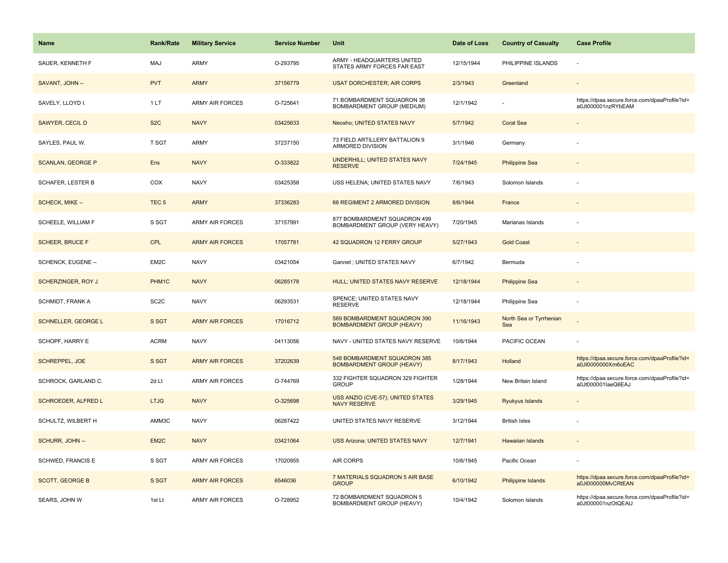| Name | Rank/Rate | Military Service | Service Number | Unit | Date of Loss | Country of Casualty | Case Profile |
| --- | --- | --- | --- | --- | --- | --- | --- |
| SAUER, KENNETH F | MAJ | ARMY | O-293795 | ARMY - HEADQUARTERS UNITED STATES ARMY FORCES FAR EAST | 12/15/1944 | PHILIPPINE ISLANDS | - |
| SAVANT, JOHN -- | PVT | ARMY | 37156779 | USAT DORCHESTER; AIR CORPS | 2/3/1943 | Greenland | - |
| SAVELY, LLOYD I. | 1 LT | ARMY AIR FORCES | O-725641 | 71 BOMBARDMENT SQUADRON 38 BOMBARDMENT GROUP (MEDIUM) | 12/1/1942 | - | https://dpaa.secure.force.com/dpaaProfile?id=a0Jt000001nzRYbEAM |
| SAWYER, CECIL D | S2C | NAVY | 03425633 | Neosho; UNITED STATES NAVY | 5/7/1942 | Coral Sea | - |
| SAYLES, PAUL W. | T SGT | ARMY | 37237150 | 73 FIELD ARTILLERY BATTALION 9 ARMORED DIVISION | 3/1/1946 | Germany | - |
| SCANLAN, GEORGE P | Ens | NAVY | O-333822 | UNDERHILL; UNITED STATES NAVY RESERVE | 7/24/1945 | Philippine Sea | - |
| SCHAFER, LESTER B | COX | NAVY | 03425358 | USS HELENA; UNITED STATES NAVY | 7/6/1943 | Solomon Islands | - |
| SCHECK, MIKE -- | TEC 5 | ARMY | 37336283 | 66 REGIMENT 2 ARMORED DIVISION | 8/6/1944 | France | - |
| SCHEELE, WILLIAM F | S SGT | ARMY AIR FORCES | 37157991 | 877 BOMBARDMENT SQUADRON 499 BOMBARDMENT GROUP (VERY HEAVY) | 7/20/1945 | Marianas Islands | - |
| SCHEER, BRUCE F | CPL | ARMY AIR FORCES | 17057781 | 42 SQUADRON 12 FERRY GROUP | 5/27/1943 | Gold Coast | - |
| SCHENCK, EUGENE -- | EM2C | NAVY | 03421054 | Gannet ; UNITED STATES NAVY | 6/7/1942 | Bermuda | - |
| SCHERZINGER, ROY J | PHM1C | NAVY | 06285178 | HULL; UNITED STATES NAVY RESERVE | 12/18/1944 | Philippine Sea | - |
| SCHMIDT, FRANK A | SC2C | NAVY | 06293531 | SPENCE; UNITED STATES NAVY RESERVE | 12/18/1944 | Philippine Sea | - |
| SCHNELLER, GEORGE L | S SGT | ARMY AIR FORCES | 17016712 | 569 BOMBARDMENT SQUADRON 390 BOMBARDMENT GROUP (HEAVY) | 11/16/1943 | North Sea or Tyrrhenian Sea | - |
| SCHOPF, HARRY E | ACRM | NAVY | 04113056 | NAVY - UNITED STATES NAVY RESERVE | 10/6/1944 | PACIFIC OCEAN | - |
| SCHREPPEL, JOE | S SGT | ARMY AIR FORCES | 37202639 | 548 BOMBARDMENT SQUADRON 385 BOMBARDMENT GROUP (HEAVY) | 8/17/1943 | Holland | https://dpaa.secure.force.com/dpaaProfile?id=a0Jt0000000Xm6oEAC |
| SCHROCK, GARLAND C. | 2d Lt | ARMY AIR FORCES | O-744769 | 332 FIGHTER SQUADRON 329 FIGHTER GROUP | 1/28/1944 | New Britain Island | https://dpaa.secure.force.com/dpaaProfile?id=a0Jt000001laeQ6EAJ |
| SCHROEDER, ALFRED L | LTJG | NAVY | O-325698 | USS ANZIO (CVE-57); UNITED STATES NAVY RESERVE | 3/29/1945 | Ryukyus Islands | - |
| SCHULTZ, WILBERT H | AMM3C | NAVY | 06287422 | UNITED STATES NAVY RESERVE | 3/12/1944 | British Isles | - |
| SCHURR, JOHN -- | EM2C | NAVY | 03421064 | USS Arizona; UNITED STATES NAVY | 12/7/1941 | Hawaiian Islands | - |
| SCHWED, FRANCIS E | S SGT | ARMY AIR FORCES | 17020955 | AIR CORPS | 10/6/1945 | Pacific Ocean | - |
| SCOTT, GEORGE B | S SGT | ARMY AIR FORCES | 6546036 | 7 MATERIALS SQUADRON 5 AIR BASE GROUP | 6/10/1942 | Philippine Islands | https://dpaa.secure.force.com/dpaaProfile?id=a0Jt000000MvCRtEAN |
| SEARS, JOHN W | 1st Lt | ARMY AIR FORCES | O-728952 | 72 BOMBARDMENT SQUADRON 5 BOMBARDMENT GROUP (HEAVY) | 10/4/1942 | Solomon Islands | https://dpaa.secure.force.com/dpaaProfile?id=a0Jt000001nzOtQEAU |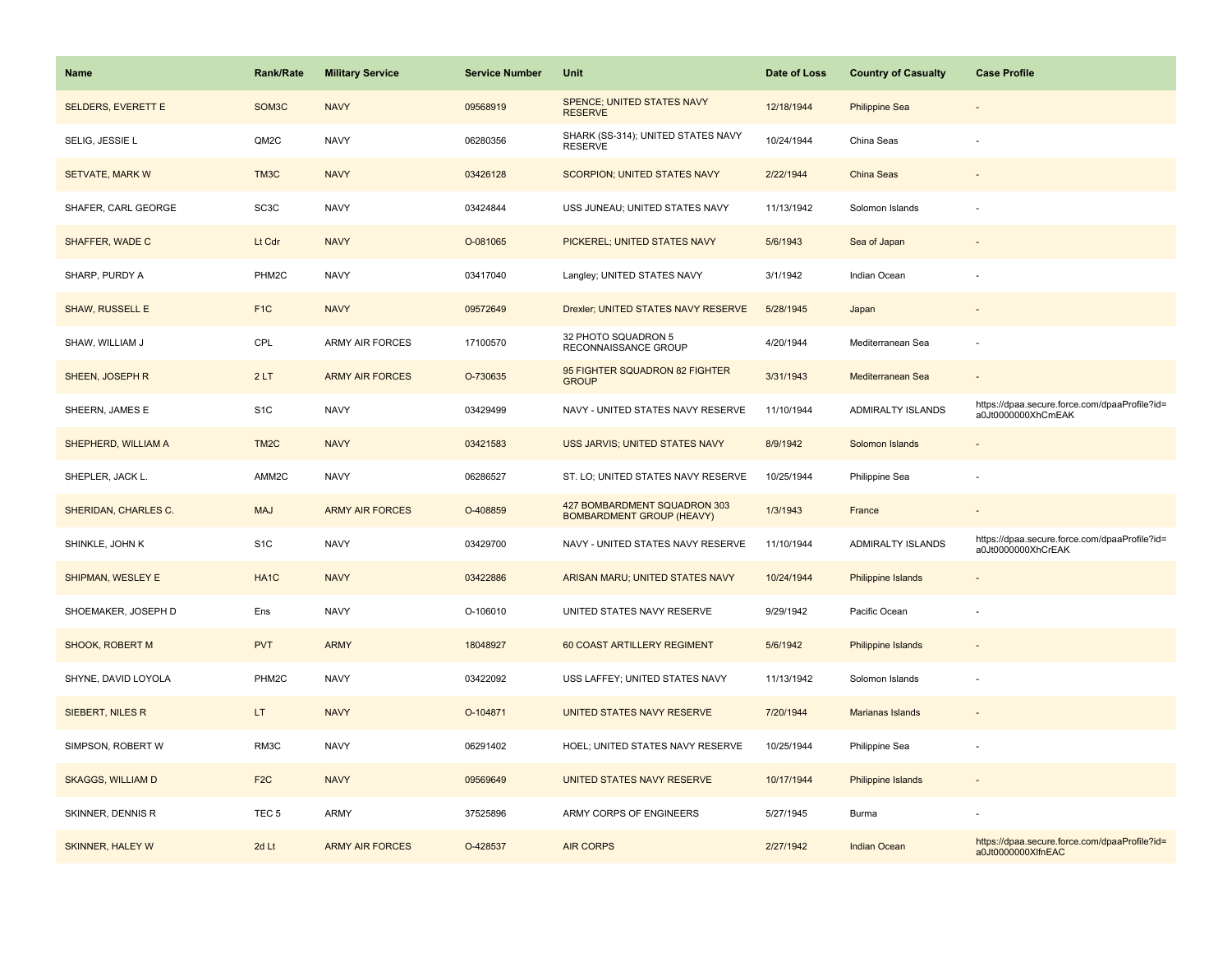| Name | Rank/Rate | Military Service | Service Number | Unit | Date of Loss | Country of Casualty | Case Profile |
|---|---|---|---|---|---|---|---|
| SELDERS, EVERETT E | SOM3C | NAVY | 09568919 | SPENCE; UNITED STATES NAVY RESERVE | 12/18/1944 | Philippine Sea | - |
| SELIG, JESSIE L | QM2C | NAVY | 06280356 | SHARK (SS-314); UNITED STATES NAVY RESERVE | 10/24/1944 | China Seas | - |
| SETVATE, MARK W | TM3C | NAVY | 03426128 | SCORPION; UNITED STATES NAVY | 2/22/1944 | China Seas | - |
| SHAFER, CARL GEORGE | SC3C | NAVY | 03424844 | USS JUNEAU; UNITED STATES NAVY | 11/13/1942 | Solomon Islands | - |
| SHAFFER, WADE C | Lt Cdr | NAVY | O-081065 | PICKEREL; UNITED STATES NAVY | 5/6/1943 | Sea of Japan | - |
| SHARP, PURDY A | PHM2C | NAVY | 03417040 | Langley; UNITED STATES NAVY | 3/1/1942 | Indian Ocean | - |
| SHAW, RUSSELL E | F1C | NAVY | 09572649 | Drexler; UNITED STATES NAVY RESERVE | 5/28/1945 | Japan | - |
| SHAW, WILLIAM J | CPL | ARMY AIR FORCES | 17100570 | 32 PHOTO SQUADRON 5 RECONNAISSANCE GROUP | 4/20/1944 | Mediterranean Sea | - |
| SHEEN, JOSEPH R | 2 LT | ARMY AIR FORCES | O-730635 | 95 FIGHTER SQUADRON 82 FIGHTER GROUP | 3/31/1943 | Mediterranean Sea | - |
| SHEERN, JAMES E | S1C | NAVY | 03429499 | NAVY - UNITED STATES NAVY RESERVE | 11/10/1944 | ADMIRALTY ISLANDS | https://dpaa.secure.force.com/dpaaProfile?id=a0Jt0000000XhCmEAK |
| SHEPHERD, WILLIAM A | TM2C | NAVY | 03421583 | USS JARVIS; UNITED STATES NAVY | 8/9/1942 | Solomon Islands | - |
| SHEPLER, JACK L. | AMM2C | NAVY | 06286527 | ST. LO; UNITED STATES NAVY RESERVE | 10/25/1944 | Philippine Sea | - |
| SHERIDAN, CHARLES C. | MAJ | ARMY AIR FORCES | O-408859 | 427 BOMBARDMENT SQUADRON 303 BOMBARDMENT GROUP (HEAVY) | 1/3/1943 | France | - |
| SHINKLE, JOHN K | S1C | NAVY | 03429700 | NAVY - UNITED STATES NAVY RESERVE | 11/10/1944 | ADMIRALTY ISLANDS | https://dpaa.secure.force.com/dpaaProfile?id=a0Jt0000000XhCrEAK |
| SHIPMAN, WESLEY E | HA1C | NAVY | 03422886 | ARISAN MARU; UNITED STATES NAVY | 10/24/1944 | Philippine Islands | - |
| SHOEMAKER, JOSEPH D | Ens | NAVY | O-106010 | UNITED STATES NAVY RESERVE | 9/29/1942 | Pacific Ocean | - |
| SHOOK, ROBERT M | PVT | ARMY | 18048927 | 60 COAST ARTILLERY REGIMENT | 5/6/1942 | Philippine Islands | - |
| SHYNE, DAVID LOYOLA | PHM2C | NAVY | 03422092 | USS LAFFEY; UNITED STATES NAVY | 11/13/1942 | Solomon Islands | - |
| SIEBERT, NILES R | LT | NAVY | O-104871 | UNITED STATES NAVY RESERVE | 7/20/1944 | Marianas Islands | - |
| SIMPSON, ROBERT W | RM3C | NAVY | 06291402 | HOEL; UNITED STATES NAVY RESERVE | 10/25/1944 | Philippine Sea | - |
| SKAGGS, WILLIAM D | F2C | NAVY | 09569649 | UNITED STATES NAVY RESERVE | 10/17/1944 | Philippine Islands | - |
| SKINNER, DENNIS R | TEC 5 | ARMY | 37525896 | ARMY CORPS OF ENGINEERS | 5/27/1945 | Burma | - |
| SKINNER, HALEY W | 2d Lt | ARMY AIR FORCES | O-428537 | AIR CORPS | 2/27/1942 | Indian Ocean | https://dpaa.secure.force.com/dpaaProfile?id=a0Jt0000000XlfnEAC |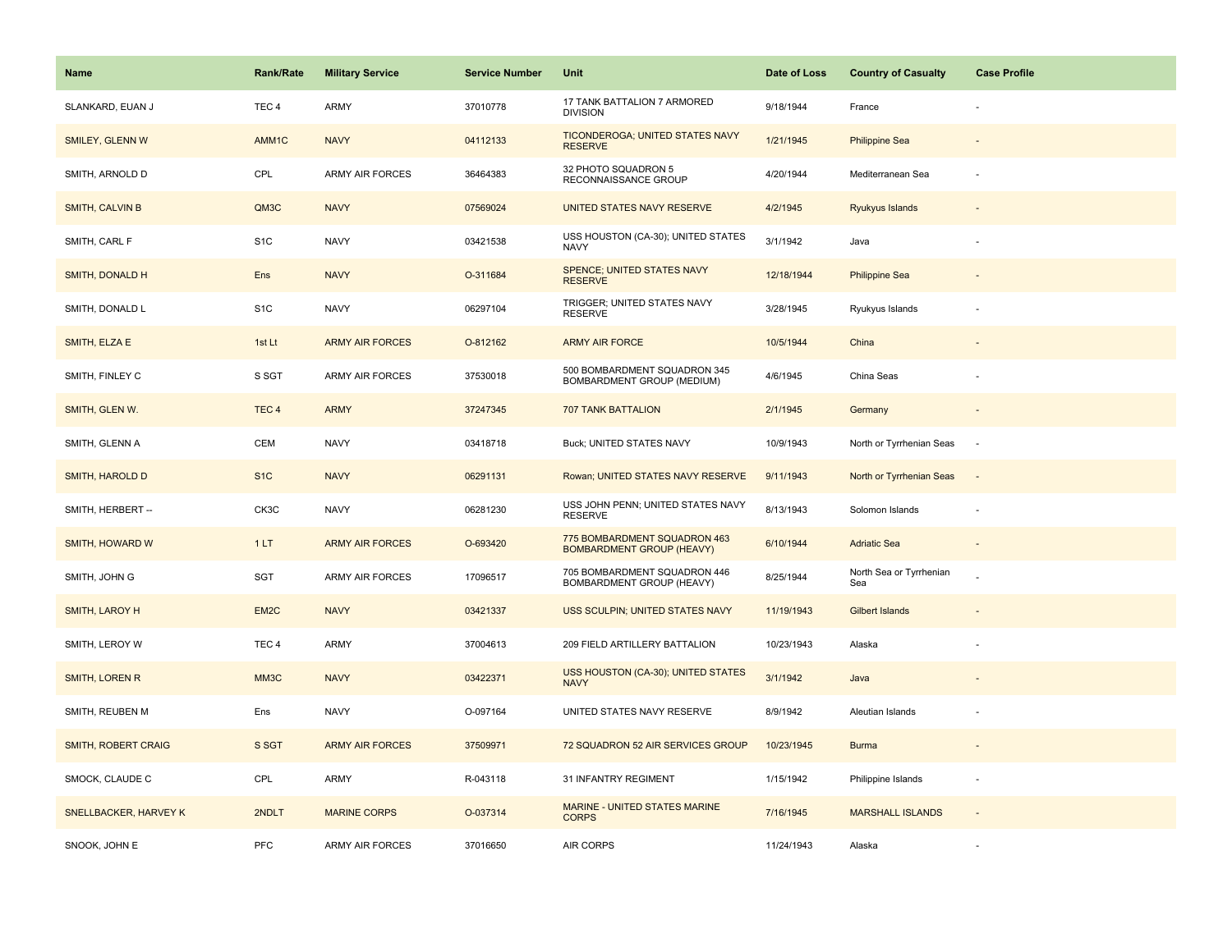| Name | Rank/Rate | Military Service | Service Number | Unit | Date of Loss | Country of Casualty | Case Profile |
| --- | --- | --- | --- | --- | --- | --- | --- |
| SLANKARD, EUAN J | TEC 4 | ARMY | 37010778 | 17 TANK BATTALION 7 ARMORED DIVISION | 9/18/1944 | France | - |
| SMILEY, GLENN W | AMM1C | NAVY | 04112133 | TICONDEROGA; UNITED STATES NAVY RESERVE | 1/21/1945 | Philippine Sea | - |
| SMITH, ARNOLD D | CPL | ARMY AIR FORCES | 36464383 | 32 PHOTO SQUADRON 5 RECONNAISSANCE GROUP | 4/20/1944 | Mediterranean Sea | - |
| SMITH, CALVIN B | QM3C | NAVY | 07569024 | UNITED STATES NAVY RESERVE | 4/2/1945 | Ryukyus Islands | - |
| SMITH, CARL F | S1C | NAVY | 03421538 | USS HOUSTON (CA-30); UNITED STATES NAVY | 3/1/1942 | Java | - |
| SMITH, DONALD H | Ens | NAVY | O-311684 | SPENCE; UNITED STATES NAVY RESERVE | 12/18/1944 | Philippine Sea | - |
| SMITH, DONALD L | S1C | NAVY | 06297104 | TRIGGER; UNITED STATES NAVY RESERVE | 3/28/1945 | Ryukyus Islands | - |
| SMITH, ELZA E | 1st Lt | ARMY AIR FORCES | O-812162 | ARMY AIR FORCE | 10/5/1944 | China | - |
| SMITH, FINLEY C | S SGT | ARMY AIR FORCES | 37530018 | 500 BOMBARDMENT SQUADRON 345 BOMBARDMENT GROUP (MEDIUM) | 4/6/1945 | China Seas | - |
| SMITH, GLEN W. | TEC 4 | ARMY | 37247345 | 707 TANK BATTALION | 2/1/1945 | Germany | - |
| SMITH, GLENN A | CEM | NAVY | 03418718 | Buck; UNITED STATES NAVY | 10/9/1943 | North or Tyrrhenian Seas | - |
| SMITH, HAROLD D | S1C | NAVY | 06291131 | Rowan; UNITED STATES NAVY RESERVE | 9/11/1943 | North or Tyrrhenian Seas | - |
| SMITH, HERBERT -- | CK3C | NAVY | 06281230 | USS JOHN PENN; UNITED STATES NAVY RESERVE | 8/13/1943 | Solomon Islands | - |
| SMITH, HOWARD W | 1 LT | ARMY AIR FORCES | O-693420 | 775 BOMBARDMENT SQUADRON 463 BOMBARDMENT GROUP (HEAVY) | 6/10/1944 | Adriatic Sea | - |
| SMITH, JOHN G | SGT | ARMY AIR FORCES | 17096517 | 705 BOMBARDMENT SQUADRON 446 BOMBARDMENT GROUP (HEAVY) | 8/25/1944 | North Sea or Tyrrhenian Sea | - |
| SMITH, LAROY H | EM2C | NAVY | 03421337 | USS SCULPIN; UNITED STATES NAVY | 11/19/1943 | Gilbert Islands | - |
| SMITH, LEROY W | TEC 4 | ARMY | 37004613 | 209 FIELD ARTILLERY BATTALION | 10/23/1943 | Alaska | - |
| SMITH, LOREN R | MM3C | NAVY | 03422371 | USS HOUSTON (CA-30); UNITED STATES NAVY | 3/1/1942 | Java | - |
| SMITH, REUBEN M | Ens | NAVY | O-097164 | UNITED STATES NAVY RESERVE | 8/9/1942 | Aleutian Islands | - |
| SMITH, ROBERT CRAIG | S SGT | ARMY AIR FORCES | 37509971 | 72 SQUADRON 52 AIR SERVICES GROUP | 10/23/1945 | Burma | - |
| SMOCK, CLAUDE C | CPL | ARMY | R-043118 | 31 INFANTRY REGIMENT | 1/15/1942 | Philippine Islands | - |
| SNELLBACKER, HARVEY K | 2NDLT | MARINE CORPS | O-037314 | MARINE - UNITED STATES MARINE CORPS | 7/16/1945 | MARSHALL ISLANDS | - |
| SNOOK, JOHN E | PFC | ARMY AIR FORCES | 37016650 | AIR CORPS | 11/24/1943 | Alaska | - |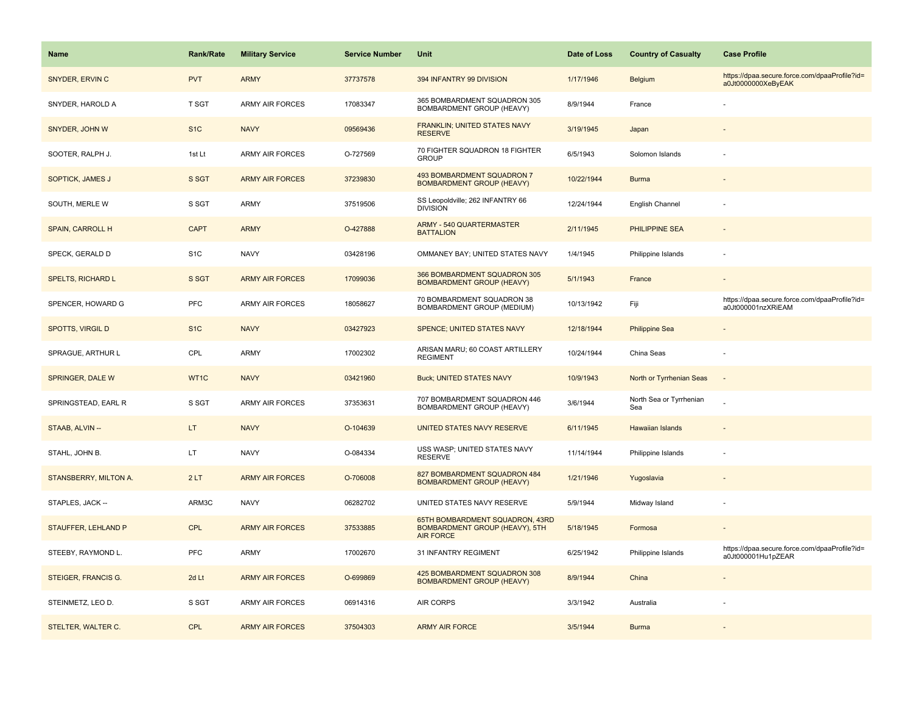| Name | Rank/Rate | Military Service | Service Number | Unit | Date of Loss | Country of Casualty | Case Profile |
|---|---|---|---|---|---|---|---|
| SNYDER, ERVIN C | PVT | ARMY | 37737578 | 394 INFANTRY 99 DIVISION | 1/17/1946 | Belgium | https://dpaa.secure.force.com/dpaaProfile?id=a0Jt0000000XeByEAK |
| SNYDER, HAROLD A | T SGT | ARMY AIR FORCES | 17083347 | 365 BOMBARDMENT SQUADRON 305 BOMBARDMENT GROUP (HEAVY) | 8/9/1944 | France | - |
| SNYDER, JOHN W | S1C | NAVY | 09569436 | FRANKLIN; UNITED STATES NAVY RESERVE | 3/19/1945 | Japan | - |
| SOOTER, RALPH J. | 1st Lt | ARMY AIR FORCES | O-727569 | 70 FIGHTER SQUADRON 18 FIGHTER GROUP | 6/5/1943 | Solomon Islands | - |
| SOPTICK, JAMES J | S SGT | ARMY AIR FORCES | 37239830 | 493 BOMBARDMENT SQUADRON 7 BOMBARDMENT GROUP (HEAVY) | 10/22/1944 | Burma | - |
| SOUTH, MERLE W | S SGT | ARMY | 37519506 | SS Leopoldville; 262 INFANTRY 66 DIVISION | 12/24/1944 | English Channel | - |
| SPAIN, CARROLL H | CAPT | ARMY | O-427888 | ARMY - 540 QUARTERMASTER BATTALION | 2/11/1945 | PHILIPPINE SEA | - |
| SPECK, GERALD D | S1C | NAVY | 03428196 | OMMANEY BAY; UNITED STATES NAVY | 1/4/1945 | Philippine Islands | - |
| SPELTS, RICHARD L | S SGT | ARMY AIR FORCES | 17099036 | 366 BOMBARDMENT SQUADRON 305 BOMBARDMENT GROUP (HEAVY) | 5/1/1943 | France | - |
| SPENCER, HOWARD G | PFC | ARMY AIR FORCES | 18058627 | 70 BOMBARDMENT SQUADRON 38 BOMBARDMENT GROUP (MEDIUM) | 10/13/1942 | Fiji | https://dpaa.secure.force.com/dpaaProfile?id=a0Jt000001nzXRiEAM |
| SPOTTS, VIRGIL D | S1C | NAVY | 03427923 | SPENCE; UNITED STATES NAVY | 12/18/1944 | Philippine Sea | - |
| SPRAGUE, ARTHUR L | CPL | ARMY | 17002302 | ARISAN MARU; 60 COAST ARTILLERY REGIMENT | 10/24/1944 | China Seas | - |
| SPRINGER, DALE W | WT1C | NAVY | 03421960 | Buck; UNITED STATES NAVY | 10/9/1943 | North or Tyrrhenian Seas | - |
| SPRINGSTEAD, EARL R | S SGT | ARMY AIR FORCES | 37353631 | 707 BOMBARDMENT SQUADRON 446 BOMBARDMENT GROUP (HEAVY) | 3/6/1944 | North Sea or Tyrrhenian Sea | - |
| STAAB, ALVIN -- | LT | NAVY | O-104639 | UNITED STATES NAVY RESERVE | 6/11/1945 | Hawaiian Islands | - |
| STAHL, JOHN B. | LT | NAVY | O-084334 | USS WASP; UNITED STATES NAVY RESERVE | 11/14/1944 | Philippine Islands | - |
| STANSBERRY, MILTON A. | 2 LT | ARMY AIR FORCES | O-706008 | 827 BOMBARDMENT SQUADRON 484 BOMBARDMENT GROUP (HEAVY) | 1/21/1946 | Yugoslavia | - |
| STAPLES, JACK -- | ARM3C | NAVY | 06282702 | UNITED STATES NAVY RESERVE | 5/9/1944 | Midway Island | - |
| STAUFFER, LEHLAND P | CPL | ARMY AIR FORCES | 37533885 | 65TH BOMBARDMENT SQUADRON, 43RD BOMBARDMENT GROUP (HEAVY), 5TH AIR FORCE | 5/18/1945 | Formosa | - |
| STEEBY, RAYMOND L. | PFC | ARMY | 17002670 | 31 INFANTRY REGIMENT | 6/25/1942 | Philippine Islands | https://dpaa.secure.force.com/dpaaProfile?id=a0Jt000001Hu1pZEAR |
| STEIGER, FRANCIS G. | 2d Lt | ARMY AIR FORCES | O-699869 | 425 BOMBARDMENT SQUADRON 308 BOMBARDMENT GROUP (HEAVY) | 8/9/1944 | China | - |
| STEINMETZ, LEO D. | S SGT | ARMY AIR FORCES | 06914316 | AIR CORPS | 3/3/1942 | Australia | - |
| STELTER, WALTER C. | CPL | ARMY AIR FORCES | 37504303 | ARMY AIR FORCE | 3/5/1944 | Burma | - |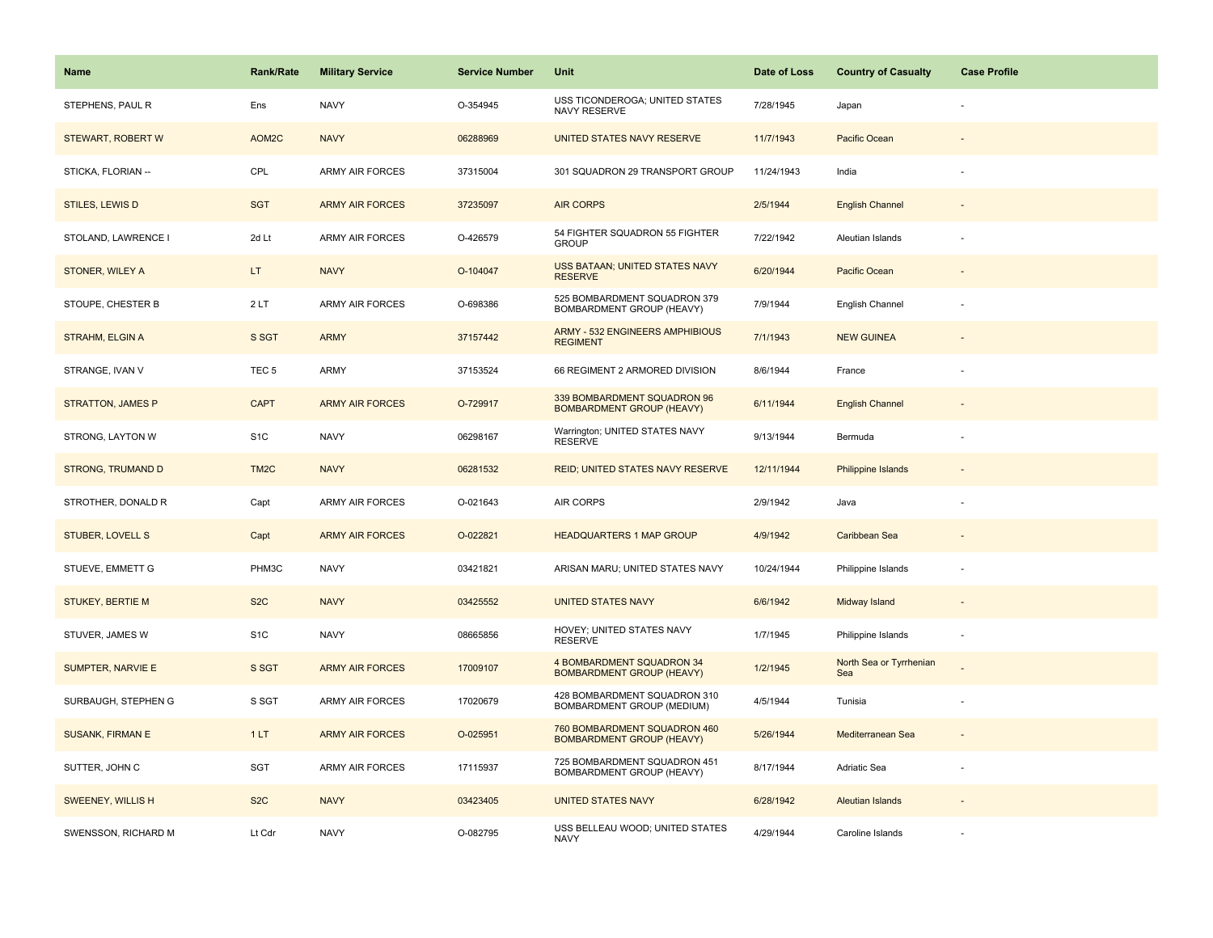| Name | Rank/Rate | Military Service | Service Number | Unit | Date of Loss | Country of Casualty | Case Profile |
|---|---|---|---|---|---|---|---|
| STEPHENS, PAUL R | Ens | NAVY | O-354945 | USS TICONDEROGA; UNITED STATES NAVY RESERVE | 7/28/1945 | Japan | - |
| STEWART, ROBERT W | AOM2C | NAVY | 06288969 | UNITED STATES NAVY RESERVE | 11/7/1943 | Pacific Ocean | - |
| STICKA, FLORIAN -- | CPL | ARMY AIR FORCES | 37315004 | 301 SQUADRON 29 TRANSPORT GROUP | 11/24/1943 | India | - |
| STILES, LEWIS D | SGT | ARMY AIR FORCES | 37235097 | AIR CORPS | 2/5/1944 | English Channel | - |
| STOLAND, LAWRENCE I | 2d Lt | ARMY AIR FORCES | O-426579 | 54 FIGHTER SQUADRON 55 FIGHTER GROUP | 7/22/1942 | Aleutian Islands | - |
| STONER, WILEY A | LT | NAVY | O-104047 | USS BATAAN; UNITED STATES NAVY RESERVE | 6/20/1944 | Pacific Ocean | - |
| STOUPE, CHESTER B | 2 LT | ARMY AIR FORCES | O-698386 | 525 BOMBARDMENT SQUADRON 379 BOMBARDMENT GROUP (HEAVY) | 7/9/1944 | English Channel | - |
| STRAHM, ELGIN A | S SGT | ARMY | 37157442 | ARMY - 532 ENGINEERS AMPHIBIOUS REGIMENT | 7/1/1943 | NEW GUINEA | - |
| STRANGE, IVAN V | TEC 5 | ARMY | 37153524 | 66 REGIMENT 2 ARMORED DIVISION | 8/6/1944 | France | - |
| STRATTON, JAMES P | CAPT | ARMY AIR FORCES | O-729917 | 339 BOMBARDMENT SQUADRON 96 BOMBARDMENT GROUP (HEAVY) | 6/11/1944 | English Channel | - |
| STRONG, LAYTON W | S1C | NAVY | 06298167 | Warrington; UNITED STATES NAVY RESERVE | 9/13/1944 | Bermuda | - |
| STRONG, TRUMAND D | TM2C | NAVY | 06281532 | REID; UNITED STATES NAVY RESERVE | 12/11/1944 | Philippine Islands | - |
| STROTHER, DONALD R | Capt | ARMY AIR FORCES | O-021643 | AIR CORPS | 2/9/1942 | Java | - |
| STUBER, LOVELL S | Capt | ARMY AIR FORCES | O-022821 | HEADQUARTERS 1 MAP GROUP | 4/9/1942 | Caribbean Sea | - |
| STUEVE, EMMETT G | PHM3C | NAVY | 03421821 | ARISAN MARU; UNITED STATES NAVY | 10/24/1944 | Philippine Islands | - |
| STUKEY, BERTIE M | S2C | NAVY | 03425552 | UNITED STATES NAVY | 6/6/1942 | Midway Island | - |
| STUVER, JAMES W | S1C | NAVY | 08665856 | HOVEY; UNITED STATES NAVY RESERVE | 1/7/1945 | Philippine Islands | - |
| SUMPTER, NARVIE E | S SGT | ARMY AIR FORCES | 17009107 | 4 BOMBARDMENT SQUADRON 34 BOMBARDMENT GROUP (HEAVY) | 1/2/1945 | North Sea or Tyrrhenian Sea | - |
| SURBAUGH, STEPHEN G | S SGT | ARMY AIR FORCES | 17020679 | 428 BOMBARDMENT SQUADRON 310 BOMBARDMENT GROUP (MEDIUM) | 4/5/1944 | Tunisia | - |
| SUSANK, FIRMAN E | 1 LT | ARMY AIR FORCES | O-025951 | 760 BOMBARDMENT SQUADRON 460 BOMBARDMENT GROUP (HEAVY) | 5/26/1944 | Mediterranean Sea | - |
| SUTTER, JOHN C | SGT | ARMY AIR FORCES | 17115937 | 725 BOMBARDMENT SQUADRON 451 BOMBARDMENT GROUP (HEAVY) | 8/17/1944 | Adriatic Sea | - |
| SWEENEY, WILLIS H | S2C | NAVY | 03423405 | UNITED STATES NAVY | 6/28/1942 | Aleutian Islands | - |
| SWENSSON, RICHARD M | Lt Cdr | NAVY | O-082795 | USS BELLEAU WOOD; UNITED STATES NAVY | 4/29/1944 | Caroline Islands | - |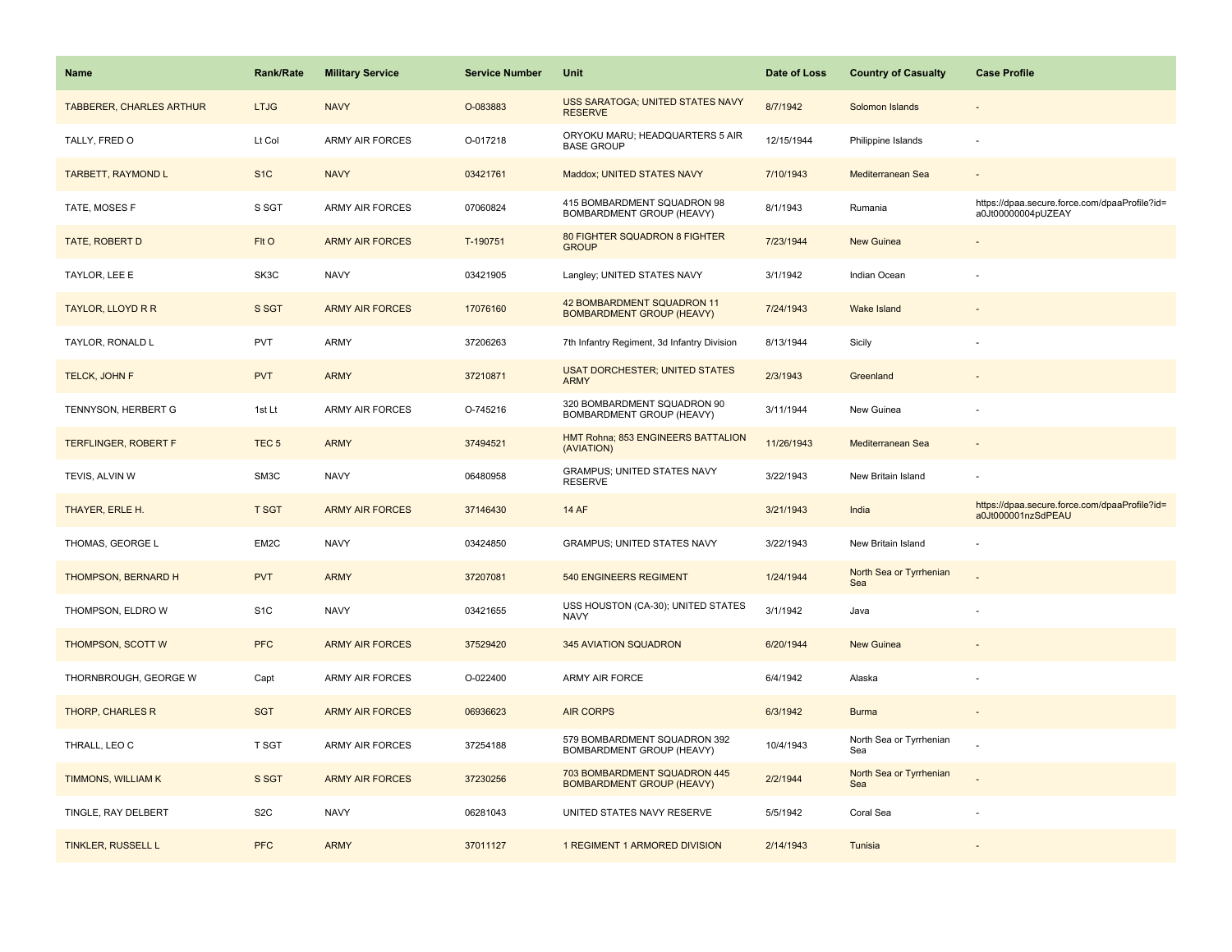| Name | Rank/Rate | Military Service | Service Number | Unit | Date of Loss | Country of Casualty | Case Profile |
| --- | --- | --- | --- | --- | --- | --- | --- |
| TABBERER, CHARLES ARTHUR | LTJG | NAVY | O-083883 | USS SARATOGA; UNITED STATES NAVY RESERVE | 8/7/1942 | Solomon Islands | - |
| TALLY, FRED O | Lt Col | ARMY AIR FORCES | O-017218 | ORYOKU MARU; HEADQUARTERS 5 AIR BASE GROUP | 12/15/1944 | Philippine Islands | - |
| TARBETT, RAYMOND L | S1C | NAVY | 03421761 | Maddox; UNITED STATES NAVY | 7/10/1943 | Mediterranean Sea | - |
| TATE, MOSES F | S SGT | ARMY AIR FORCES | 07060824 | 415 BOMBARDMENT SQUADRON 98 BOMBARDMENT GROUP (HEAVY) | 8/1/1943 | Rumania | https://dpaa.secure.force.com/dpaaProfile?id=a0Jt00000004pUZEAY |
| TATE, ROBERT D | Flt O | ARMY AIR FORCES | T-190751 | 80 FIGHTER SQUADRON 8 FIGHTER GROUP | 7/23/1944 | New Guinea | - |
| TAYLOR, LEE E | SK3C | NAVY | 03421905 | Langley; UNITED STATES NAVY | 3/1/1942 | Indian Ocean | - |
| TAYLOR, LLOYD R R | S SGT | ARMY AIR FORCES | 17076160 | 42 BOMBARDMENT SQUADRON 11 BOMBARDMENT GROUP (HEAVY) | 7/24/1943 | Wake Island | - |
| TAYLOR, RONALD L | PVT | ARMY | 37206263 | 7th Infantry Regiment, 3d Infantry Division | 8/13/1944 | Sicily | - |
| TELCK, JOHN F | PVT | ARMY | 37210871 | USAT DORCHESTER; UNITED STATES ARMY | 2/3/1943 | Greenland | - |
| TENNYSON, HERBERT G | 1st Lt | ARMY AIR FORCES | O-745216 | 320 BOMBARDMENT SQUADRON 90 BOMBARDMENT GROUP (HEAVY) | 3/11/1944 | New Guinea | - |
| TERFLINGER, ROBERT F | TEC 5 | ARMY | 37494521 | HMT Rohna; 853 ENGINEERS BATTALION (AVIATION) | 11/26/1943 | Mediterranean Sea | - |
| TEVIS, ALVIN W | SM3C | NAVY | 06480958 | GRAMPUS; UNITED STATES NAVY RESERVE | 3/22/1943 | New Britain Island | - |
| THAYER, ERLE H. | T SGT | ARMY AIR FORCES | 37146430 | 14 AF | 3/21/1943 | India | https://dpaa.secure.force.com/dpaaProfile?id=a0Jt000001nzSdPEAU |
| THOMAS, GEORGE L | EM2C | NAVY | 03424850 | GRAMPUS; UNITED STATES NAVY | 3/22/1943 | New Britain Island | - |
| THOMPSON, BERNARD H | PVT | ARMY | 37207081 | 540 ENGINEERS REGIMENT | 1/24/1944 | North Sea or Tyrrhenian Sea | - |
| THOMPSON, ELDRO W | S1C | NAVY | 03421655 | USS HOUSTON (CA-30); UNITED STATES NAVY | 3/1/1942 | Java | - |
| THOMPSON, SCOTT W | PFC | ARMY AIR FORCES | 37529420 | 345 AVIATION SQUADRON | 6/20/1944 | New Guinea | - |
| THORNBROUGH, GEORGE W | Capt | ARMY AIR FORCES | O-022400 | ARMY AIR FORCE | 6/4/1942 | Alaska | - |
| THORP, CHARLES R | SGT | ARMY AIR FORCES | 06936623 | AIR CORPS | 6/3/1942 | Burma | - |
| THRALL, LEO C | T SGT | ARMY AIR FORCES | 37254188 | 579 BOMBARDMENT SQUADRON 392 BOMBARDMENT GROUP (HEAVY) | 10/4/1943 | North Sea or Tyrrhenian Sea | - |
| TIMMONS, WILLIAM K | S SGT | ARMY AIR FORCES | 37230256 | 703 BOMBARDMENT SQUADRON 445 BOMBARDMENT GROUP (HEAVY) | 2/2/1944 | North Sea or Tyrrhenian Sea | - |
| TINGLE, RAY DELBERT | S2C | NAVY | 06281043 | UNITED STATES NAVY RESERVE | 5/5/1942 | Coral Sea | - |
| TINKLER, RUSSELL L | PFC | ARMY | 37011127 | 1 REGIMENT 1 ARMORED DIVISION | 2/14/1943 | Tunisia | - |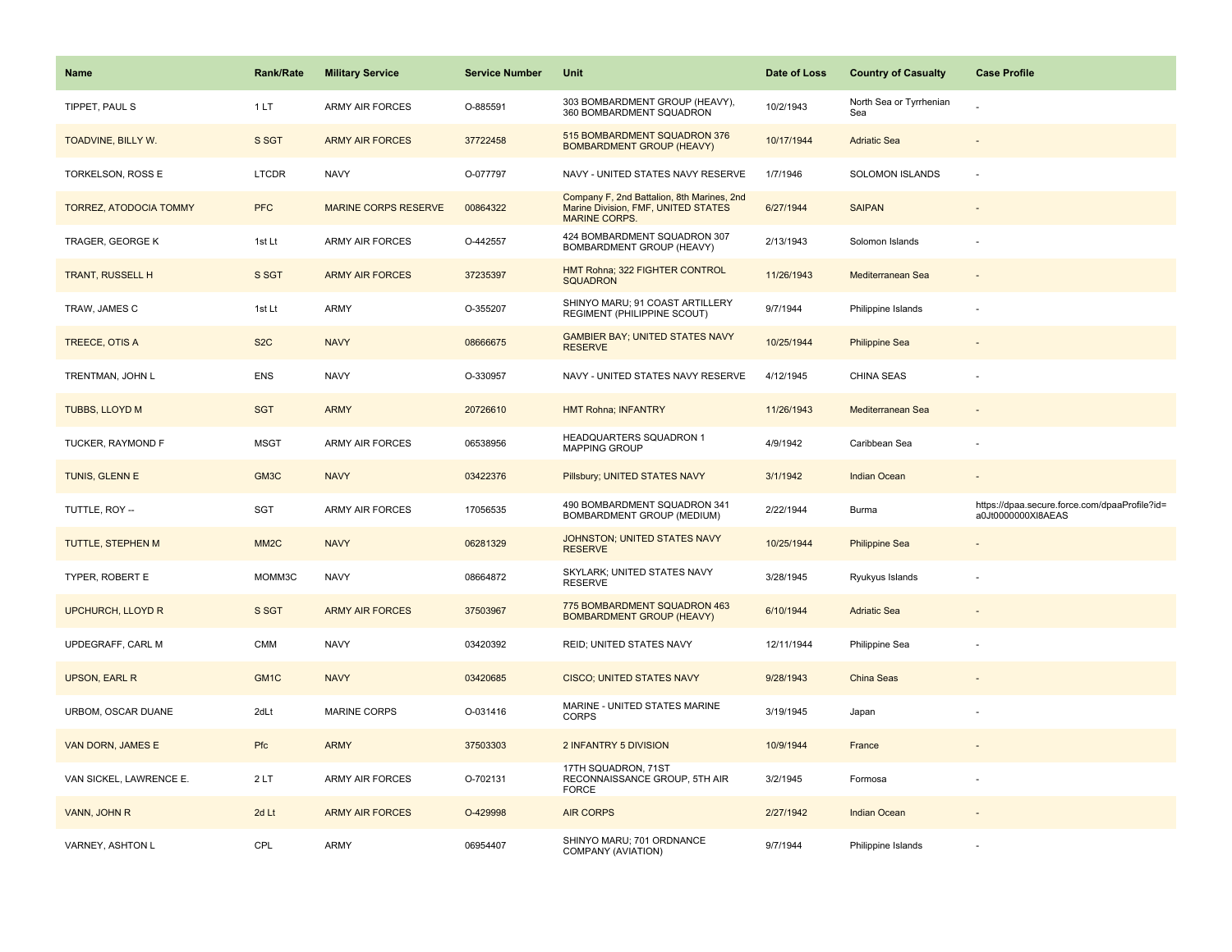| Name | Rank/Rate | Military Service | Service Number | Unit | Date of Loss | Country of Casualty | Case Profile |
|---|---|---|---|---|---|---|---|
| TIPPET, PAUL S | 1 LT | ARMY AIR FORCES | O-885591 | 303 BOMBARDMENT GROUP (HEAVY), 360 BOMBARDMENT SQUADRON | 10/2/1943 | North Sea or Tyrrhenian Sea | - |
| TOADVINE, BILLY W. | S SGT | ARMY AIR FORCES | 37722458 | 515 BOMBARDMENT SQUADRON 376 BOMBARDMENT GROUP (HEAVY) | 10/17/1944 | Adriatic Sea | - |
| TORKELSON, ROSS E | LTCDR | NAVY | O-077797 | NAVY - UNITED STATES NAVY RESERVE | 1/7/1946 | SOLOMON ISLANDS | - |
| TORREZ, ATODOCIA TOMMY | PFC | MARINE CORPS RESERVE | 00864322 | Company F, 2nd Battalion, 8th Marines, 2nd Marine Division, FMF, UNITED STATES MARINE CORPS. | 6/27/1944 | SAIPAN | - |
| TRAGER, GEORGE K | 1st Lt | ARMY AIR FORCES | O-442557 | 424 BOMBARDMENT SQUADRON 307 BOMBARDMENT GROUP (HEAVY) | 2/13/1943 | Solomon Islands | - |
| TRANT, RUSSELL H | S SGT | ARMY AIR FORCES | 37235397 | HMT Rohna; 322 FIGHTER CONTROL SQUADRON | 11/26/1943 | Mediterranean Sea | - |
| TRAW, JAMES C | 1st Lt | ARMY | O-355207 | SHINYO MARU; 91 COAST ARTILLERY REGIMENT (PHILIPPINE SCOUT) | 9/7/1944 | Philippine Islands | - |
| TREECE, OTIS A | S2C | NAVY | 08666675 | GAMBIER BAY; UNITED STATES NAVY RESERVE | 10/25/1944 | Philippine Sea | - |
| TRENTMAN, JOHN L | ENS | NAVY | O-330957 | NAVY - UNITED STATES NAVY RESERVE | 4/12/1945 | CHINA SEAS | - |
| TUBBS, LLOYD M | SGT | ARMY | 20726610 | HMT Rohna; INFANTRY | 11/26/1943 | Mediterranean Sea | - |
| TUCKER, RAYMOND F | MSGT | ARMY AIR FORCES | 06538956 | HEADQUARTERS SQUADRON 1 MAPPING GROUP | 4/9/1942 | Caribbean Sea | - |
| TUNIS, GLENN E | GM3C | NAVY | 03422376 | Pillsbury; UNITED STATES NAVY | 3/1/1942 | Indian Ocean | - |
| TUTTLE, ROY -- | SGT | ARMY AIR FORCES | 17056535 | 490 BOMBARDMENT SQUADRON 341 BOMBARDMENT GROUP (MEDIUM) | 2/22/1944 | Burma | https://dpaa.secure.force.com/dpaaProfile?id=a0Jt0000000Xl8AEAS |
| TUTTLE, STEPHEN M | MM2C | NAVY | 06281329 | JOHNSTON; UNITED STATES NAVY RESERVE | 10/25/1944 | Philippine Sea | - |
| TYPER, ROBERT E | MOMM3C | NAVY | 08664872 | SKYLARK; UNITED STATES NAVY RESERVE | 3/28/1945 | Ryukyus Islands | - |
| UPCHURCH, LLOYD R | S SGT | ARMY AIR FORCES | 37503967 | 775 BOMBARDMENT SQUADRON 463 BOMBARDMENT GROUP (HEAVY) | 6/10/1944 | Adriatic Sea | - |
| UPDEGRAFF, CARL M | CMM | NAVY | 03420392 | REID; UNITED STATES NAVY | 12/11/1944 | Philippine Sea | - |
| UPSON, EARL R | GM1C | NAVY | 03420685 | CISCO; UNITED STATES NAVY | 9/28/1943 | China Seas | - |
| URBOM, OSCAR DUANE | 2dLt | MARINE CORPS | O-031416 | MARINE - UNITED STATES MARINE CORPS | 3/19/1945 | Japan | - |
| VAN DORN, JAMES E | Pfc | ARMY | 37503303 | 2 INFANTRY 5 DIVISION | 10/9/1944 | France | - |
| VAN SICKEL, LAWRENCE E. | 2 LT | ARMY AIR FORCES | O-702131 | 17TH SQUADRON, 71ST RECONNAISSANCE GROUP, 5TH AIR FORCE | 3/2/1945 | Formosa | - |
| VANN, JOHN R | 2d Lt | ARMY AIR FORCES | O-429998 | AIR CORPS | 2/27/1942 | Indian Ocean | - |
| VARNEY, ASHTON L | CPL | ARMY | 06954407 | SHINYO MARU; 701 ORDNANCE COMPANY (AVIATION) | 9/7/1944 | Philippine Islands | - |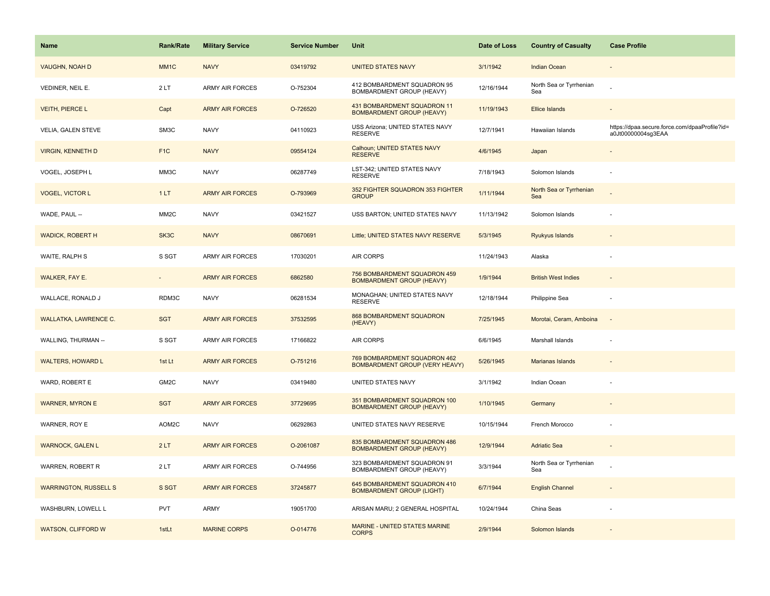| Name | Rank/Rate | Military Service | Service Number | Unit | Date of Loss | Country of Casualty | Case Profile |
| --- | --- | --- | --- | --- | --- | --- | --- |
| VAUGHN, NOAH D | MM1C | NAVY | 03419792 | UNITED STATES NAVY | 3/1/1942 | Indian Ocean | - |
| VEDINER, NEIL E. | 2 LT | ARMY AIR FORCES | O-752304 | 412 BOMBARDMENT SQUADRON 95 BOMBARDMENT GROUP (HEAVY) | 12/16/1944 | North Sea or Tyrrhenian Sea | - |
| VEITH, PIERCE L | Capt | ARMY AIR FORCES | O-726520 | 431 BOMBARDMENT SQUADRON 11 BOMBARDMENT GROUP (HEAVY) | 11/19/1943 | Ellice Islands | - |
| VELIA, GALEN STEVE | SM3C | NAVY | 04110923 | USS Arizona; UNITED STATES NAVY RESERVE | 12/7/1941 | Hawaiian Islands | https://dpaa.secure.force.com/dpaaProfile?id=a0Jt00000004sg3EAA |
| VIRGIN, KENNETH D | F1C | NAVY | 09554124 | Calhoun; UNITED STATES NAVY RESERVE | 4/6/1945 | Japan | - |
| VOGEL, JOSEPH L | MM3C | NAVY | 06287749 | LST-342; UNITED STATES NAVY RESERVE | 7/18/1943 | Solomon Islands | - |
| VOGEL, VICTOR L | 1 LT | ARMY AIR FORCES | O-793969 | 352 FIGHTER SQUADRON 353 FIGHTER GROUP | 1/11/1944 | North Sea or Tyrrhenian Sea | - |
| WADE, PAUL -- | MM2C | NAVY | 03421527 | USS BARTON; UNITED STATES NAVY | 11/13/1942 | Solomon Islands | - |
| WADICK, ROBERT H | SK3C | NAVY | 08670691 | Little; UNITED STATES NAVY RESERVE | 5/3/1945 | Ryukyus Islands | - |
| WAITE, RALPH S | S SGT | ARMY AIR FORCES | 17030201 | AIR CORPS | 11/24/1943 | Alaska | - |
| WALKER, FAY E. | - | ARMY AIR FORCES | 6862580 | 756 BOMBARDMENT SQUADRON 459 BOMBARDMENT GROUP (HEAVY) | 1/9/1944 | British West Indies | - |
| WALLACE, RONALD J | RDM3C | NAVY | 06281534 | MONAGHAN; UNITED STATES NAVY RESERVE | 12/18/1944 | Philippine Sea | - |
| WALLATKA, LAWRENCE C. | SGT | ARMY AIR FORCES | 37532595 | 868 BOMBARDMENT SQUADRON (HEAVY) | 7/25/1945 | Morotai, Ceram, Amboina | - |
| WALLING, THURMAN -- | S SGT | ARMY AIR FORCES | 17166822 | AIR CORPS | 6/6/1945 | Marshall Islands | - |
| WALTERS, HOWARD L | 1st Lt | ARMY AIR FORCES | O-751216 | 769 BOMBARDMENT SQUADRON 462 BOMBARDMENT GROUP (VERY HEAVY) | 5/26/1945 | Marianas Islands | - |
| WARD, ROBERT E | GM2C | NAVY | 03419480 | UNITED STATES NAVY | 3/1/1942 | Indian Ocean | - |
| WARNER, MYRON E | SGT | ARMY AIR FORCES | 37729695 | 351 BOMBARDMENT SQUADRON 100 BOMBARDMENT GROUP (HEAVY) | 1/10/1945 | Germany | - |
| WARNER, ROY E | AOM2C | NAVY | 06292863 | UNITED STATES NAVY RESERVE | 10/15/1944 | French Morocco | - |
| WARNOCK, GALEN L | 2 LT | ARMY AIR FORCES | O-2061087 | 835 BOMBARDMENT SQUADRON 486 BOMBARDMENT GROUP (HEAVY) | 12/9/1944 | Adriatic Sea | - |
| WARREN, ROBERT R | 2 LT | ARMY AIR FORCES | O-744956 | 323 BOMBARDMENT SQUADRON 91 BOMBARDMENT GROUP (HEAVY) | 3/3/1944 | North Sea or Tyrrhenian Sea | - |
| WARRINGTON, RUSSELL S | S SGT | ARMY AIR FORCES | 37245877 | 645 BOMBARDMENT SQUADRON 410 BOMBARDMENT GROUP (LIGHT) | 6/7/1944 | English Channel | - |
| WASHBURN, LOWELL L | PVT | ARMY | 19051700 | ARISAN MARU; 2 GENERAL HOSPITAL | 10/24/1944 | China Seas | - |
| WATSON, CLIFFORD W | 1stLt | MARINE CORPS | O-014776 | MARINE - UNITED STATES MARINE CORPS | 2/9/1944 | Solomon Islands | - |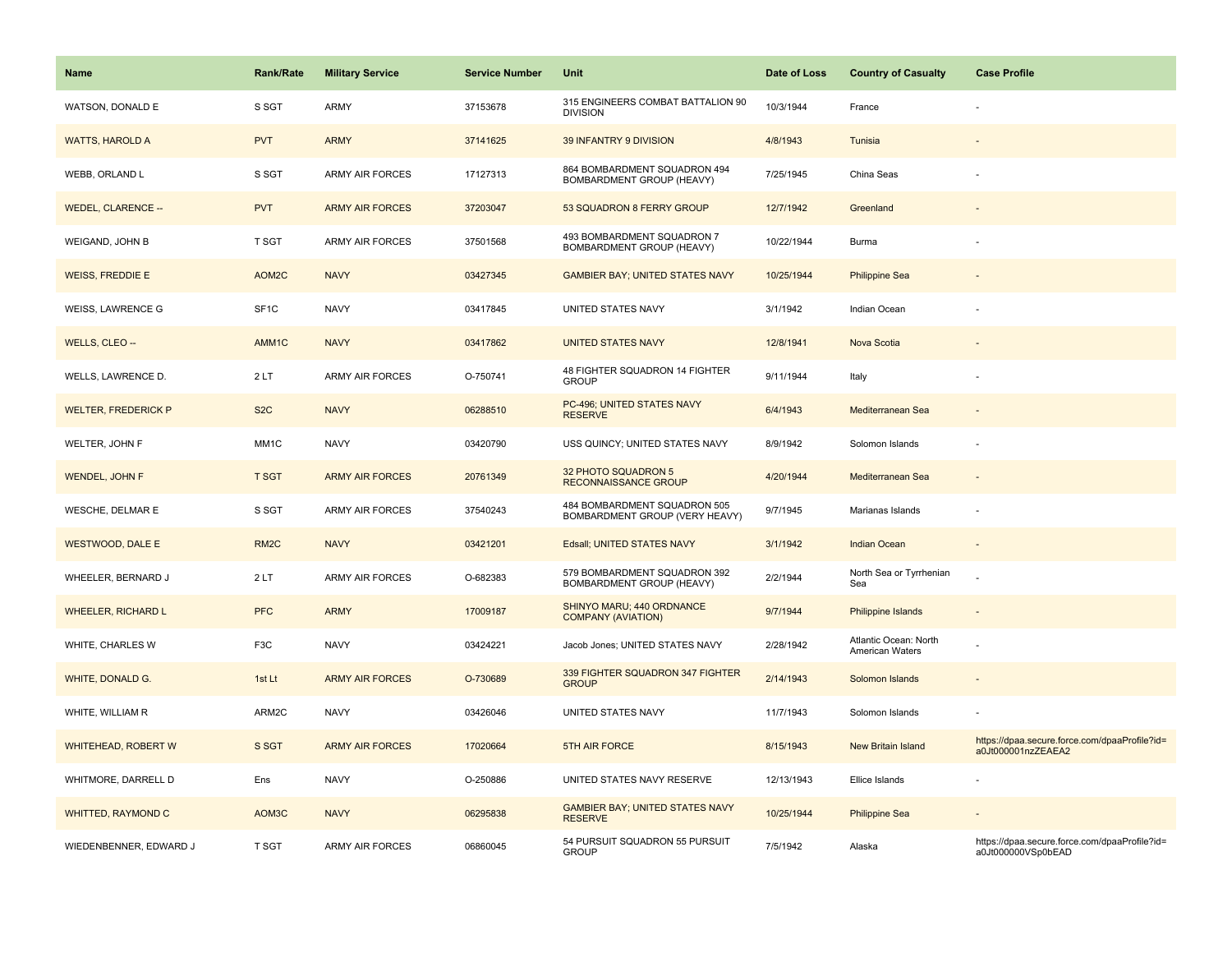| Name | Rank/Rate | Military Service | Service Number | Unit | Date of Loss | Country of Casualty | Case Profile |
| --- | --- | --- | --- | --- | --- | --- | --- |
| WATSON, DONALD E | S SGT | ARMY | 37153678 | 315 ENGINEERS COMBAT BATTALION 90 DIVISION | 10/3/1944 | France | - |
| WATTS, HAROLD A | PVT | ARMY | 37141625 | 39 INFANTRY 9 DIVISION | 4/8/1943 | Tunisia | - |
| WEBB, ORLAND L | S SGT | ARMY AIR FORCES | 17127313 | 864 BOMBARDMENT SQUADRON 494 BOMBARDMENT GROUP (HEAVY) | 7/25/1945 | China Seas | - |
| WEDEL, CLARENCE -- | PVT | ARMY AIR FORCES | 37203047 | 53 SQUADRON 8 FERRY GROUP | 12/7/1942 | Greenland | - |
| WEIGAND, JOHN B | T SGT | ARMY AIR FORCES | 37501568 | 493 BOMBARDMENT SQUADRON 7 BOMBARDMENT GROUP (HEAVY) | 10/22/1944 | Burma | - |
| WEISS, FREDDIE E | AOM2C | NAVY | 03427345 | GAMBIER BAY; UNITED STATES NAVY | 10/25/1944 | Philippine Sea | - |
| WEISS, LAWRENCE G | SF1C | NAVY | 03417845 | UNITED STATES NAVY | 3/1/1942 | Indian Ocean | - |
| WELLS, CLEO -- | AMM1C | NAVY | 03417862 | UNITED STATES NAVY | 12/8/1941 | Nova Scotia | - |
| WELLS, LAWRENCE D. | 2 LT | ARMY AIR FORCES | O-750741 | 48 FIGHTER SQUADRON 14 FIGHTER GROUP | 9/11/1944 | Italy | - |
| WELTER, FREDERICK P | S2C | NAVY | 06288510 | PC-496; UNITED STATES NAVY RESERVE | 6/4/1943 | Mediterranean Sea | - |
| WELTER, JOHN F | MM1C | NAVY | 03420790 | USS QUINCY; UNITED STATES NAVY | 8/9/1942 | Solomon Islands | - |
| WENDEL, JOHN F | T SGT | ARMY AIR FORCES | 20761349 | 32 PHOTO SQUADRON 5 RECONNAISSANCE GROUP | 4/20/1944 | Mediterranean Sea | - |
| WESCHE, DELMAR E | S SGT | ARMY AIR FORCES | 37540243 | 484 BOMBARDMENT SQUADRON 505 BOMBARDMENT GROUP (VERY HEAVY) | 9/7/1945 | Marianas Islands | - |
| WESTWOOD, DALE E | RM2C | NAVY | 03421201 | Edsall; UNITED STATES NAVY | 3/1/1942 | Indian Ocean | - |
| WHEELER, BERNARD J | 2 LT | ARMY AIR FORCES | O-682383 | 579 BOMBARDMENT SQUADRON 392 BOMBARDMENT GROUP (HEAVY) | 2/2/1944 | North Sea or Tyrrhenian Sea | - |
| WHEELER, RICHARD L | PFC | ARMY | 17009187 | SHINYO MARU; 440 ORDNANCE COMPANY (AVIATION) | 9/7/1944 | Philippine Islands | - |
| WHITE, CHARLES W | F3C | NAVY | 03424221 | Jacob Jones; UNITED STATES NAVY | 2/28/1942 | Atlantic Ocean: North American Waters | - |
| WHITE, DONALD G. | 1st Lt | ARMY AIR FORCES | O-730689 | 339 FIGHTER SQUADRON 347 FIGHTER GROUP | 2/14/1943 | Solomon Islands | - |
| WHITE, WILLIAM R | ARM2C | NAVY | 03426046 | UNITED STATES NAVY | 11/7/1943 | Solomon Islands | - |
| WHITEHEAD, ROBERT W | S SGT | ARMY AIR FORCES | 17020664 | 5TH AIR FORCE | 8/15/1943 | New Britain Island | https://dpaa.secure.force.com/dpaaProfile?id=a0Jt000001nzZEAEA2 |
| WHITMORE, DARRELL D | Ens | NAVY | O-250886 | UNITED STATES NAVY RESERVE | 12/13/1943 | Ellice Islands | - |
| WHITTED, RAYMOND C | AOM3C | NAVY | 06295838 | GAMBIER BAY; UNITED STATES NAVY RESERVE | 10/25/1944 | Philippine Sea | - |
| WIEDENBENNER, EDWARD J | T SGT | ARMY AIR FORCES | 06860045 | 54 PURSUIT SQUADRON 55 PURSUIT GROUP | 7/5/1942 | Alaska | https://dpaa.secure.force.com/dpaaProfile?id=a0Jt000000VSp0bEAD |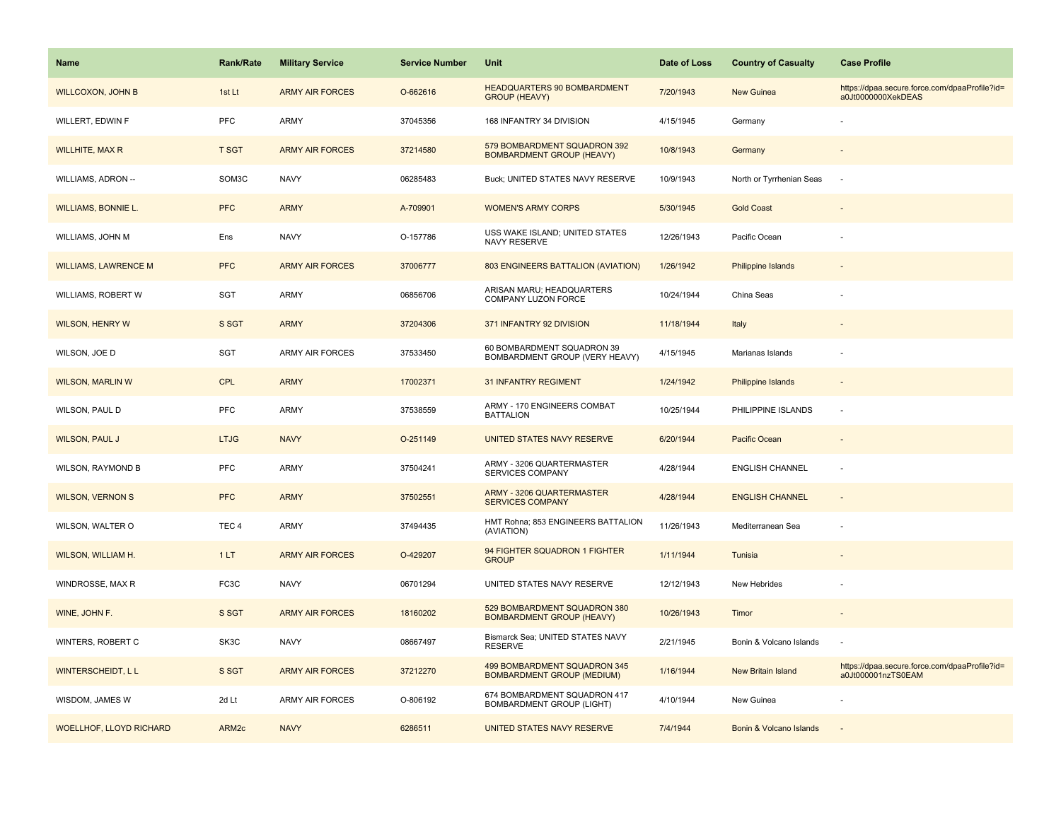| Name | Rank/Rate | Military Service | Service Number | Unit | Date of Loss | Country of Casualty | Case Profile |
| --- | --- | --- | --- | --- | --- | --- | --- |
| WILLCOXON, JOHN B | 1st Lt | ARMY AIR FORCES | O-662616 | HEADQUARTERS 90 BOMBARDMENT GROUP (HEAVY) | 7/20/1943 | New Guinea | https://dpaa.secure.force.com/dpaaProfile?id=a0Jt0000000XekDEAS |
| WILLERT, EDWIN F | PFC | ARMY | 37045356 | 168 INFANTRY 34 DIVISION | 4/15/1945 | Germany | - |
| WILLHITE, MAX R | T SGT | ARMY AIR FORCES | 37214580 | 579 BOMBARDMENT SQUADRON 392 BOMBARDMENT GROUP (HEAVY) | 10/8/1943 | Germany | - |
| WILLIAMS, ADRON -- | SOM3C | NAVY | 06285483 | Buck; UNITED STATES NAVY RESERVE | 10/9/1943 | North or Tyrrhenian Seas | - |
| WILLIAMS, BONNIE L. | PFC | ARMY | A-709901 | WOMEN'S ARMY CORPS | 5/30/1945 | Gold Coast | - |
| WILLIAMS, JOHN M | Ens | NAVY | O-157786 | USS WAKE ISLAND; UNITED STATES NAVY RESERVE | 12/26/1943 | Pacific Ocean | - |
| WILLIAMS, LAWRENCE M | PFC | ARMY AIR FORCES | 37006777 | 803 ENGINEERS BATTALION (AVIATION) | 1/26/1942 | Philippine Islands | - |
| WILLIAMS, ROBERT W | SGT | ARMY | 06856706 | ARISAN MARU; HEADQUARTERS COMPANY LUZON FORCE | 10/24/1944 | China Seas | - |
| WILSON, HENRY W | S SGT | ARMY | 37204306 | 371 INFANTRY 92 DIVISION | 11/18/1944 | Italy | - |
| WILSON, JOE D | SGT | ARMY AIR FORCES | 37533450 | 60 BOMBARDMENT SQUADRON 39 BOMBARDMENT GROUP (VERY HEAVY) | 4/15/1945 | Marianas Islands | - |
| WILSON, MARLIN W | CPL | ARMY | 17002371 | 31 INFANTRY REGIMENT | 1/24/1942 | Philippine Islands | - |
| WILSON, PAUL D | PFC | ARMY | 37538559 | ARMY - 170 ENGINEERS COMBAT BATTALION | 10/25/1944 | PHILIPPINE ISLANDS | - |
| WILSON, PAUL J | LTJG | NAVY | O-251149 | UNITED STATES NAVY RESERVE | 6/20/1944 | Pacific Ocean | - |
| WILSON, RAYMOND B | PFC | ARMY | 37504241 | ARMY - 3206 QUARTERMASTER SERVICES COMPANY | 4/28/1944 | ENGLISH CHANNEL | - |
| WILSON, VERNON S | PFC | ARMY | 37502551 | ARMY - 3206 QUARTERMASTER SERVICES COMPANY | 4/28/1944 | ENGLISH CHANNEL | - |
| WILSON, WALTER O | TEC 4 | ARMY | 37494435 | HMT Rohna; 853 ENGINEERS BATTALION (AVIATION) | 11/26/1943 | Mediterranean Sea | - |
| WILSON, WILLIAM H. | 1 LT | ARMY AIR FORCES | O-429207 | 94 FIGHTER SQUADRON 1 FIGHTER GROUP | 1/11/1944 | Tunisia | - |
| WINDROSSE, MAX R | FC3C | NAVY | 06701294 | UNITED STATES NAVY RESERVE | 12/12/1943 | New Hebrides | - |
| WINE, JOHN F. | S SGT | ARMY AIR FORCES | 18160202 | 529 BOMBARDMENT SQUADRON 380 BOMBARDMENT GROUP (HEAVY) | 10/26/1943 | Timor | - |
| WINTERS, ROBERT C | SK3C | NAVY | 08667497 | Bismarck Sea; UNITED STATES NAVY RESERVE | 2/21/1945 | Bonin & Volcano Islands | - |
| WINTERSCHEIDT, L L | S SGT | ARMY AIR FORCES | 37212270 | 499 BOMBARDMENT SQUADRON 345 BOMBARDMENT GROUP (MEDIUM) | 1/16/1944 | New Britain Island | https://dpaa.secure.force.com/dpaaProfile?id=a0Jt000001nzTS0EAM |
| WISDOM, JAMES W | 2d Lt | ARMY AIR FORCES | O-806192 | 674 BOMBARDMENT SQUADRON 417 BOMBARDMENT GROUP (LIGHT) | 4/10/1944 | New Guinea | - |
| WOELLHOF, LLOYD RICHARD | ARM2c | NAVY | 6286511 | UNITED STATES NAVY RESERVE | 7/4/1944 | Bonin & Volcano Islands | - |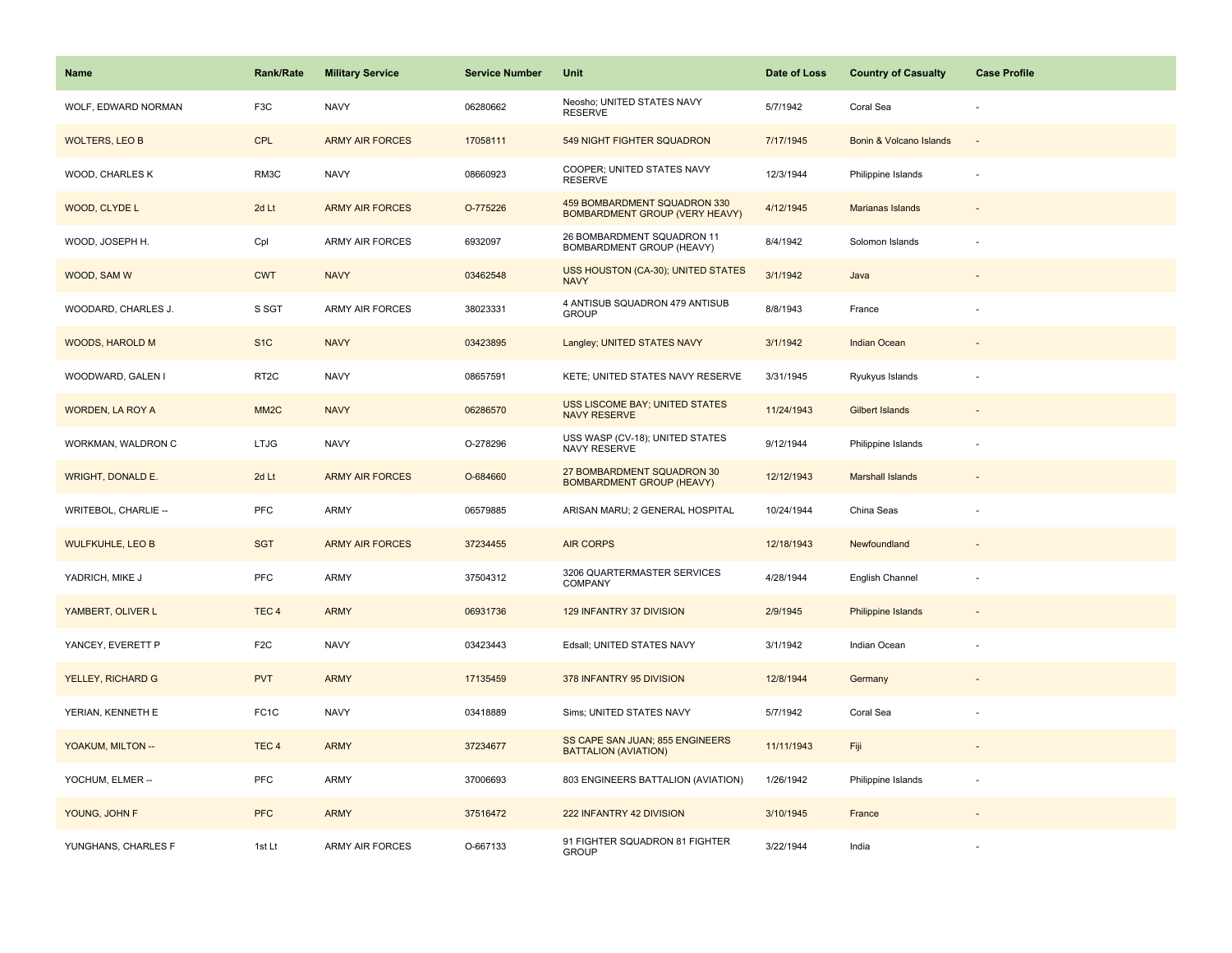| Name | Rank/Rate | Military Service | Service Number | Unit | Date of Loss | Country of Casualty | Case Profile |
|---|---|---|---|---|---|---|---|
| WOLF, EDWARD NORMAN | F3C | NAVY | 06280662 | Neosho; UNITED STATES NAVY RESERVE | 5/7/1942 | Coral Sea | - |
| WOLTERS, LEO B | CPL | ARMY AIR FORCES | 17058111 | 549 NIGHT FIGHTER SQUADRON | 7/17/1945 | Bonin & Volcano Islands | - |
| WOOD, CHARLES K | RM3C | NAVY | 08660923 | COOPER; UNITED STATES NAVY RESERVE | 12/3/1944 | Philippine Islands | - |
| WOOD, CLYDE L | 2d Lt | ARMY AIR FORCES | O-775226 | 459 BOMBARDMENT SQUADRON 330 BOMBARDMENT GROUP (VERY HEAVY) | 4/12/1945 | Marianas Islands | - |
| WOOD, JOSEPH H. | Cpl | ARMY AIR FORCES | 6932097 | 26 BOMBARDMENT SQUADRON 11 BOMBARDMENT GROUP (HEAVY) | 8/4/1942 | Solomon Islands | - |
| WOOD, SAM W | CWT | NAVY | 03462548 | USS HOUSTON (CA-30); UNITED STATES NAVY | 3/1/1942 | Java | - |
| WOODARD, CHARLES J. | S SGT | ARMY AIR FORCES | 38023331 | 4 ANTISUB SQUADRON 479 ANTISUB GROUP | 8/8/1943 | France | - |
| WOODS, HAROLD M | S1C | NAVY | 03423895 | Langley; UNITED STATES NAVY | 3/1/1942 | Indian Ocean | - |
| WOODWARD, GALEN I | RT2C | NAVY | 08657591 | KETE; UNITED STATES NAVY RESERVE | 3/31/1945 | Ryukyus Islands | - |
| WORDEN, LA ROY A | MM2C | NAVY | 06286570 | USS LISCOME BAY; UNITED STATES NAVY RESERVE | 11/24/1943 | Gilbert Islands | - |
| WORKMAN, WALDRON C | LTJG | NAVY | O-278296 | USS WASP (CV-18); UNITED STATES NAVY RESERVE | 9/12/1944 | Philippine Islands | - |
| WRIGHT, DONALD E. | 2d Lt | ARMY AIR FORCES | O-684660 | 27 BOMBARDMENT SQUADRON 30 BOMBARDMENT GROUP (HEAVY) | 12/12/1943 | Marshall Islands | - |
| WRITEBOL, CHARLIE -- | PFC | ARMY | 06579885 | ARISAN MARU; 2 GENERAL HOSPITAL | 10/24/1944 | China Seas | - |
| WULFKUHLE, LEO B | SGT | ARMY AIR FORCES | 37234455 | AIR CORPS | 12/18/1943 | Newfoundland | - |
| YADRICH, MIKE J | PFC | ARMY | 37504312 | 3206 QUARTERMASTER SERVICES COMPANY | 4/28/1944 | English Channel | - |
| YAMBERT, OLIVER L | TEC 4 | ARMY | 06931736 | 129 INFANTRY 37 DIVISION | 2/9/1945 | Philippine Islands | - |
| YANCEY, EVERETT P | F2C | NAVY | 03423443 | Edsall; UNITED STATES NAVY | 3/1/1942 | Indian Ocean | - |
| YELLEY, RICHARD G | PVT | ARMY | 17135459 | 378 INFANTRY 95 DIVISION | 12/8/1944 | Germany | - |
| YERIAN, KENNETH E | FC1C | NAVY | 03418889 | Sims; UNITED STATES NAVY | 5/7/1942 | Coral Sea | - |
| YOAKUM, MILTON -- | TEC 4 | ARMY | 37234677 | SS CAPE SAN JUAN; 855 ENGINEERS BATTALION (AVIATION) | 11/11/1943 | Fiji | - |
| YOCHUM, ELMER -- | PFC | ARMY | 37006693 | 803 ENGINEERS BATTALION (AVIATION) | 1/26/1942 | Philippine Islands | - |
| YOUNG, JOHN F | PFC | ARMY | 37516472 | 222 INFANTRY 42 DIVISION | 3/10/1945 | France | - |
| YUNGHANS, CHARLES F | 1st Lt | ARMY AIR FORCES | O-667133 | 91 FIGHTER SQUADRON 81 FIGHTER GROUP | 3/22/1944 | India | - |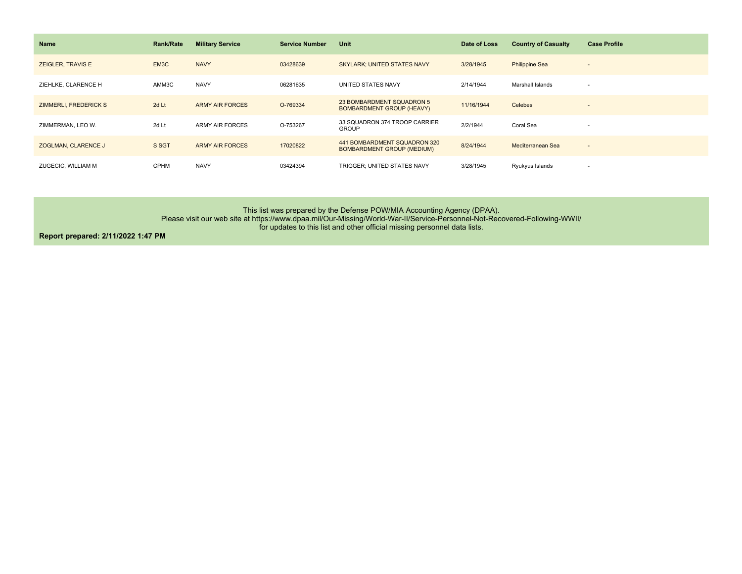| Name | Rank/Rate | Military Service | Service Number | Unit | Date of Loss | Country of Casualty | Case Profile |
|---|---|---|---|---|---|---|---|
| ZEIGLER, TRAVIS E | EM3C | NAVY | 03428639 | SKYLARK; UNITED STATES NAVY | 3/28/1945 | Philippine Sea | - |
| ZIEHLKE, CLARENCE H | AMM3C | NAVY | 06281635 | UNITED STATES NAVY | 2/14/1944 | Marshall Islands | - |
| ZIMMERLI, FREDERICK S | 2d Lt | ARMY AIR FORCES | O-769334 | 23 BOMBARDMENT SQUADRON 5 BOMBARDMENT GROUP (HEAVY) | 11/16/1944 | Celebes | - |
| ZIMMERMAN, LEO W. | 2d Lt | ARMY AIR FORCES | O-753267 | 33 SQUADRON 374 TROOP CARRIER GROUP | 2/2/1944 | Coral Sea | - |
| ZOGLMAN, CLARENCE J | S SGT | ARMY AIR FORCES | 17020822 | 441 BOMBARDMENT SQUADRON 320 BOMBARDMENT GROUP (MEDIUM) | 8/24/1944 | Mediterranean Sea | - |
| ZUGECIC, WILLIAM M | CPHM | NAVY | 03424394 | TRIGGER; UNITED STATES NAVY | 3/28/1945 | Ryukyus Islands | - |

This list was prepared by the Defense POW/MIA Accounting Agency (DPAA).
Please visit our web site at https://www.dpaa.mil/Our-Missing/World-War-II/Service-Personnel-Not-Recovered-Following-WWII/
for updates to this list and other official missing personnel data lists.

**Report prepared: 2/11/2022 1:47 PM**